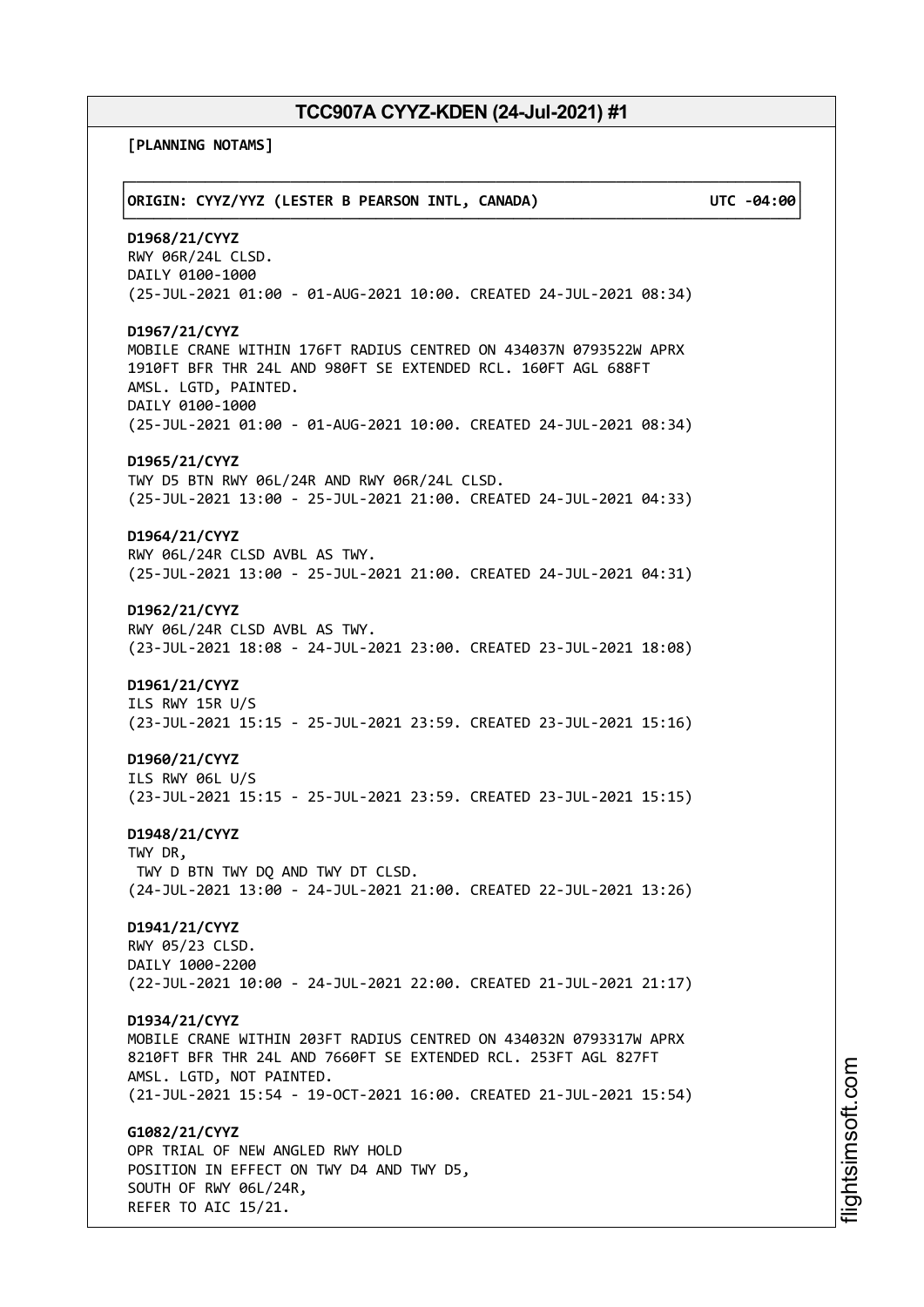**[PLANNING NOTAMS]**

**ORIGIN: CYYZ/YYZ (LESTER B PEARSON INTL, CANADA) UTC -04:00**

**D1968/21/CYYZ**
RWY 06R/24L CLSD.
DAILY 0100-1000
(25-JUL-2021 01:00 - 01-AUG-2021 10:00. CREATED 24-JUL-2021 08:34)

**D1967/21/CYYZ**
MOBILE CRANE WITHIN 176FT RADIUS CENTRED ON 434037N 0793522W APRX
1910FT BFR THR 24L AND 980FT SE EXTENDED RCL. 160FT AGL 688FT
AMSL. LGTD, PAINTED.
DAILY 0100-1000
(25-JUL-2021 01:00 - 01-AUG-2021 10:00. CREATED 24-JUL-2021 08:34)

**D1965/21/CYYZ**
TWY D5 BTN RWY 06L/24R AND RWY 06R/24L CLSD.
(25-JUL-2021 13:00 - 25-JUL-2021 21:00. CREATED 24-JUL-2021 04:33)

**D1964/21/CYYZ**
RWY 06L/24R CLSD AVBL AS TWY.
(25-JUL-2021 13:00 - 25-JUL-2021 21:00. CREATED 24-JUL-2021 04:31)

**D1962/21/CYYZ**
RWY 06L/24R CLSD AVBL AS TWY.
(23-JUL-2021 18:08 - 24-JUL-2021 23:00. CREATED 23-JUL-2021 18:08)

**D1961/21/CYYZ**
ILS RWY 15R U/S
(23-JUL-2021 15:15 - 25-JUL-2021 23:59. CREATED 23-JUL-2021 15:16)

**D1960/21/CYYZ**
ILS RWY 06L U/S
(23-JUL-2021 15:15 - 25-JUL-2021 23:59. CREATED 23-JUL-2021 15:15)

**D1948/21/CYYZ**
TWY DR,
TWY D BTN TWY DQ AND TWY DT CLSD.
(24-JUL-2021 13:00 - 24-JUL-2021 21:00. CREATED 22-JUL-2021 13:26)

**D1941/21/CYYZ**
RWY 05/23 CLSD.
DAILY 1000-2200
(22-JUL-2021 10:00 - 24-JUL-2021 22:00. CREATED 21-JUL-2021 21:17)

**D1934/21/CYYZ**
MOBILE CRANE WITHIN 203FT RADIUS CENTRED ON 434032N 0793317W APRX
8210FT BFR THR 24L AND 7660FT SE EXTENDED RCL. 253FT AGL 827FT
AMSL. LGTD, NOT PAINTED.
(21-JUL-2021 15:54 - 19-OCT-2021 16:00. CREATED 21-JUL-2021 15:54)

**G1082/21/CYYZ**
OPR TRIAL OF NEW ANGLED RWY HOLD
POSITION IN EFFECT ON TWY D4 AND TWY D5,
SOUTH OF RWY 06L/24R,
REFER TO AIC 15/21.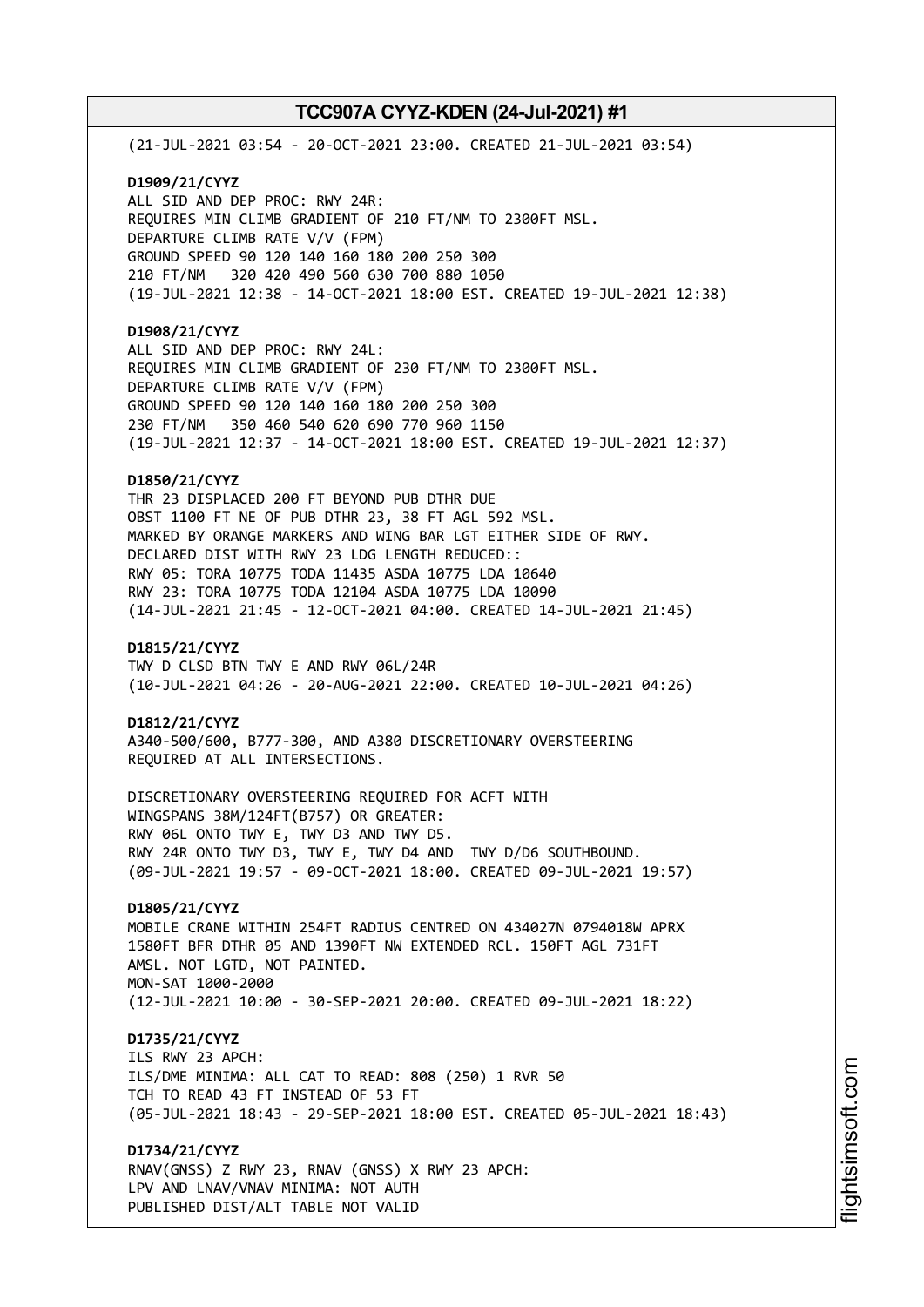(21-JUL-2021 03:54 - 20-OCT-2021 23:00. CREATED 21-JUL-2021 03:54)

**D1909/21/CYYZ**
ALL SID AND DEP PROC: RWY 24R:
REQUIRES MIN CLIMB GRADIENT OF 210 FT/NM TO 2300FT MSL.
DEPARTURE CLIMB RATE V/V (FPM)
GROUND SPEED 90 120 140 160 180 200 250 300
210 FT/NM 320 420 490 560 630 700 880 1050
(19-JUL-2021 12:38 - 14-OCT-2021 18:00 EST. CREATED 19-JUL-2021 12:38)

**D1908/21/CYYZ**
ALL SID AND DEP PROC: RWY 24L:
REQUIRES MIN CLIMB GRADIENT OF 230 FT/NM TO 2300FT MSL.
DEPARTURE CLIMB RATE V/V (FPM)
GROUND SPEED 90 120 140 160 180 200 250 300
230 FT/NM 350 460 540 620 690 770 960 1150
(19-JUL-2021 12:37 - 14-OCT-2021 18:00 EST. CREATED 19-JUL-2021 12:37)

**D1850/21/CYYZ**
THR 23 DISPLACED 200 FT BEYOND PUB DTHR DUE
OBST 1100 FT NE OF PUB DTHR 23, 38 FT AGL 592 MSL.
MARKED BY ORANGE MARKERS AND WING BAR LGT EITHER SIDE OF RWY.
DECLARED DIST WITH RWY 23 LDG LENGTH REDUCED::
RWY 05: TORA 10775 TODA 11435 ASDA 10775 LDA 10640
RWY 23: TORA 10775 TODA 12104 ASDA 10775 LDA 10090
(14-JUL-2021 21:45 - 12-OCT-2021 04:00. CREATED 14-JUL-2021 21:45)

**D1815/21/CYYZ**
TWY D CLSD BTN TWY E AND RWY 06L/24R
(10-JUL-2021 04:26 - 20-AUG-2021 22:00. CREATED 10-JUL-2021 04:26)

**D1812/21/CYYZ**
A340-500/600, B777-300, AND A380 DISCRETIONARY OVERSTEERING
REQUIRED AT ALL INTERSECTIONS.

DISCRETIONARY OVERSTEERING REQUIRED FOR ACFT WITH
WINGSPANS 38M/124FT(B757) OR GREATER:
RWY 06L ONTO TWY E, TWY D3 AND TWY D5.
RWY 24R ONTO TWY D3, TWY E, TWY D4 AND TWY D/D6 SOUTHBOUND.
(09-JUL-2021 19:57 - 09-OCT-2021 18:00. CREATED 09-JUL-2021 19:57)

**D1805/21/CYYZ**
MOBILE CRANE WITHIN 254FT RADIUS CENTRED ON 434027N 0794018W APRX
1580FT BFR DTHR 05 AND 1390FT NW EXTENDED RCL. 150FT AGL 731FT
AMSL. NOT LGTD, NOT PAINTED.
MON-SAT 1000-2000
(12-JUL-2021 10:00 - 30-SEP-2021 20:00. CREATED 09-JUL-2021 18:22)

**D1735/21/CYYZ**
ILS RWY 23 APCH:
ILS/DME MINIMA: ALL CAT TO READ: 808 (250) 1 RVR 50
TCH TO READ 43 FT INSTEAD OF 53 FT
(05-JUL-2021 18:43 - 29-SEP-2021 18:00 EST. CREATED 05-JUL-2021 18:43)

**D1734/21/CYYZ**
RNAV(GNSS) Z RWY 23, RNAV (GNSS) X RWY 23 APCH:
LPV AND LNAV/VNAV MINIMA: NOT AUTH
PUBLISHED DIST/ALT TABLE NOT VALID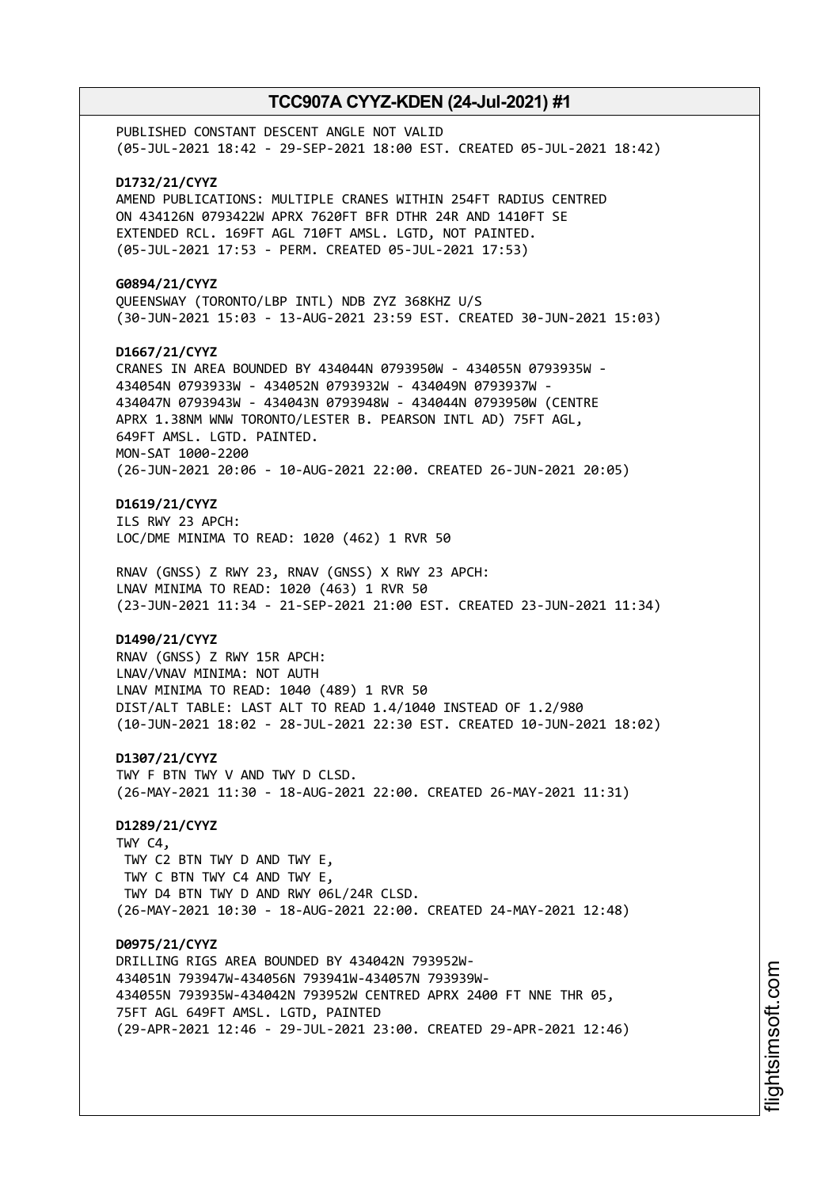PUBLISHED CONSTANT DESCENT ANGLE NOT VALID
(05-JUL-2021 18:42 - 29-SEP-2021 18:00 EST. CREATED 05-JUL-2021 18:42)

**D1732/21/CYYZ**
AMEND PUBLICATIONS: MULTIPLE CRANES WITHIN 254FT RADIUS CENTRED ON 434126N 0793422W APRX 7620FT BFR DTHR 24R AND 1410FT SE EXTENDED RCL. 169FT AGL 710FT AMSL. LGTD, NOT PAINTED.
(05-JUL-2021 17:53 - PERM. CREATED 05-JUL-2021 17:53)

**G0894/21/CYYZ**
QUEENSWAY (TORONTO/LBP INTL) NDB ZYZ 368KHZ U/S
(30-JUN-2021 15:03 - 13-AUG-2021 23:59 EST. CREATED 30-JUN-2021 15:03)

**D1667/21/CYYZ**
CRANES IN AREA BOUNDED BY 434044N 0793950W - 434055N 0793935W - 434054N 0793933W - 434052N 0793932W - 434049N 0793937W - 434047N 0793943W - 434043N 0793948W - 434044N 0793950W (CENTRE APRX 1.38NM WNW TORONTO/LESTER B. PEARSON INTL AD) 75FT AGL, 649FT AMSL. LGTD. PAINTED.
MON-SAT 1000-2200
(26-JUN-2021 20:06 - 10-AUG-2021 22:00. CREATED 26-JUN-2021 20:05)

**D1619/21/CYYZ**
ILS RWY 23 APCH:
LOC/DME MINIMA TO READ: 1020 (462) 1 RVR 50

RNAV (GNSS) Z RWY 23, RNAV (GNSS) X RWY 23 APCH:
LNAV MINIMA TO READ: 1020 (463) 1 RVR 50
(23-JUN-2021 11:34 - 21-SEP-2021 21:00 EST. CREATED 23-JUN-2021 11:34)

**D1490/21/CYYZ**
RNAV (GNSS) Z RWY 15R APCH:
LNAV/VNAV MINIMA: NOT AUTH
LNAV MINIMA TO READ: 1040 (489) 1 RVR 50
DIST/ALT TABLE: LAST ALT TO READ 1.4/1040 INSTEAD OF 1.2/980
(10-JUN-2021 18:02 - 28-JUL-2021 22:30 EST. CREATED 10-JUN-2021 18:02)

**D1307/21/CYYZ**
TWY F BTN TWY V AND TWY D CLSD.
(26-MAY-2021 11:30 - 18-AUG-2021 22:00. CREATED 26-MAY-2021 11:31)

**D1289/21/CYYZ**
TWY C4,
TWY C2 BTN TWY D AND TWY E,
TWY C BTN TWY C4 AND TWY E,
TWY D4 BTN TWY D AND RWY 06L/24R CLSD.
(26-MAY-2021 10:30 - 18-AUG-2021 22:00. CREATED 24-MAY-2021 12:48)

**D0975/21/CYYZ**
DRILLING RIGS AREA BOUNDED BY 434042N 793952W-434051N 793947W-434056N 793941W-434057N 793939W-434055N 793935W-434042N 793952W CENTRED APRX 2400 FT NNE THR 05, 75FT AGL 649FT AMSL. LGTD, PAINTED
(29-APR-2021 12:46 - 29-JUL-2021 23:00. CREATED 29-APR-2021 12:46)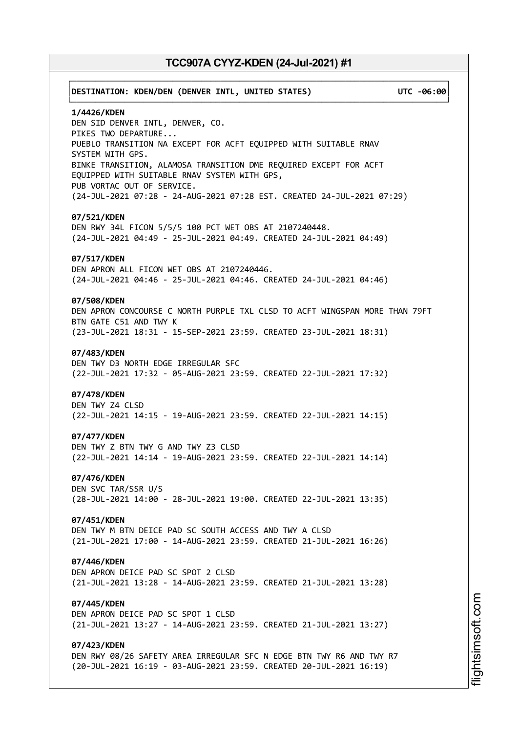DESTINATION: KDEN/DEN (DENVER INTL, UNITED STATES) UTC -06:00

**1/4426/KDEN**
DEN SID DENVER INTL, DENVER, CO.
PIKES TWO DEPARTURE...
PUEBLO TRANSITION NA EXCEPT FOR ACFT EQUIPPED WITH SUITABLE RNAV
SYSTEM WITH GPS.
BINKE TRANSITION, ALAMOSA TRANSITION DME REQUIRED EXCEPT FOR ACFT
EQUIPPED WITH SUITABLE RNAV SYSTEM WITH GPS,
PUB VORTAC OUT OF SERVICE.
(24-JUL-2021 07:28 - 24-AUG-2021 07:28 EST. CREATED 24-JUL-2021 07:29)

**07/521/KDEN**
DEN RWY 34L FICON 5/5/5 100 PCT WET OBS AT 2107240448.
(24-JUL-2021 04:49 - 25-JUL-2021 04:49. CREATED 24-JUL-2021 04:49)

**07/517/KDEN**
DEN APRON ALL FICON WET OBS AT 2107240446.
(24-JUL-2021 04:46 - 25-JUL-2021 04:46. CREATED 24-JUL-2021 04:46)

**07/508/KDEN**
DEN APRON CONCOURSE C NORTH PURPLE TXL CLSD TO ACFT WINGSPAN MORE THAN 79FT
BTN GATE C51 AND TWY K
(23-JUL-2021 18:31 - 15-SEP-2021 23:59. CREATED 23-JUL-2021 18:31)

**07/483/KDEN**
DEN TWY D3 NORTH EDGE IRREGULAR SFC
(22-JUL-2021 17:32 - 05-AUG-2021 23:59. CREATED 22-JUL-2021 17:32)

**07/478/KDEN**
DEN TWY Z4 CLSD
(22-JUL-2021 14:15 - 19-AUG-2021 23:59. CREATED 22-JUL-2021 14:15)

**07/477/KDEN**
DEN TWY Z BTN TWY G AND TWY Z3 CLSD
(22-JUL-2021 14:14 - 19-AUG-2021 23:59. CREATED 22-JUL-2021 14:14)

**07/476/KDEN**
DEN SVC TAR/SSR U/S
(28-JUL-2021 14:00 - 28-JUL-2021 19:00. CREATED 22-JUL-2021 13:35)

**07/451/KDEN**
DEN TWY M BTN DEICE PAD SC SOUTH ACCESS AND TWY A CLSD
(21-JUL-2021 17:00 - 14-AUG-2021 23:59. CREATED 21-JUL-2021 16:26)

**07/446/KDEN**
DEN APRON DEICE PAD SC SPOT 2 CLSD
(21-JUL-2021 13:28 - 14-AUG-2021 23:59. CREATED 21-JUL-2021 13:28)

**07/445/KDEN**
DEN APRON DEICE PAD SC SPOT 1 CLSD
(21-JUL-2021 13:27 - 14-AUG-2021 23:59. CREATED 21-JUL-2021 13:27)

**07/423/KDEN**
DEN RWY 08/26 SAFETY AREA IRREGULAR SFC N EDGE BTN TWY R6 AND TWY R7
(20-JUL-2021 16:19 - 03-AUG-2021 23:59. CREATED 20-JUL-2021 16:19)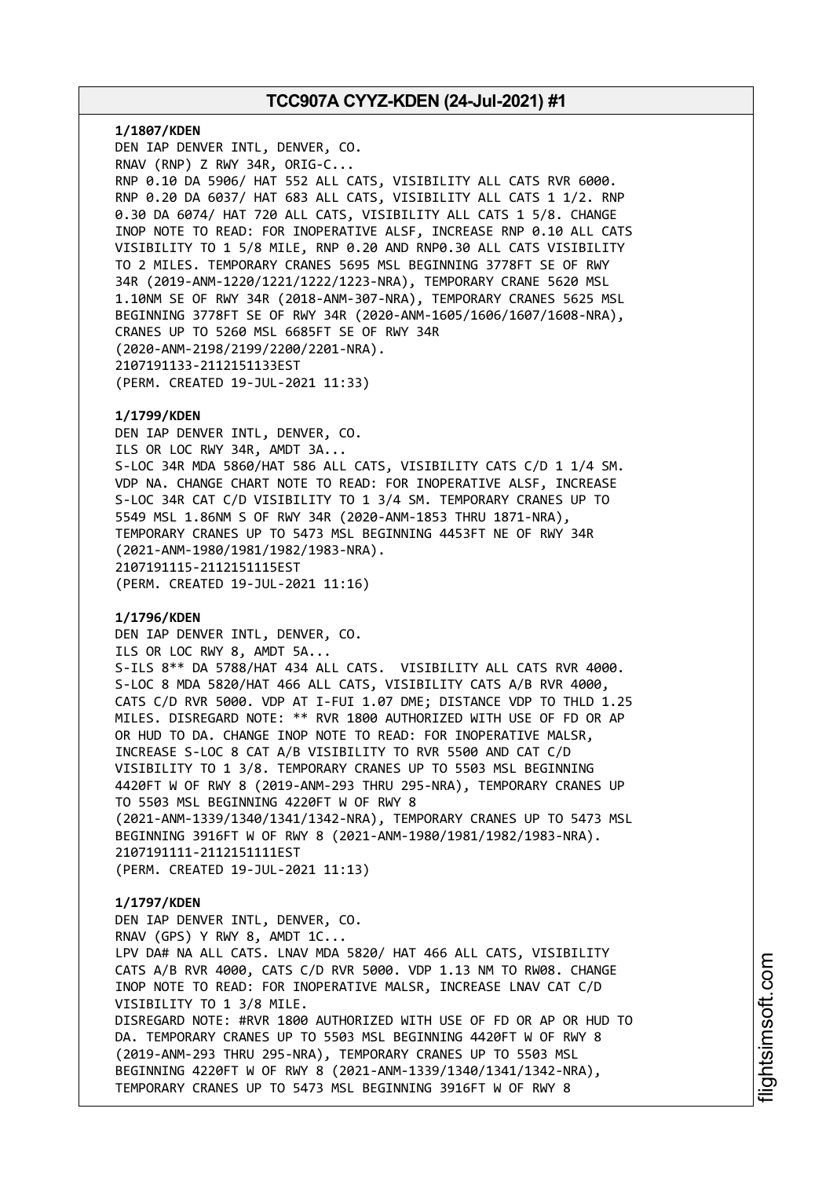**1/1807/KDEN**
DEN IAP DENVER INTL, DENVER, CO.
RNAV (RNP) Z RWY 34R, ORIG-C...
RNP 0.10 DA 5906/ HAT 552 ALL CATS, VISIBILITY ALL CATS RVR 6000.
RNP 0.20 DA 6037/ HAT 683 ALL CATS, VISIBILITY ALL CATS 1 1/2. RNP 0.30 DA 6074/ HAT 720 ALL CATS, VISIBILITY ALL CATS 1 5/8. CHANGE INOP NOTE TO READ: FOR INOPERATIVE ALSF, INCREASE RNP 0.10 ALL CATS VISIBILITY TO 1 5/8 MILE, RNP 0.20 AND RNP0.30 ALL CATS VISIBILITY TO 2 MILES. TEMPORARY CRANES 5695 MSL BEGINNING 3778FT SE OF RWY 34R (2019-ANM-1220/1221/1222/1223-NRA), TEMPORARY CRANE 5620 MSL 1.10NM SE OF RWY 34R (2018-ANM-307-NRA), TEMPORARY CRANES 5625 MSL BEGINNING 3778FT SE OF RWY 34R (2020-ANM-1605/1606/1607/1608-NRA), CRANES UP TO 5260 MSL 6685FT SE OF RWY 34R (2020-ANM-2198/2199/2200/2201-NRA).
2107191133-2112151133EST
(PERM. CREATED 19-JUL-2021 11:33)

**1/1799/KDEN**
DEN IAP DENVER INTL, DENVER, CO.
ILS OR LOC RWY 34R, AMDT 3A...
S-LOC 34R MDA 5860/HAT 586 ALL CATS, VISIBILITY CATS C/D 1 1/4 SM. VDP NA. CHANGE CHART NOTE TO READ: FOR INOPERATIVE ALSF, INCREASE S-LOC 34R CAT C/D VISIBILITY TO 1 3/4 SM. TEMPORARY CRANES UP TO 5549 MSL 1.86NM S OF RWY 34R (2020-ANM-1853 THRU 1871-NRA), TEMPORARY CRANES UP TO 5473 MSL BEGINNING 4453FT NE OF RWY 34R (2021-ANM-1980/1981/1982/1983-NRA).
2107191115-2112151115EST
(PERM. CREATED 19-JUL-2021 11:16)

**1/1796/KDEN**
DEN IAP DENVER INTL, DENVER, CO.
ILS OR LOC RWY 8, AMDT 5A...
S-ILS 8** DA 5788/HAT 434 ALL CATS. VISIBILITY ALL CATS RVR 4000. S-LOC 8 MDA 5820/HAT 466 ALL CATS, VISIBILITY CATS A/B RVR 4000, CATS C/D RVR 5000. VDP AT I-FUI 1.07 DME; DISTANCE VDP TO THLD 1.25 MILES. DISREGARD NOTE: ** RVR 1800 AUTHORIZED WITH USE OF FD OR AP OR HUD TO DA. CHANGE INOP NOTE TO READ: FOR INOPERATIVE MALSR, INCREASE S-LOC 8 CAT A/B VISIBILITY TO RVR 5500 AND CAT C/D VISIBILITY TO 1 3/8. TEMPORARY CRANES UP TO 5503 MSL BEGINNING 4420FT W OF RWY 8 (2019-ANM-293 THRU 295-NRA), TEMPORARY CRANES UP TO 5503 MSL BEGINNING 4220FT W OF RWY 8 (2021-ANM-1339/1340/1341/1342-NRA), TEMPORARY CRANES UP TO 5473 MSL BEGINNING 3916FT W OF RWY 8 (2021-ANM-1980/1981/1982/1983-NRA).
2107191111-2112151111EST
(PERM. CREATED 19-JUL-2021 11:13)

**1/1797/KDEN**
DEN IAP DENVER INTL, DENVER, CO.
RNAV (GPS) Y RWY 8, AMDT 1C...
LPV DA# NA ALL CATS. LNAV MDA 5820/ HAT 466 ALL CATS, VISIBILITY CATS A/B RVR 4000, CATS C/D RVR 5000. VDP 1.13 NM TO RW08. CHANGE INOP NOTE TO READ: FOR INOPERATIVE MALSR, INCREASE LNAV CAT C/D VISIBILITY TO 1 3/8 MILE.
DISREGARD NOTE: #RVR 1800 AUTHORIZED WITH USE OF FD OR AP OR HUD TO DA. TEMPORARY CRANES UP TO 5503 MSL BEGINNING 4420FT W OF RWY 8 (2019-ANM-293 THRU 295-NRA), TEMPORARY CRANES UP TO 5503 MSL BEGINNING 4220FT W OF RWY 8 (2021-ANM-1339/1340/1341/1342-NRA), TEMPORARY CRANES UP TO 5473 MSL BEGINNING 3916FT W OF RWY 8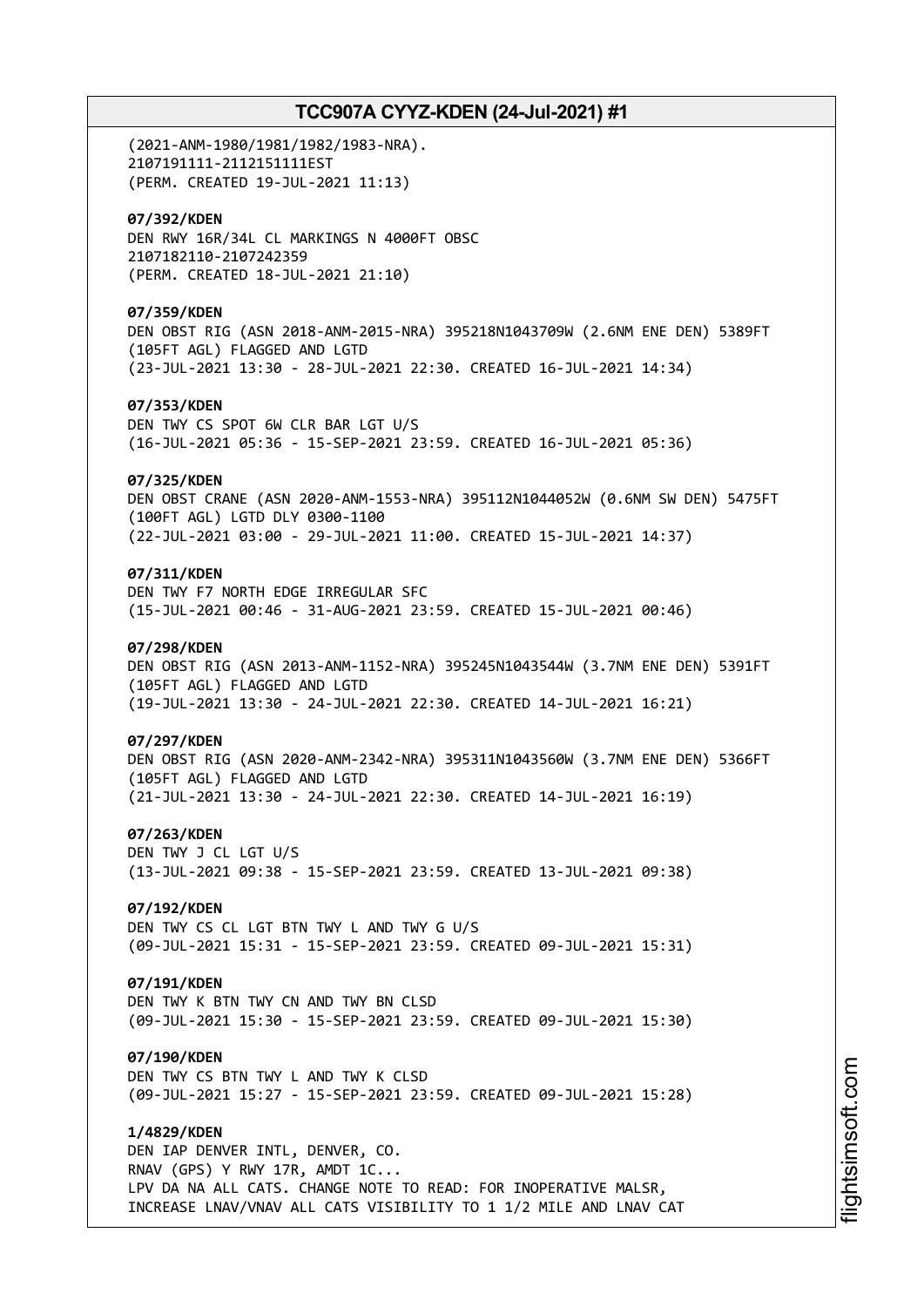(2021-ANM-1980/1981/1982/1983-NRA).
2107191111-2112151111EST
(PERM. CREATED 19-JUL-2021 11:13)

**07/392/KDEN**
DEN RWY 16R/34L CL MARKINGS N 4000FT OBSC
2107182110-2107242359
(PERM. CREATED 18-JUL-2021 21:10)

**07/359/KDEN**
DEN OBST RIG (ASN 2018-ANM-2015-NRA) 395218N1043709W (2.6NM ENE DEN) 5389FT (105FT AGL) FLAGGED AND LGTD
(23-JUL-2021 13:30 - 28-JUL-2021 22:30. CREATED 16-JUL-2021 14:34)

**07/353/KDEN**
DEN TWY CS SPOT 6W CLR BAR LGT U/S
(16-JUL-2021 05:36 - 15-SEP-2021 23:59. CREATED 16-JUL-2021 05:36)

**07/325/KDEN**
DEN OBST CRANE (ASN 2020-ANM-1553-NRA) 395112N1044052W (0.6NM SW DEN) 5475FT (100FT AGL) LGTD DLY 0300-1100
(22-JUL-2021 03:00 - 29-JUL-2021 11:00. CREATED 15-JUL-2021 14:37)

**07/311/KDEN**
DEN TWY F7 NORTH EDGE IRREGULAR SFC
(15-JUL-2021 00:46 - 31-AUG-2021 23:59. CREATED 15-JUL-2021 00:46)

**07/298/KDEN**
DEN OBST RIG (ASN 2013-ANM-1152-NRA) 395245N1043544W (3.7NM ENE DEN) 5391FT (105FT AGL) FLAGGED AND LGTD
(19-JUL-2021 13:30 - 24-JUL-2021 22:30. CREATED 14-JUL-2021 16:21)

**07/297/KDEN**
DEN OBST RIG (ASN 2020-ANM-2342-NRA) 395311N1043560W (3.7NM ENE DEN) 5366FT (105FT AGL) FLAGGED AND LGTD
(21-JUL-2021 13:30 - 24-JUL-2021 22:30. CREATED 14-JUL-2021 16:19)

**07/263/KDEN**
DEN TWY J CL LGT U/S
(13-JUL-2021 09:38 - 15-SEP-2021 23:59. CREATED 13-JUL-2021 09:38)

**07/192/KDEN**
DEN TWY CS CL LGT BTN TWY L AND TWY G U/S
(09-JUL-2021 15:31 - 15-SEP-2021 23:59. CREATED 09-JUL-2021 15:31)

**07/191/KDEN**
DEN TWY K BTN TWY CN AND TWY BN CLSD
(09-JUL-2021 15:30 - 15-SEP-2021 23:59. CREATED 09-JUL-2021 15:30)

**07/190/KDEN**
DEN TWY CS BTN TWY L AND TWY K CLSD
(09-JUL-2021 15:27 - 15-SEP-2021 23:59. CREATED 09-JUL-2021 15:28)

**1/4829/KDEN**
DEN IAP DENVER INTL, DENVER, CO.
RNAV (GPS) Y RWY 17R, AMDT 1C...
LPV DA NA ALL CATS. CHANGE NOTE TO READ: FOR INOPERATIVE MALSR, INCREASE LNAV/VNAV ALL CATS VISIBILITY TO 1 1/2 MILE AND LNAV CAT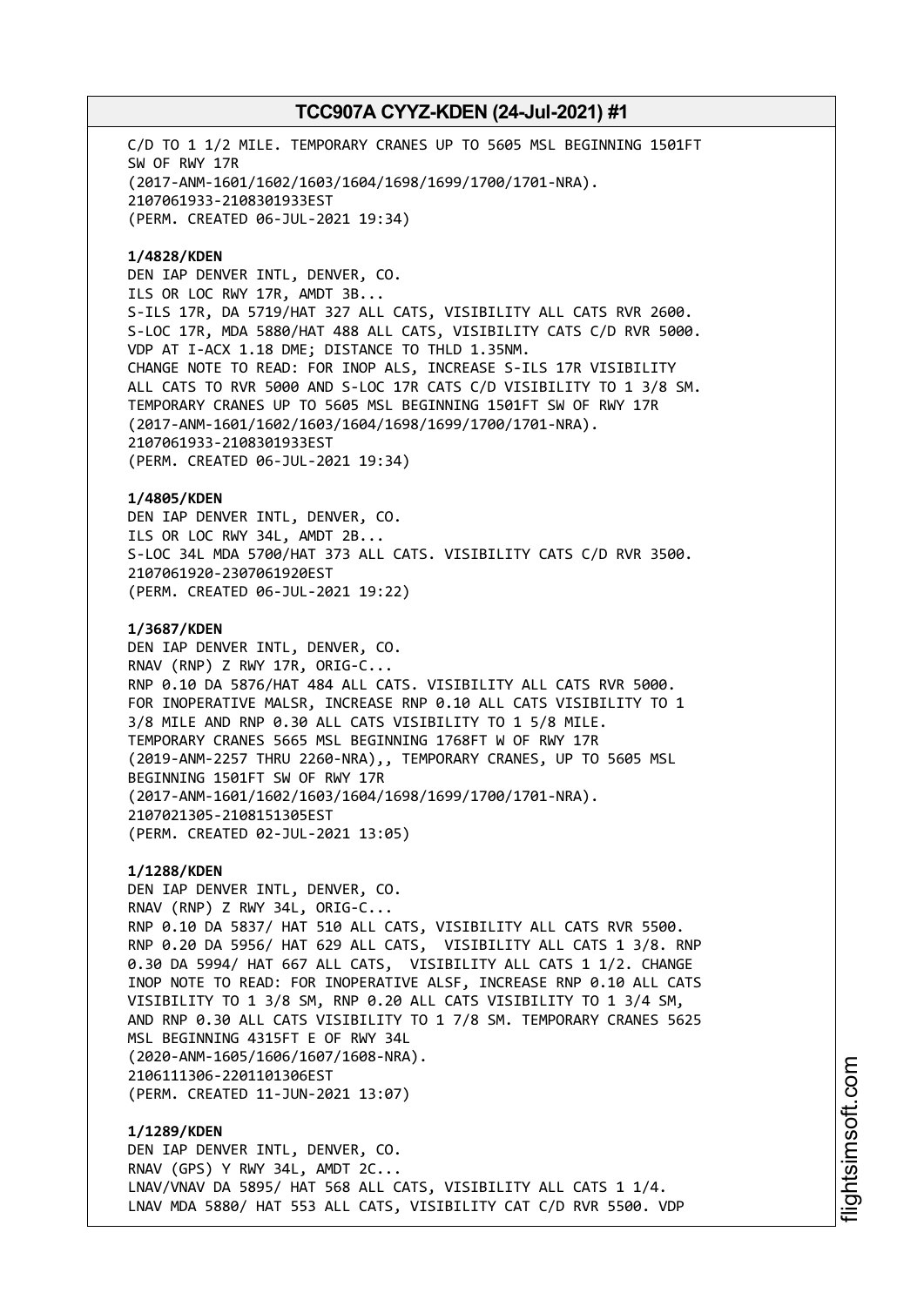C/D TO 1 1/2 MILE. TEMPORARY CRANES UP TO 5605 MSL BEGINNING 1501FT SW OF RWY 17R
(2017-ANM-1601/1602/1603/1604/1698/1699/1700/1701-NRA).
2107061933-2108301933EST
(PERM. CREATED 06-JUL-2021 19:34)

**1/4828/KDEN**
DEN IAP DENVER INTL, DENVER, CO.
ILS OR LOC RWY 17R, AMDT 3B...
S-ILS 17R, DA 5719/HAT 327 ALL CATS, VISIBILITY ALL CATS RVR 2600.
S-LOC 17R, MDA 5880/HAT 488 ALL CATS, VISIBILITY CATS C/D RVR 5000.
VDP AT I-ACX 1.18 DME; DISTANCE TO THLD 1.35NM.
CHANGE NOTE TO READ: FOR INOP ALS, INCREASE S-ILS 17R VISIBILITY ALL CATS TO RVR 5000 AND S-LOC 17R CATS C/D VISIBILITY TO 1 3/8 SM.
TEMPORARY CRANES UP TO 5605 MSL BEGINNING 1501FT SW OF RWY 17R
(2017-ANM-1601/1602/1603/1604/1698/1699/1700/1701-NRA).
2107061933-2108301933EST
(PERM. CREATED 06-JUL-2021 19:34)

**1/4805/KDEN**
DEN IAP DENVER INTL, DENVER, CO.
ILS OR LOC RWY 34L, AMDT 2B...
S-LOC 34L MDA 5700/HAT 373 ALL CATS. VISIBILITY CATS C/D RVR 3500.
2107061920-2307061920EST
(PERM. CREATED 06-JUL-2021 19:22)

**1/3687/KDEN**
DEN IAP DENVER INTL, DENVER, CO.
RNAV (RNP) Z RWY 17R, ORIG-C...
RNP 0.10 DA 5876/HAT 484 ALL CATS. VISIBILITY ALL CATS RVR 5000.
FOR INOPERATIVE MALSR, INCREASE RNP 0.10 ALL CATS VISIBILITY TO 1 3/8 MILE AND RNP 0.30 ALL CATS VISIBILITY TO 1 5/8 MILE.
TEMPORARY CRANES 5665 MSL BEGINNING 1768FT W OF RWY 17R
(2019-ANM-2257 THRU 2260-NRA),, TEMPORARY CRANES, UP TO 5605 MSL BEGINNING 1501FT SW OF RWY 17R
(2017-ANM-1601/1602/1603/1604/1698/1699/1700/1701-NRA).
2107021305-2108151305EST
(PERM. CREATED 02-JUL-2021 13:05)

**1/1288/KDEN**
DEN IAP DENVER INTL, DENVER, CO.
RNAV (RNP) Z RWY 34L, ORIG-C...
RNP 0.10 DA 5837/ HAT 510 ALL CATS, VISIBILITY ALL CATS RVR 5500.
RNP 0.20 DA 5956/ HAT 629 ALL CATS, VISIBILITY ALL CATS 1 3/8. RNP 0.30 DA 5994/ HAT 667 ALL CATS, VISIBILITY ALL CATS 1 1/2. CHANGE INOP NOTE TO READ: FOR INOPERATIVE ALSF, INCREASE RNP 0.10 ALL CATS VISIBILITY TO 1 3/8 SM, RNP 0.20 ALL CATS VISIBILITY TO 1 3/4 SM, AND RNP 0.30 ALL CATS VISIBILITY TO 1 7/8 SM. TEMPORARY CRANES 5625 MSL BEGINNING 4315FT E OF RWY 34L
(2020-ANM-1605/1606/1607/1608-NRA).
2106111306-2201101306EST
(PERM. CREATED 11-JUN-2021 13:07)

**1/1289/KDEN**
DEN IAP DENVER INTL, DENVER, CO.
RNAV (GPS) Y RWY 34L, AMDT 2C...
LNAV/VNAV DA 5895/ HAT 568 ALL CATS, VISIBILITY ALL CATS 1 1/4.
LNAV MDA 5880/ HAT 553 ALL CATS, VISIBILITY CAT C/D RVR 5500. VDP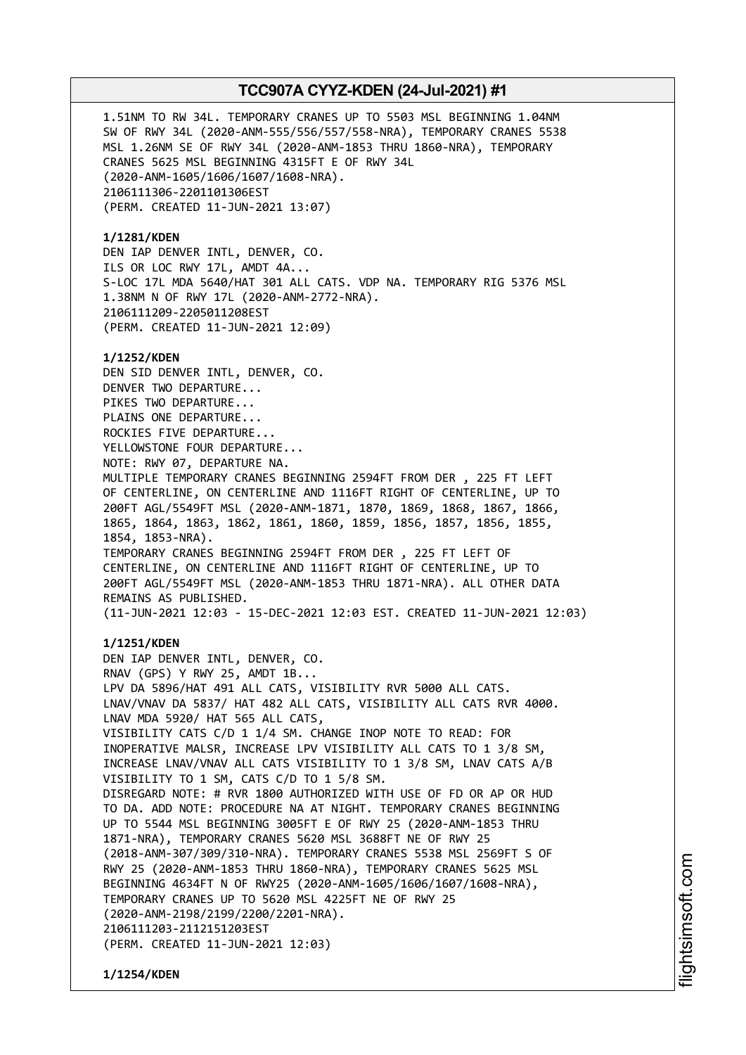1.51NM TO RW 34L. TEMPORARY CRANES UP TO 5503 MSL BEGINNING 1.04NM SW OF RWY 34L (2020-ANM-555/556/557/558-NRA), TEMPORARY CRANES 5538 MSL 1.26NM SE OF RWY 34L (2020-ANM-1853 THRU 1860-NRA), TEMPORARY CRANES 5625 MSL BEGINNING 4315FT E OF RWY 34L (2020-ANM-1605/1606/1607/1608-NRA).
2106111306-2201101306EST
(PERM. CREATED 11-JUN-2021 13:07)

**1/1281/KDEN**
DEN IAP DENVER INTL, DENVER, CO.
ILS OR LOC RWY 17L, AMDT 4A...
S-LOC 17L MDA 5640/HAT 301 ALL CATS. VDP NA. TEMPORARY RIG 5376 MSL 1.38NM N OF RWY 17L (2020-ANM-2772-NRA).
2106111209-2205011208EST
(PERM. CREATED 11-JUN-2021 12:09)

**1/1252/KDEN**
DEN SID DENVER INTL, DENVER, CO.
DENVER TWO DEPARTURE...
PIKES TWO DEPARTURE...
PLAINS ONE DEPARTURE...
ROCKIES FIVE DEPARTURE...
YELLOWSTONE FOUR DEPARTURE...
NOTE: RWY 07, DEPARTURE NA.
MULTIPLE TEMPORARY CRANES BEGINNING 2594FT FROM DER , 225 FT LEFT OF CENTERLINE, ON CENTERLINE AND 1116FT RIGHT OF CENTERLINE, UP TO 200FT AGL/5549FT MSL (2020-ANM-1871, 1870, 1869, 1868, 1867, 1866, 1865, 1864, 1863, 1862, 1861, 1860, 1859, 1856, 1857, 1856, 1855, 1854, 1853-NRA).
TEMPORARY CRANES BEGINNING 2594FT FROM DER , 225 FT LEFT OF CENTERLINE, ON CENTERLINE AND 1116FT RIGHT OF CENTERLINE, UP TO 200FT AGL/5549FT MSL (2020-ANM-1853 THRU 1871-NRA). ALL OTHER DATA REMAINS AS PUBLISHED.
(11-JUN-2021 12:03 - 15-DEC-2021 12:03 EST. CREATED 11-JUN-2021 12:03)

**1/1251/KDEN**
DEN IAP DENVER INTL, DENVER, CO.
RNAV (GPS) Y RWY 25, AMDT 1B...
LPV DA 5896/HAT 491 ALL CATS, VISIBILITY RVR 5000 ALL CATS.
LNAV/VNAV DA 5837/ HAT 482 ALL CATS, VISIBILITY ALL CATS RVR 4000.
LNAV MDA 5920/ HAT 565 ALL CATS,
VISIBILITY CATS C/D 1 1/4 SM. CHANGE INOP NOTE TO READ: FOR INOPERATIVE MALSR, INCREASE LPV VISIBILITY ALL CATS TO 1 3/8 SM, INCREASE LNAV/VNAV ALL CATS VISIBILITY TO 1 3/8 SM, LNAV CATS A/B VISIBILITY TO 1 SM, CATS C/D TO 1 5/8 SM.
DISREGARD NOTE: # RVR 1800 AUTHORIZED WITH USE OF FD OR AP OR HUD TO DA. ADD NOTE: PROCEDURE NA AT NIGHT. TEMPORARY CRANES BEGINNING UP TO 5544 MSL BEGINNING 3005FT E OF RWY 25 (2020-ANM-1853 THRU 1871-NRA), TEMPORARY CRANES 5620 MSL 3688FT NE OF RWY 25 (2018-ANM-307/309/310-NRA). TEMPORARY CRANES 5538 MSL 2569FT S OF RWY 25 (2020-ANM-1853 THRU 1860-NRA), TEMPORARY CRANES 5625 MSL BEGINNING 4634FT N OF RWY25 (2020-ANM-1605/1606/1607/1608-NRA), TEMPORARY CRANES UP TO 5620 MSL 4225FT NE OF RWY 25 (2020-ANM-2198/2199/2200/2201-NRA).
2106111203-2112151203EST
(PERM. CREATED 11-JUN-2021 12:03)

**1/1254/KDEN**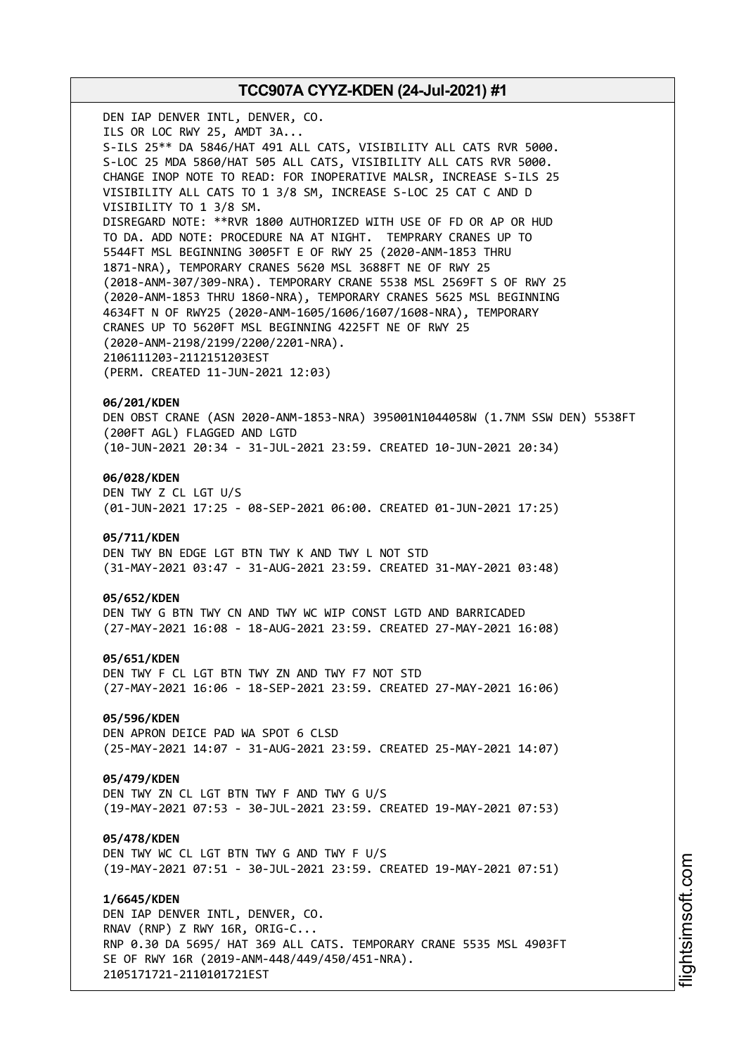DEN IAP DENVER INTL, DENVER, CO.
ILS OR LOC RWY 25, AMDT 3A...
S-ILS 25** DA 5846/HAT 491 ALL CATS, VISIBILITY ALL CATS RVR 5000.
S-LOC 25 MDA 5860/HAT 505 ALL CATS, VISIBILITY ALL CATS RVR 5000.
CHANGE INOP NOTE TO READ: FOR INOPERATIVE MALSR, INCREASE S-ILS 25
VISIBILITY ALL CATS TO 1 3/8 SM, INCREASE S-LOC 25 CAT C AND D
VISIBILITY TO 1 3/8 SM.
DISREGARD NOTE: **RVR 1800 AUTHORIZED WITH USE OF FD OR AP OR HUD
TO DA. ADD NOTE: PROCEDURE NA AT NIGHT. TEMPRARY CRANES UP TO
5544FT MSL BEGINNING 3005FT E OF RWY 25 (2020-ANM-1853 THRU
1871-NRA), TEMPORARY CRANES 5620 MSL 3688FT NE OF RWY 25
(2018-ANM-307/309-NRA). TEMPORARY CRANE 5538 MSL 2569FT S OF RWY 25
(2020-ANM-1853 THRU 1860-NRA), TEMPORARY CRANES 5625 MSL BEGINNING
4634FT N OF RWY25 (2020-ANM-1605/1606/1607/1608-NRA), TEMPORARY
CRANES UP TO 5620FT MSL BEGINNING 4225FT NE OF RWY 25
(2020-ANM-2198/2199/2200/2201-NRA).
2106111203-2112151203EST
(PERM. CREATED 11-JUN-2021 12:03)

**06/201/KDEN**
DEN OBST CRANE (ASN 2020-ANM-1853-NRA) 395001N1044058W (1.7NM SSW DEN) 5538FT
(200FT AGL) FLAGGED AND LGTD
(10-JUN-2021 20:34 - 31-JUL-2021 23:59. CREATED 10-JUN-2021 20:34)

**06/028/KDEN**
DEN TWY Z CL LGT U/S
(01-JUN-2021 17:25 - 08-SEP-2021 06:00. CREATED 01-JUN-2021 17:25)

**05/711/KDEN**
DEN TWY BN EDGE LGT BTN TWY K AND TWY L NOT STD
(31-MAY-2021 03:47 - 31-AUG-2021 23:59. CREATED 31-MAY-2021 03:48)

**05/652/KDEN**
DEN TWY G BTN TWY CN AND TWY WC WIP CONST LGTD AND BARRICADED
(27-MAY-2021 16:08 - 18-AUG-2021 23:59. CREATED 27-MAY-2021 16:08)

**05/651/KDEN**
DEN TWY F CL LGT BTN TWY ZN AND TWY F7 NOT STD
(27-MAY-2021 16:06 - 18-SEP-2021 23:59. CREATED 27-MAY-2021 16:06)

**05/596/KDEN**
DEN APRON DEICE PAD WA SPOT 6 CLSD
(25-MAY-2021 14:07 - 31-AUG-2021 23:59. CREATED 25-MAY-2021 14:07)

**05/479/KDEN**
DEN TWY ZN CL LGT BTN TWY F AND TWY G U/S
(19-MAY-2021 07:53 - 30-JUL-2021 23:59. CREATED 19-MAY-2021 07:53)

**05/478/KDEN**
DEN TWY WC CL LGT BTN TWY G AND TWY F U/S
(19-MAY-2021 07:51 - 30-JUL-2021 23:59. CREATED 19-MAY-2021 07:51)

**1/6645/KDEN**
DEN IAP DENVER INTL, DENVER, CO.
RNAV (RNP) Z RWY 16R, ORIG-C...
RNP 0.30 DA 5695/ HAT 369 ALL CATS. TEMPORARY CRANE 5535 MSL 4903FT
SE OF RWY 16R (2019-ANM-448/449/450/451-NRA).
2105171721-2110101721EST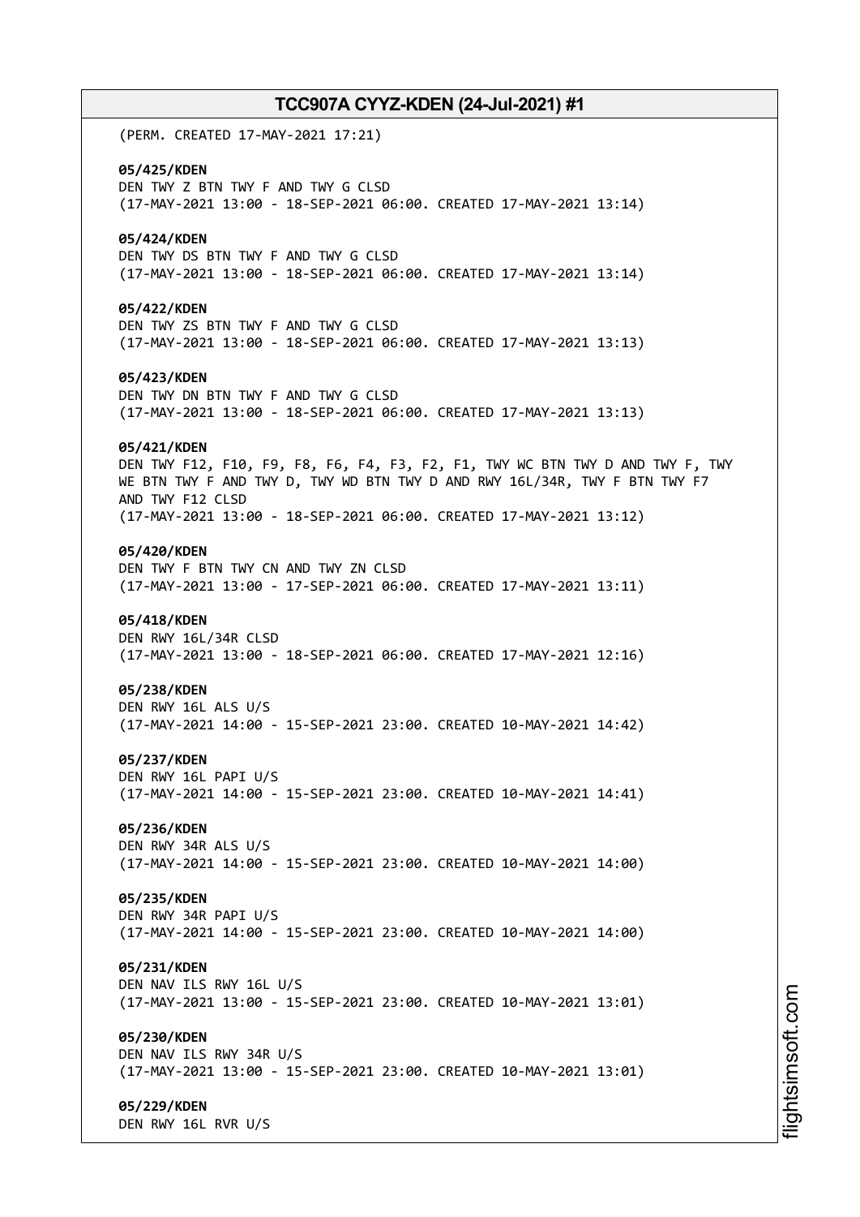(PERM. CREATED 17-MAY-2021 17:21)

**05/425/KDEN**
DEN TWY Z BTN TWY F AND TWY G CLSD
(17-MAY-2021 13:00 - 18-SEP-2021 06:00. CREATED 17-MAY-2021 13:14)

**05/424/KDEN**
DEN TWY DS BTN TWY F AND TWY G CLSD
(17-MAY-2021 13:00 - 18-SEP-2021 06:00. CREATED 17-MAY-2021 13:14)

**05/422/KDEN**
DEN TWY ZS BTN TWY F AND TWY G CLSD
(17-MAY-2021 13:00 - 18-SEP-2021 06:00. CREATED 17-MAY-2021 13:13)

**05/423/KDEN**
DEN TWY DN BTN TWY F AND TWY G CLSD
(17-MAY-2021 13:00 - 18-SEP-2021 06:00. CREATED 17-MAY-2021 13:13)

**05/421/KDEN**
DEN TWY F12, F10, F9, F8, F6, F4, F3, F2, F1, TWY WC BTN TWY D AND TWY F, TWY WE BTN TWY F AND TWY D, TWY WD BTN TWY D AND RWY 16L/34R, TWY F BTN TWY F7 AND TWY F12 CLSD
(17-MAY-2021 13:00 - 18-SEP-2021 06:00. CREATED 17-MAY-2021 13:12)

**05/420/KDEN**
DEN TWY F BTN TWY CN AND TWY ZN CLSD
(17-MAY-2021 13:00 - 17-SEP-2021 06:00. CREATED 17-MAY-2021 13:11)

**05/418/KDEN**
DEN RWY 16L/34R CLSD
(17-MAY-2021 13:00 - 18-SEP-2021 06:00. CREATED 17-MAY-2021 12:16)

**05/238/KDEN**
DEN RWY 16L ALS U/S
(17-MAY-2021 14:00 - 15-SEP-2021 23:00. CREATED 10-MAY-2021 14:42)

**05/237/KDEN**
DEN RWY 16L PAPI U/S
(17-MAY-2021 14:00 - 15-SEP-2021 23:00. CREATED 10-MAY-2021 14:41)

**05/236/KDEN**
DEN RWY 34R ALS U/S
(17-MAY-2021 14:00 - 15-SEP-2021 23:00. CREATED 10-MAY-2021 14:00)

**05/235/KDEN**
DEN RWY 34R PAPI U/S
(17-MAY-2021 14:00 - 15-SEP-2021 23:00. CREATED 10-MAY-2021 14:00)

**05/231/KDEN**
DEN NAV ILS RWY 16L U/S
(17-MAY-2021 13:00 - 15-SEP-2021 23:00. CREATED 10-MAY-2021 13:01)

**05/230/KDEN**
DEN NAV ILS RWY 34R U/S
(17-MAY-2021 13:00 - 15-SEP-2021 23:00. CREATED 10-MAY-2021 13:01)

**05/229/KDEN**
DEN RWY 16L RVR U/S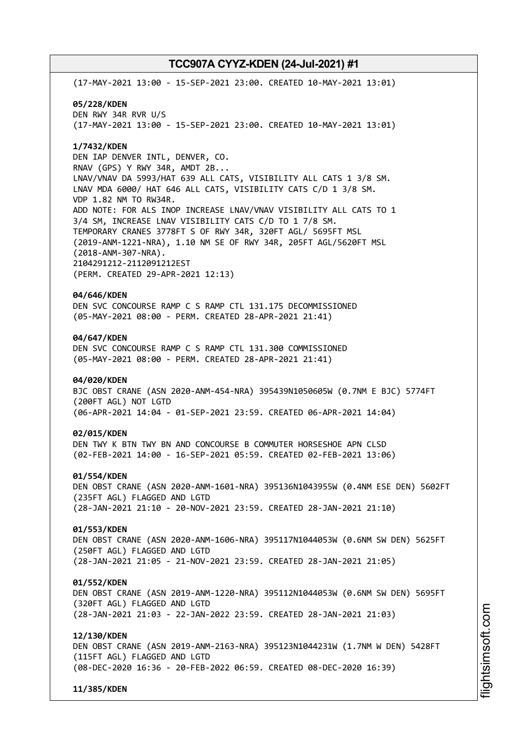(17-MAY-2021 13:00 - 15-SEP-2021 23:00. CREATED 10-MAY-2021 13:01)

**05/228/KDEN**
DEN RWY 34R RVR U/S
(17-MAY-2021 13:00 - 15-SEP-2021 23:00. CREATED 10-MAY-2021 13:01)

**1/7432/KDEN**
DEN IAP DENVER INTL, DENVER, CO.
RNAV (GPS) Y RWY 34R, AMDT 2B...
LNAV/VNAV DA 5993/HAT 639 ALL CATS, VISIBILITY ALL CATS 1 3/8 SM.
LNAV MDA 6000/ HAT 646 ALL CATS, VISIBILITY CATS C/D 1 3/8 SM.
VDP 1.82 NM TO RW34R.
ADD NOTE: FOR ALS INOP INCREASE LNAV/VNAV VISIBILITY ALL CATS TO 1 3/4 SM, INCREASE LNAV VISIBILITY CATS C/D TO 1 7/8 SM.
TEMPORARY CRANES 3778FT S OF RWY 34R, 320FT AGL/ 5695FT MSL (2019-ANM-1221-NRA), 1.10 NM SE OF RWY 34R, 205FT AGL/5620FT MSL (2018-ANM-307-NRA).
2104291212-2112091212EST
(PERM. CREATED 29-APR-2021 12:13)

**04/646/KDEN**
DEN SVC CONCOURSE RAMP C S RAMP CTL 131.175 DECOMMISSIONED
(05-MAY-2021 08:00 - PERM. CREATED 28-APR-2021 21:41)

**04/647/KDEN**
DEN SVC CONCOURSE RAMP C S RAMP CTL 131.300 COMMISSIONED
(05-MAY-2021 08:00 - PERM. CREATED 28-APR-2021 21:41)

**04/020/KDEN**
BJC OBST CRANE (ASN 2020-ANM-454-NRA) 395439N1050605W (0.7NM E BJC) 5774FT (200FT AGL) NOT LGTD
(06-APR-2021 14:04 - 01-SEP-2021 23:59. CREATED 06-APR-2021 14:04)

**02/015/KDEN**
DEN TWY K BTN TWY BN AND CONCOURSE B COMMUTER HORSESHOE APN CLSD
(02-FEB-2021 14:00 - 16-SEP-2021 05:59. CREATED 02-FEB-2021 13:06)

**01/554/KDEN**
DEN OBST CRANE (ASN 2020-ANM-1601-NRA) 395136N1043955W (0.4NM ESE DEN) 5602FT (235FT AGL) FLAGGED AND LGTD
(28-JAN-2021 21:10 - 20-NOV-2021 23:59. CREATED 28-JAN-2021 21:10)

**01/553/KDEN**
DEN OBST CRANE (ASN 2020-ANM-1606-NRA) 395117N1044053W (0.6NM SW DEN) 5625FT (250FT AGL) FLAGGED AND LGTD
(28-JAN-2021 21:05 - 21-NOV-2021 23:59. CREATED 28-JAN-2021 21:05)

**01/552/KDEN**
DEN OBST CRANE (ASN 2019-ANM-1220-NRA) 395112N1044053W (0.6NM SW DEN) 5695FT (320FT AGL) FLAGGED AND LGTD
(28-JAN-2021 21:03 - 22-JAN-2022 23:59. CREATED 28-JAN-2021 21:03)

**12/130/KDEN**
DEN OBST CRANE (ASN 2019-ANM-2163-NRA) 395123N1044231W (1.7NM W DEN) 5428FT (115FT AGL) FLAGGED AND LGTD
(08-DEC-2020 16:36 - 20-FEB-2022 06:59. CREATED 08-DEC-2020 16:39)

**11/385/KDEN**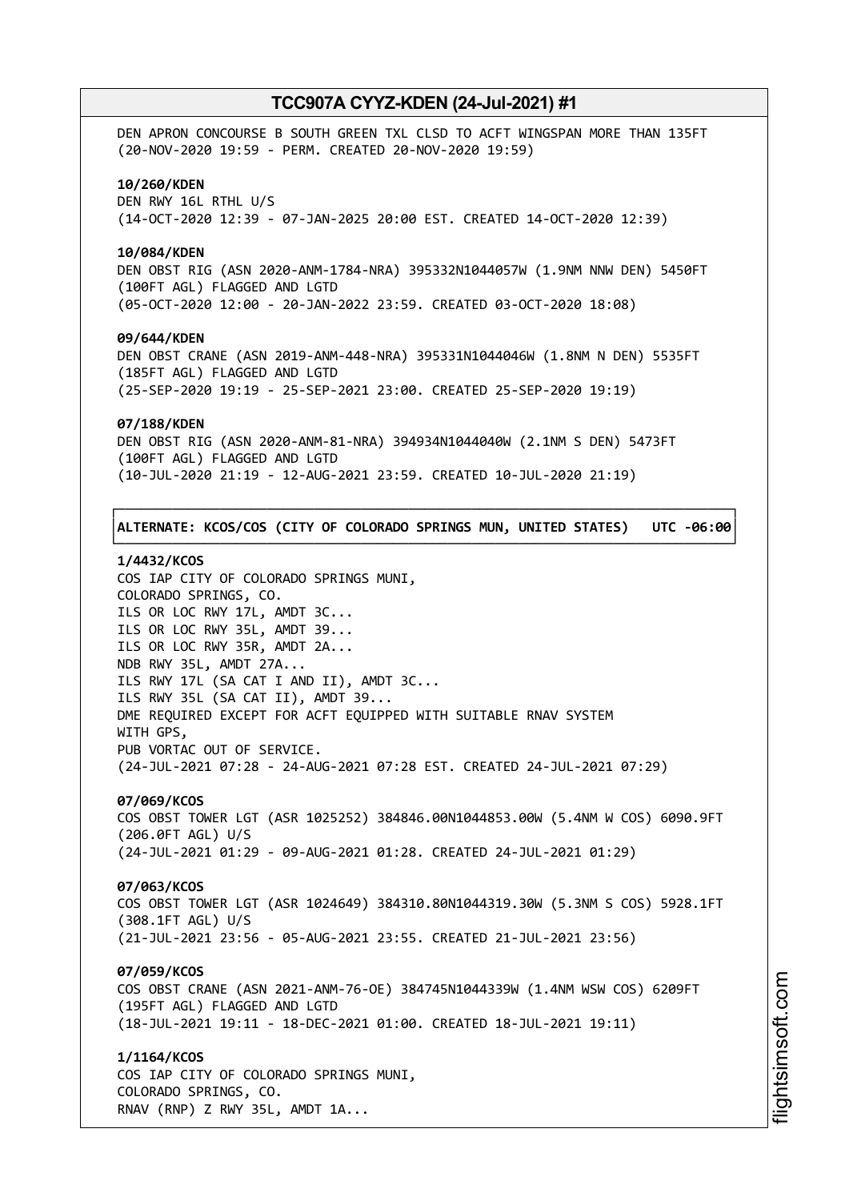DEN APRON CONCOURSE B SOUTH GREEN TXL CLSD TO ACFT WINGSPAN MORE THAN 135FT
(20-NOV-2020 19:59 - PERM. CREATED 20-NOV-2020 19:59)

**10/260/KDEN**
DEN RWY 16L RTHL U/S
(14-OCT-2020 12:39 - 07-JAN-2025 20:00 EST. CREATED 14-OCT-2020 12:39)

**10/084/KDEN**
DEN OBST RIG (ASN 2020-ANM-1784-NRA) 395332N1044057W (1.9NM NNW DEN) 5450FT
(100FT AGL) FLAGGED AND LGTD
(05-OCT-2020 12:00 - 20-JAN-2022 23:59. CREATED 03-OCT-2020 18:08)

**09/644/KDEN**
DEN OBST CRANE (ASN 2019-ANM-448-NRA) 395331N1044046W (1.8NM N DEN) 5535FT
(185FT AGL) FLAGGED AND LGTD
(25-SEP-2020 19:19 - 25-SEP-2021 23:00. CREATED 25-SEP-2020 19:19)

**07/188/KDEN**
DEN OBST RIG (ASN 2020-ANM-81-NRA) 394934N1044040W (2.1NM S DEN) 5473FT
(100FT AGL) FLAGGED AND LGTD
(10-JUL-2020 21:19 - 12-AUG-2021 23:59. CREATED 10-JUL-2020 21:19)

**ALTERNATE: KCOS/COS (CITY OF COLORADO SPRINGS MUN, UNITED STATES) UTC -06:00**

**1/4432/KCOS**
COS IAP CITY OF COLORADO SPRINGS MUNI,
COLORADO SPRINGS, CO.
ILS OR LOC RWY 17L, AMDT 3C...
ILS OR LOC RWY 35L, AMDT 39...
ILS OR LOC RWY 35R, AMDT 2A...
NDB RWY 35L, AMDT 27A...
ILS RWY 17L (SA CAT I AND II), AMDT 3C...
ILS RWY 35L (SA CAT II), AMDT 39...
DME REQUIRED EXCEPT FOR ACFT EQUIPPED WITH SUITABLE RNAV SYSTEM
WITH GPS,
PUB VORTAC OUT OF SERVICE.
(24-JUL-2021 07:28 - 24-AUG-2021 07:28 EST. CREATED 24-JUL-2021 07:29)

**07/069/KCOS**
COS OBST TOWER LGT (ASR 1025252) 384846.00N1044853.00W (5.4NM W COS) 6090.9FT
(206.0FT AGL) U/S
(24-JUL-2021 01:29 - 09-AUG-2021 01:28. CREATED 24-JUL-2021 01:29)

**07/063/KCOS**
COS OBST TOWER LGT (ASR 1024649) 384310.80N1044319.30W (5.3NM S COS) 5928.1FT
(308.1FT AGL) U/S
(21-JUL-2021 23:56 - 05-AUG-2021 23:55. CREATED 21-JUL-2021 23:56)

**07/059/KCOS**
COS OBST CRANE (ASN 2021-ANM-76-OE) 384745N1044339W (1.4NM WSW COS) 6209FT
(195FT AGL) FLAGGED AND LGTD
(18-JUL-2021 19:11 - 18-DEC-2021 01:00. CREATED 18-JUL-2021 19:11)

**1/1164/KCOS**
COS IAP CITY OF COLORADO SPRINGS MUNI,
COLORADO SPRINGS, CO.
RNAV (RNP) Z RWY 35L, AMDT 1A...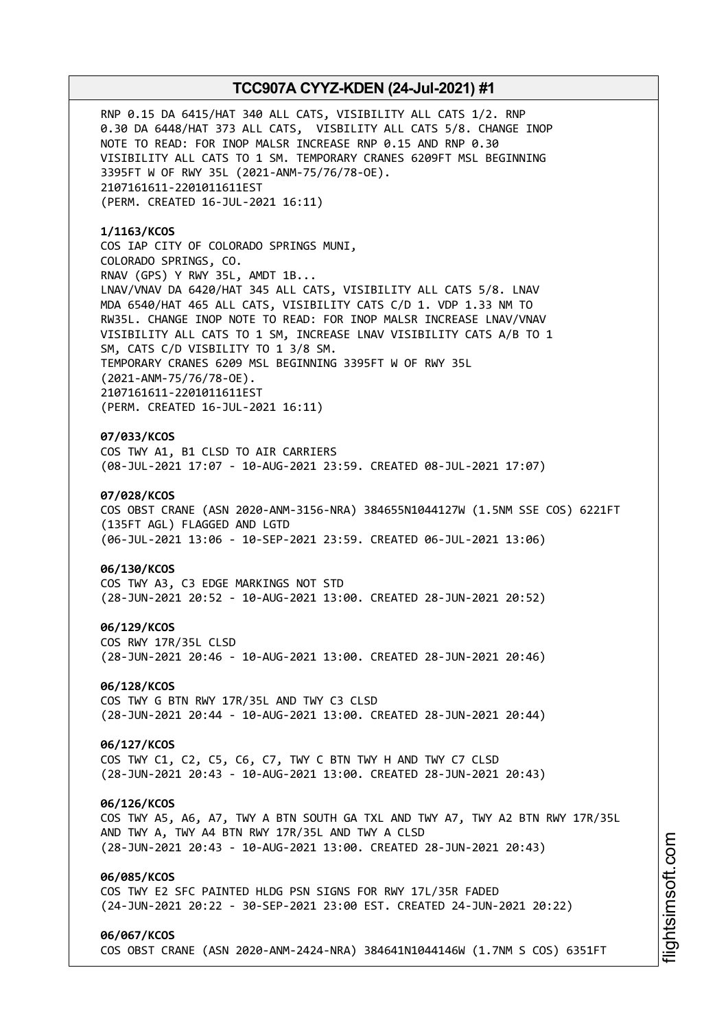RNP 0.15 DA 6415/HAT 340 ALL CATS, VISIBILITY ALL CATS 1/2. RNP 0.30 DA 6448/HAT 373 ALL CATS, VISBILITY ALL CATS 5/8. CHANGE INOP NOTE TO READ: FOR INOP MALSR INCREASE RNP 0.15 AND RNP 0.30 VISIBILITY ALL CATS TO 1 SM. TEMPORARY CRANES 6209FT MSL BEGINNING 3395FT W OF RWY 35L (2021-ANM-75/76/78-OE).
2107161611-2201011611EST
(PERM. CREATED 16-JUL-2021 16:11)

**1/1163/KCOS**
COS IAP CITY OF COLORADO SPRINGS MUNI,
COLORADO SPRINGS, CO.
RNAV (GPS) Y RWY 35L, AMDT 1B...
LNAV/VNAV DA 6420/HAT 345 ALL CATS, VISIBILITY ALL CATS 5/8. LNAV MDA 6540/HAT 465 ALL CATS, VISIBILITY CATS C/D 1. VDP 1.33 NM TO RW35L. CHANGE INOP NOTE TO READ: FOR INOP MALSR INCREASE LNAV/VNAV VISIBILITY ALL CATS TO 1 SM, INCREASE LNAV VISIBILITY CATS A/B TO 1 SM, CATS C/D VISIBILITY TO 1 3/8 SM.
TEMPORARY CRANES 6209 MSL BEGINNING 3395FT W OF RWY 35L (2021-ANM-75/76/78-OE).
2107161611-2201011611EST
(PERM. CREATED 16-JUL-2021 16:11)

**07/033/KCOS**
COS TWY A1, B1 CLSD TO AIR CARRIERS
(08-JUL-2021 17:07 - 10-AUG-2021 23:59. CREATED 08-JUL-2021 17:07)

**07/028/KCOS**
COS OBST CRANE (ASN 2020-ANM-3156-NRA) 384655N1044127W (1.5NM SSE COS) 6221FT (135FT AGL) FLAGGED AND LGTD
(06-JUL-2021 13:06 - 10-SEP-2021 23:59. CREATED 06-JUL-2021 13:06)

**06/130/KCOS**
COS TWY A3, C3 EDGE MARKINGS NOT STD
(28-JUN-2021 20:52 - 10-AUG-2021 13:00. CREATED 28-JUN-2021 20:52)

**06/129/KCOS**
COS RWY 17R/35L CLSD
(28-JUN-2021 20:46 - 10-AUG-2021 13:00. CREATED 28-JUN-2021 20:46)

**06/128/KCOS**
COS TWY G BTN RWY 17R/35L AND TWY C3 CLSD
(28-JUN-2021 20:44 - 10-AUG-2021 13:00. CREATED 28-JUN-2021 20:44)

**06/127/KCOS**
COS TWY C1, C2, C5, C6, C7, TWY C BTN TWY H AND TWY C7 CLSD
(28-JUN-2021 20:43 - 10-AUG-2021 13:00. CREATED 28-JUN-2021 20:43)

**06/126/KCOS**
COS TWY A5, A6, A7, TWY A BTN SOUTH GA TXL AND TWY A7, TWY A2 BTN RWY 17R/35L AND TWY A, TWY A4 BTN RWY 17R/35L AND TWY A CLSD
(28-JUN-2021 20:43 - 10-AUG-2021 13:00. CREATED 28-JUN-2021 20:43)

**06/085/KCOS**
COS TWY E2 SFC PAINTED HLDG PSN SIGNS FOR RWY 17L/35R FADED
(24-JUN-2021 20:22 - 30-SEP-2021 23:00 EST. CREATED 24-JUN-2021 20:22)

**06/067/KCOS**
COS OBST CRANE (ASN 2020-ANM-2424-NRA) 384641N1044146W (1.7NM S COS) 6351FT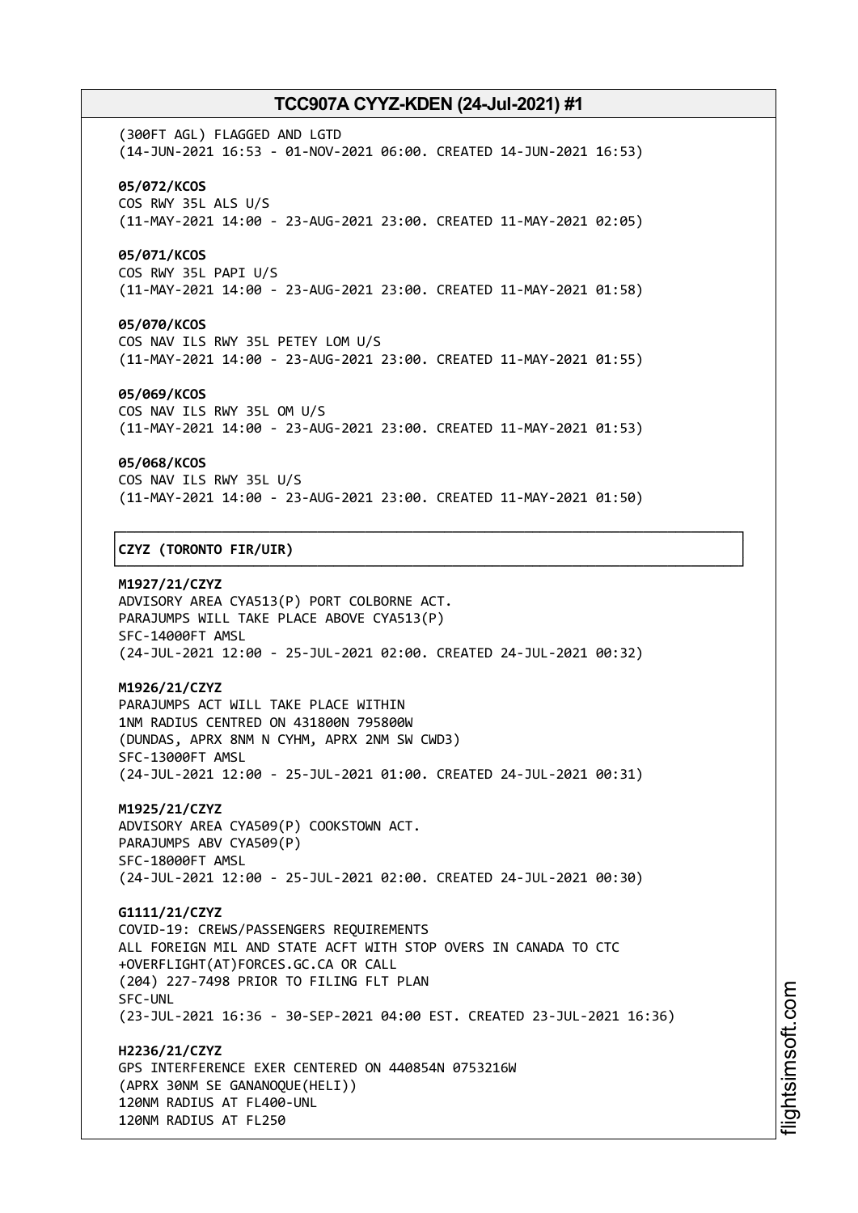(300FT AGL) FLAGGED AND LGTD
(14-JUN-2021 16:53 - 01-NOV-2021 06:00. CREATED 14-JUN-2021 16:53)

**05/072/KCOS**
COS RWY 35L ALS U/S
(11-MAY-2021 14:00 - 23-AUG-2021 23:00. CREATED 11-MAY-2021 02:05)

**05/071/KCOS**
COS RWY 35L PAPI U/S
(11-MAY-2021 14:00 - 23-AUG-2021 23:00. CREATED 11-MAY-2021 01:58)

**05/070/KCOS**
COS NAV ILS RWY 35L PETEY LOM U/S
(11-MAY-2021 14:00 - 23-AUG-2021 23:00. CREATED 11-MAY-2021 01:55)

**05/069/KCOS**
COS NAV ILS RWY 35L OM U/S
(11-MAY-2021 14:00 - 23-AUG-2021 23:00. CREATED 11-MAY-2021 01:53)

**05/068/KCOS**
COS NAV ILS RWY 35L U/S
(11-MAY-2021 14:00 - 23-AUG-2021 23:00. CREATED 11-MAY-2021 01:50)

**CZYZ (TORONTO FIR/UIR)**

**M1927/21/CZYZ**
ADVISORY AREA CYA513(P) PORT COLBORNE ACT.
PARAJUMPS WILL TAKE PLACE ABOVE CYA513(P)
SFC-14000FT AMSL
(24-JUL-2021 12:00 - 25-JUL-2021 02:00. CREATED 24-JUL-2021 00:32)

**M1926/21/CZYZ**
PARAJUMPS ACT WILL TAKE PLACE WITHIN
1NM RADIUS CENTRED ON 431800N 795800W
(DUNDAS, APRX 8NM N CYHM, APRX 2NM SW CWD3)
SFC-13000FT AMSL
(24-JUL-2021 12:00 - 25-JUL-2021 01:00. CREATED 24-JUL-2021 00:31)

**M1925/21/CZYZ**
ADVISORY AREA CYA509(P) COOKSTOWN ACT.
PARAJUMPS ABV CYA509(P)
SFC-18000FT AMSL
(24-JUL-2021 12:00 - 25-JUL-2021 02:00. CREATED 24-JUL-2021 00:30)

**G1111/21/CZYZ**
COVID-19: CREWS/PASSENGERS REQUIREMENTS
ALL FOREIGN MIL AND STATE ACFT WITH STOP OVERS IN CANADA TO CTC
+OVERFLIGHT(AT)FORCES.GC.CA OR CALL
(204) 227-7498 PRIOR TO FILING FLT PLAN
SFC-UNL
(23-JUL-2021 16:36 - 30-SEP-2021 04:00 EST. CREATED 23-JUL-2021 16:36)

**H2236/21/CZYZ**
GPS INTERFERENCE EXER CENTERED ON 440854N 0753216W
(APRX 30NM SE GANANOQUE(HELI))
120NM RADIUS AT FL400-UNL
120NM RADIUS AT FL250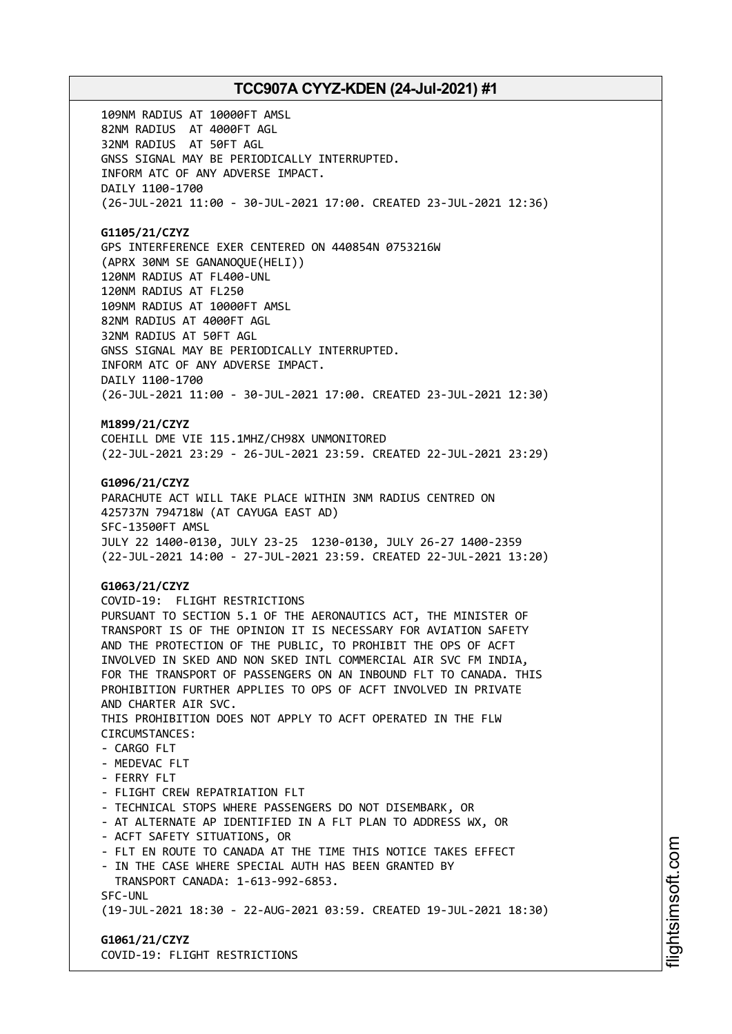109NM RADIUS AT 10000FT AMSL
82NM RADIUS AT 4000FT AGL
32NM RADIUS AT 50FT AGL
GNSS SIGNAL MAY BE PERIODICALLY INTERRUPTED.
INFORM ATC OF ANY ADVERSE IMPACT.
DAILY 1100-1700
(26-JUL-2021 11:00 - 30-JUL-2021 17:00. CREATED 23-JUL-2021 12:36)

**G1105/21/CZYZ**
GPS INTERFERENCE EXER CENTERED ON 440854N 0753216W
(APRX 30NM SE GANANOQUE(HELI))
120NM RADIUS AT FL400-UNL
120NM RADIUS AT FL250
109NM RADIUS AT 10000FT AMSL
82NM RADIUS AT 4000FT AGL
32NM RADIUS AT 50FT AGL
GNSS SIGNAL MAY BE PERIODICALLY INTERRUPTED.
INFORM ATC OF ANY ADVERSE IMPACT.
DAILY 1100-1700
(26-JUL-2021 11:00 - 30-JUL-2021 17:00. CREATED 23-JUL-2021 12:30)

**M1899/21/CZYZ**
COEHILL DME VIE 115.1MHZ/CH98X UNMONITORED
(22-JUL-2021 23:29 - 26-JUL-2021 23:59. CREATED 22-JUL-2021 23:29)

**G1096/21/CZYZ**
PARACHUTE ACT WILL TAKE PLACE WITHIN 3NM RADIUS CENTRED ON
425737N 794718W (AT CAYUGA EAST AD)
SFC-13500FT AMSL
JULY 22 1400-0130, JULY 23-25 1230-0130, JULY 26-27 1400-2359
(22-JUL-2021 14:00 - 27-JUL-2021 23:59. CREATED 22-JUL-2021 13:20)

**G1063/21/CZYZ**
COVID-19: FLIGHT RESTRICTIONS
PURSUANT TO SECTION 5.1 OF THE AERONAUTICS ACT, THE MINISTER OF
TRANSPORT IS OF THE OPINION IT IS NECESSARY FOR AVIATION SAFETY
AND THE PROTECTION OF THE PUBLIC, TO PROHIBIT THE OPS OF ACFT
INVOLVED IN SKED AND NON SKED INTL COMMERCIAL AIR SVC FM INDIA,
FOR THE TRANSPORT OF PASSENGERS ON AN INBOUND FLT TO CANADA. THIS
PROHIBITION FURTHER APPLIES TO OPS OF ACFT INVOLVED IN PRIVATE
AND CHARTER AIR SVC.
THIS PROHIBITION DOES NOT APPLY TO ACFT OPERATED IN THE FLW
CIRCUMSTANCES:
- CARGO FLT
- MEDEVAC FLT
- FERRY FLT
- FLIGHT CREW REPATRIATION FLT
- TECHNICAL STOPS WHERE PASSENGERS DO NOT DISEMBARK, OR
- AT ALTERNATE AP IDENTIFIED IN A FLT PLAN TO ADDRESS WX, OR
- ACFT SAFETY SITUATIONS, OR
- FLT EN ROUTE TO CANADA AT THE TIME THIS NOTICE TAKES EFFECT
- IN THE CASE WHERE SPECIAL AUTH HAS BEEN GRANTED BY
  TRANSPORT CANADA: 1-613-992-6853.

SFC-UNL
(19-JUL-2021 18:30 - 22-AUG-2021 03:59. CREATED 19-JUL-2021 18:30)

**G1061/21/CZYZ**
COVID-19: FLIGHT RESTRICTIONS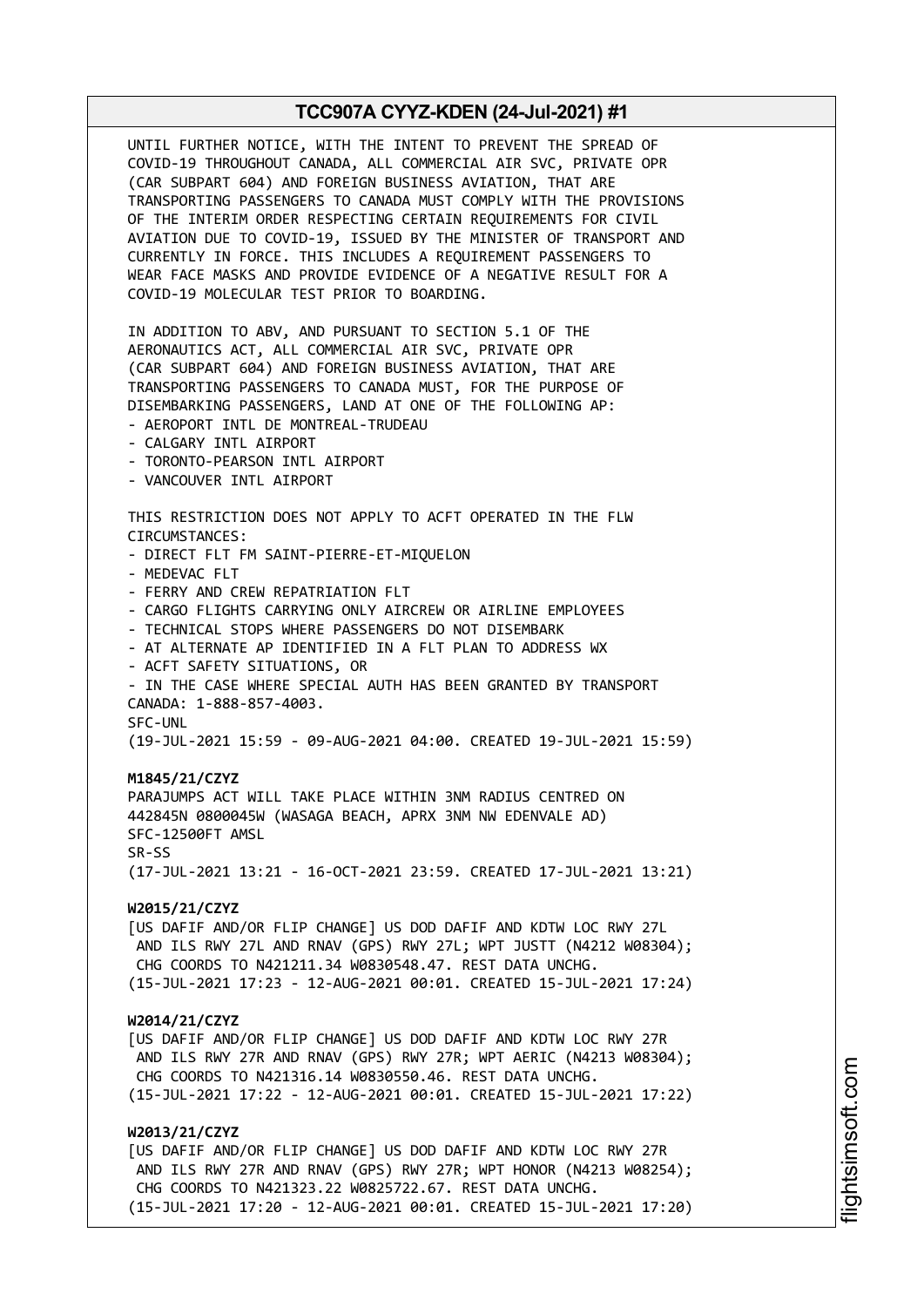UNTIL FURTHER NOTICE, WITH THE INTENT TO PREVENT THE SPREAD OF COVID-19 THROUGHOUT CANADA, ALL COMMERCIAL AIR SVC, PRIVATE OPR (CAR SUBPART 604) AND FOREIGN BUSINESS AVIATION, THAT ARE TRANSPORTING PASSENGERS TO CANADA MUST COMPLY WITH THE PROVISIONS OF THE INTERIM ORDER RESPECTING CERTAIN REQUIREMENTS FOR CIVIL AVIATION DUE TO COVID-19, ISSUED BY THE MINISTER OF TRANSPORT AND CURRENTLY IN FORCE. THIS INCLUDES A REQUIREMENT PASSENGERS TO WEAR FACE MASKS AND PROVIDE EVIDENCE OF A NEGATIVE RESULT FOR A COVID-19 MOLECULAR TEST PRIOR TO BOARDING.

IN ADDITION TO ABV, AND PURSUANT TO SECTION 5.1 OF THE AERONAUTICS ACT, ALL COMMERCIAL AIR SVC, PRIVATE OPR (CAR SUBPART 604) AND FOREIGN BUSINESS AVIATION, THAT ARE TRANSPORTING PASSENGERS TO CANADA MUST, FOR THE PURPOSE OF DISEMBARKING PASSENGERS, LAND AT ONE OF THE FOLLOWING AP:
- AEROPORT INTL DE MONTREAL-TRUDEAU
- CALGARY INTL AIRPORT
- TORONTO-PEARSON INTL AIRPORT
- VANCOUVER INTL AIRPORT

THIS RESTRICTION DOES NOT APPLY TO ACFT OPERATED IN THE FLW CIRCUMSTANCES:
- DIRECT FLT FM SAINT-PIERRE-ET-MIQUELON
- MEDEVAC FLT
- FERRY AND CREW REPATRIATION FLT
- CARGO FLIGHTS CARRYING ONLY AIRCREW OR AIRLINE EMPLOYEES
- TECHNICAL STOPS WHERE PASSENGERS DO NOT DISEMBARK
- AT ALTERNATE AP IDENTIFIED IN A FLT PLAN TO ADDRESS WX
- ACFT SAFETY SITUATIONS, OR
- IN THE CASE WHERE SPECIAL AUTH HAS BEEN GRANTED BY TRANSPORT CANADA: 1-888-857-4003.

SFC-UNL
(19-JUL-2021 15:59 - 09-AUG-2021 04:00. CREATED 19-JUL-2021 15:59)

**M1845/21/CZYZ**
PARAJUMPS ACT WILL TAKE PLACE WITHIN 3NM RADIUS CENTRED ON 442845N 0800045W (WASAGA BEACH, APRX 3NM NW EDENVALE AD)
SFC-12500FT AMSL
SR-SS
(17-JUL-2021 13:21 - 16-OCT-2021 23:59. CREATED 17-JUL-2021 13:21)

**W2015/21/CZYZ**
[US DAFIF AND/OR FLIP CHANGE] US DOD DAFIF AND KDTW LOC RWY 27L AND ILS RWY 27L AND RNAV (GPS) RWY 27L; WPT JUSTT (N4212 W08304); CHG COORDS TO N421211.34 W0830548.47. REST DATA UNCHG.
(15-JUL-2021 17:23 - 12-AUG-2021 00:01. CREATED 15-JUL-2021 17:24)

**W2014/21/CZYZ**
[US DAFIF AND/OR FLIP CHANGE] US DOD DAFIF AND KDTW LOC RWY 27R AND ILS RWY 27R AND RNAV (GPS) RWY 27R; WPT AERIC (N4213 W08304); CHG COORDS TO N421316.14 W0830550.46. REST DATA UNCHG.
(15-JUL-2021 17:22 - 12-AUG-2021 00:01. CREATED 15-JUL-2021 17:22)

**W2013/21/CZYZ**
[US DAFIF AND/OR FLIP CHANGE] US DOD DAFIF AND KDTW LOC RWY 27R AND ILS RWY 27R AND RNAV (GPS) RWY 27R; WPT HONOR (N4213 W08254); CHG COORDS TO N421323.22 W0825722.67. REST DATA UNCHG.
(15-JUL-2021 17:20 - 12-AUG-2021 00:01. CREATED 15-JUL-2021 17:20)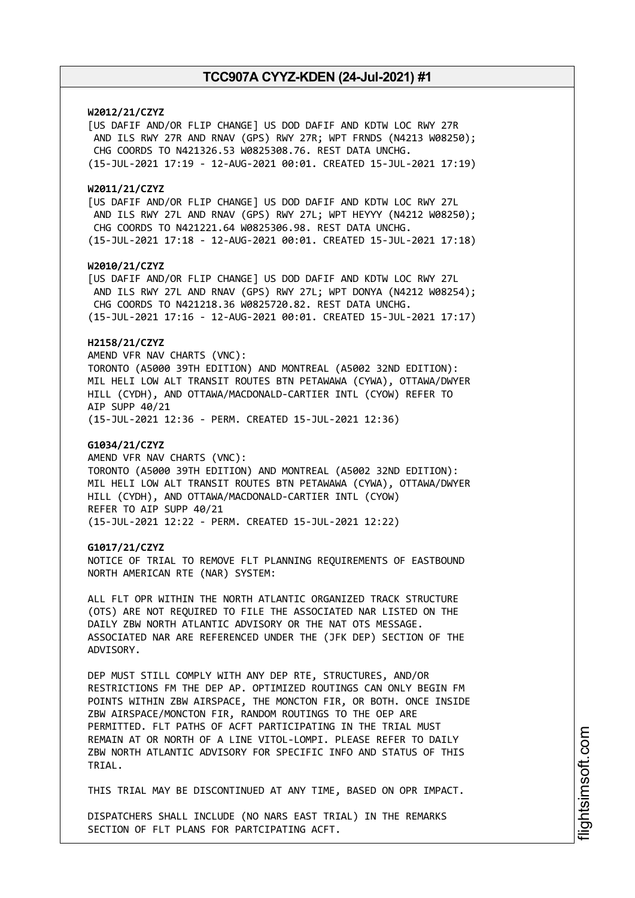**W2012/21/CZYZ**
[US DAFIF AND/OR FLIP CHANGE] US DOD DAFIF AND KDTW LOC RWY 27R AND ILS RWY 27R AND RNAV (GPS) RWY 27R; WPT FRNDS (N4213 W08250); CHG COORDS TO N421326.53 W0825308.76. REST DATA UNCHG.
(15-JUL-2021 17:19 - 12-AUG-2021 00:01. CREATED 15-JUL-2021 17:19)

**W2011/21/CZYZ**
[US DAFIF AND/OR FLIP CHANGE] US DOD DAFIF AND KDTW LOC RWY 27L AND ILS RWY 27L AND RNAV (GPS) RWY 27L; WPT HEYYY (N4212 W08250); CHG COORDS TO N421221.64 W0825306.98. REST DATA UNCHG.
(15-JUL-2021 17:18 - 12-AUG-2021 00:01. CREATED 15-JUL-2021 17:18)

**W2010/21/CZYZ**
[US DAFIF AND/OR FLIP CHANGE] US DOD DAFIF AND KDTW LOC RWY 27L AND ILS RWY 27L AND RNAV (GPS) RWY 27L; WPT DONYA (N4212 W08254); CHG COORDS TO N421218.36 W0825720.82. REST DATA UNCHG.
(15-JUL-2021 17:16 - 12-AUG-2021 00:01. CREATED 15-JUL-2021 17:17)

**H2158/21/CZYZ**
AMEND VFR NAV CHARTS (VNC):
TORONTO (A5000 39TH EDITION) AND MONTREAL (A5002 32ND EDITION):
MIL HELI LOW ALT TRANSIT ROUTES BTN PETAWAWA (CYWA), OTTAWA/DWYER HILL (CYDH), AND OTTAWA/MACDONALD-CARTIER INTL (CYOW) REFER TO AIP SUPP 40/21
(15-JUL-2021 12:36 - PERM. CREATED 15-JUL-2021 12:36)

**G1034/21/CZYZ**
AMEND VFR NAV CHARTS (VNC):
TORONTO (A5000 39TH EDITION) AND MONTREAL (A5002 32ND EDITION):
MIL HELI LOW ALT TRANSIT ROUTES BTN PETAWAWA (CYWA), OTTAWA/DWYER HILL (CYDH), AND OTTAWA/MACDONALD-CARTIER INTL (CYOW) REFER TO AIP SUPP 40/21
(15-JUL-2021 12:22 - PERM. CREATED 15-JUL-2021 12:22)

**G1017/21/CZYZ**
NOTICE OF TRIAL TO REMOVE FLT PLANNING REQUIREMENTS OF EASTBOUND NORTH AMERICAN RTE (NAR) SYSTEM:

ALL FLT OPR WITHIN THE NORTH ATLANTIC ORGANIZED TRACK STRUCTURE (OTS) ARE NOT REQUIRED TO FILE THE ASSOCIATED NAR LISTED ON THE DAILY ZBW NORTH ATLANTIC ADVISORY OR THE NAT OTS MESSAGE. ASSOCIATED NAR ARE REFERENCED UNDER THE (JFK DEP) SECTION OF THE ADVISORY.

DEP MUST STILL COMPLY WITH ANY DEP RTE, STRUCTURES, AND/OR RESTRICTIONS FM THE DEP AP. OPTIMIZED ROUTINGS CAN ONLY BEGIN FM POINTS WITHIN ZBW AIRSPACE, THE MONCTON FIR, OR BOTH. ONCE INSIDE ZBW AIRSPACE/MONCTON FIR, RANDOM ROUTINGS TO THE OEP ARE PERMITTED. FLT PATHS OF ACFT PARTICIPATING IN THE TRIAL MUST REMAIN AT OR NORTH OF A LINE VITOL-LOMPI. PLEASE REFER TO DAILY ZBW NORTH ATLANTIC ADVISORY FOR SPECIFIC INFO AND STATUS OF THIS TRIAL.

THIS TRIAL MAY BE DISCONTINUED AT ANY TIME, BASED ON OPR IMPACT.

DISPATCHERS SHALL INCLUDE (NO NARS EAST TRIAL) IN THE REMARKS SECTION OF FLT PLANS FOR PARTCIPATING ACFT.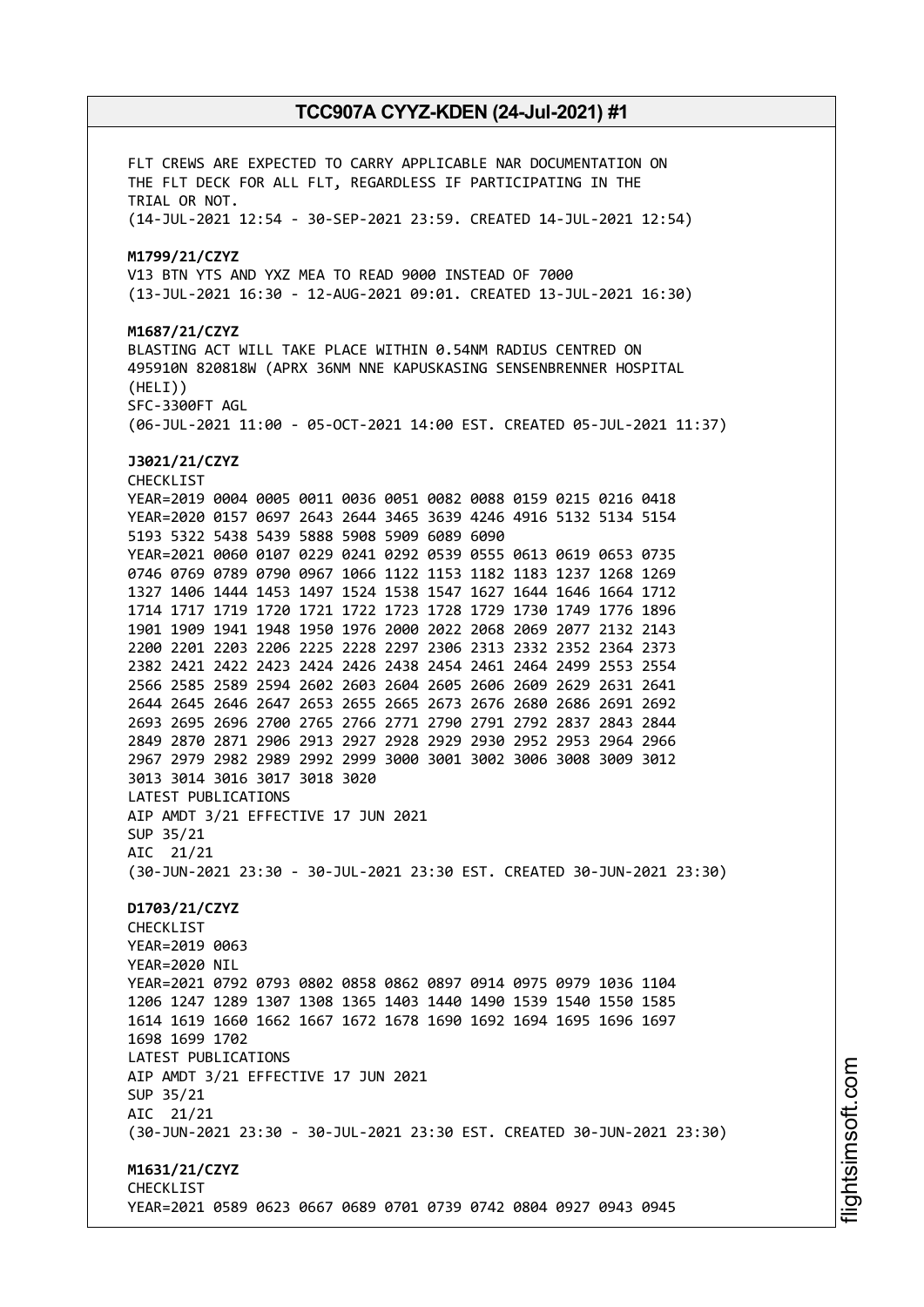FLT CREWS ARE EXPECTED TO CARRY APPLICABLE NAR DOCUMENTATION ON THE FLT DECK FOR ALL FLT, REGARDLESS IF PARTICIPATING IN THE TRIAL OR NOT.
(14-JUL-2021 12:54 - 30-SEP-2021 23:59. CREATED 14-JUL-2021 12:54)

**M1799/21/CZYZ**
V13 BTN YTS AND YXZ MEA TO READ 9000 INSTEAD OF 7000
(13-JUL-2021 16:30 - 12-AUG-2021 09:01. CREATED 13-JUL-2021 16:30)

**M1687/21/CZYZ**
BLASTING ACT WILL TAKE PLACE WITHIN 0.54NM RADIUS CENTRED ON 495910N 820818W (APRX 36NM NNE KAPUSKASING SENSENBRENNER HOSPITAL (HELI))
SFC-3300FT AGL
(06-JUL-2021 11:00 - 05-OCT-2021 14:00 EST. CREATED 05-JUL-2021 11:37)

**J3021/21/CZYZ**
CHECKLIST
YEAR=2019 0004 0005 0011 0036 0051 0082 0088 0159 0215 0216 0418
YEAR=2020 0157 0697 2643 2644 3465 3639 4246 4916 5132 5134 5154 5193 5322 5438 5439 5888 5908 5909 6089 6090
YEAR=2021 0060 0107 0229 0241 0292 0539 0555 0613 0619 0653 0735 0746 0769 0789 0790 0967 1066 1122 1153 1182 1183 1237 1268 1269 1327 1406 1444 1453 1497 1524 1538 1547 1627 1644 1646 1664 1712 1714 1717 1719 1720 1721 1722 1723 1728 1729 1730 1749 1776 1896 1901 1909 1941 1948 1950 1976 2000 2022 2068 2069 2077 2132 2143 2200 2201 2203 2206 2225 2228 2297 2306 2313 2332 2352 2364 2373 2382 2421 2422 2423 2424 2426 2438 2454 2461 2464 2499 2553 2554 2566 2585 2589 2594 2602 2603 2604 2605 2606 2609 2629 2631 2641 2644 2645 2646 2647 2653 2655 2665 2673 2676 2680 2686 2691 2692 2693 2695 2696 2700 2765 2766 2771 2790 2791 2792 2837 2843 2844 2849 2870 2871 2906 2913 2927 2928 2929 2930 2952 2953 2964 2966 2967 2979 2982 2989 2992 2999 3000 3001 3002 3006 3008 3009 3012 3013 3014 3016 3017 3018 3020
LATEST PUBLICATIONS
AIP AMDT 3/21 EFFECTIVE 17 JUN 2021
SUP 35/21
AIC 21/21
(30-JUN-2021 23:30 - 30-JUL-2021 23:30 EST. CREATED 30-JUN-2021 23:30)

**D1703/21/CZYZ**
CHECKLIST
YEAR=2019 0063
YEAR=2020 NIL
YEAR=2021 0792 0793 0802 0858 0862 0897 0914 0975 0979 1036 1104 1206 1247 1289 1307 1308 1365 1403 1440 1490 1539 1540 1550 1585 1614 1619 1660 1662 1667 1672 1678 1690 1692 1694 1695 1696 1697 1698 1699 1702
LATEST PUBLICATIONS
AIP AMDT 3/21 EFFECTIVE 17 JUN 2021
SUP 35/21
AIC 21/21
(30-JUN-2021 23:30 - 30-JUL-2021 23:30 EST. CREATED 30-JUN-2021 23:30)

**M1631/21/CZYZ**
CHECKLIST
YEAR=2021 0589 0623 0667 0689 0701 0739 0742 0804 0927 0943 0945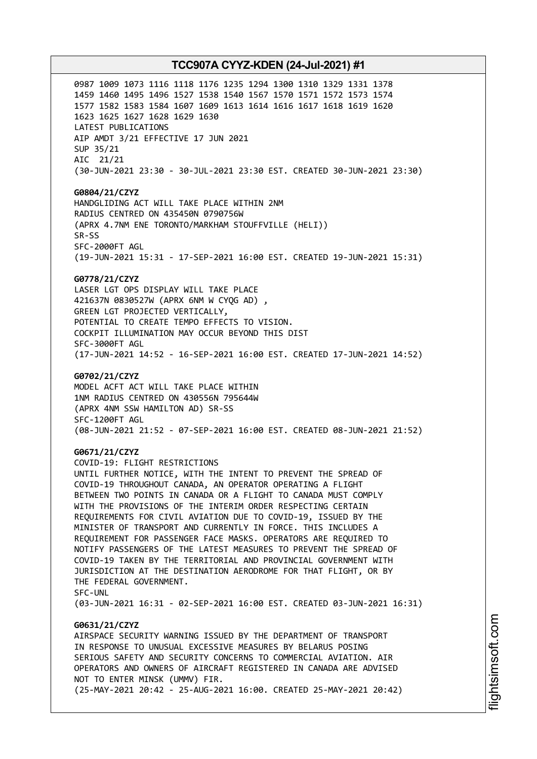0987 1009 1073 1116 1118 1176 1235 1294 1300 1310 1329 1331 1378
1459 1460 1495 1496 1527 1538 1540 1567 1570 1571 1572 1573 1574
1577 1582 1583 1584 1607 1609 1613 1614 1616 1617 1618 1619 1620
1623 1625 1627 1628 1629 1630
LATEST PUBLICATIONS
AIP AMDT 3/21 EFFECTIVE 17 JUN 2021
SUP 35/21
AIC 21/21
(30-JUN-2021 23:30 - 30-JUL-2021 23:30 EST. CREATED 30-JUN-2021 23:30)

**G0804/21/CZYZ**
HANDGLIDING ACT WILL TAKE PLACE WITHIN 2NM
RADIUS CENTRED ON 435450N 0790756W
(APRX 4.7NM ENE TORONTO/MARKHAM STOUFFVILLE (HELI))
SR-SS
SFC-2000FT AGL
(19-JUN-2021 15:31 - 17-SEP-2021 16:00 EST. CREATED 19-JUN-2021 15:31)

**G0778/21/CZYZ**
LASER LGT OPS DISPLAY WILL TAKE PLACE
421637N 0830527W (APRX 6NM W CYQG AD) ,
GREEN LGT PROJECTED VERTICALLY,
POTENTIAL TO CREATE TEMPO EFFECTS TO VISION.
COCKPIT ILLUMINATION MAY OCCUR BEYOND THIS DIST
SFC-3000FT AGL
(17-JUN-2021 14:52 - 16-SEP-2021 16:00 EST. CREATED 17-JUN-2021 14:52)

**G0702/21/CZYZ**
MODEL ACFT ACT WILL TAKE PLACE WITHIN
1NM RADIUS CENTRED ON 430556N 795644W
(APRX 4NM SSW HAMILTON AD) SR-SS
SFC-1200FT AGL
(08-JUN-2021 21:52 - 07-SEP-2021 16:00 EST. CREATED 08-JUN-2021 21:52)

**G0671/21/CZYZ**
COVID-19: FLIGHT RESTRICTIONS
UNTIL FURTHER NOTICE, WITH THE INTENT TO PREVENT THE SPREAD OF
COVID-19 THROUGHOUT CANADA, AN OPERATOR OPERATING A FLIGHT
BETWEEN TWO POINTS IN CANADA OR A FLIGHT TO CANADA MUST COMPLY
WITH THE PROVISIONS OF THE INTERIM ORDER RESPECTING CERTAIN
REQUIREMENTS FOR CIVIL AVIATION DUE TO COVID-19, ISSUED BY THE
MINISTER OF TRANSPORT AND CURRENTLY IN FORCE. THIS INCLUDES A
REQUIREMENT FOR PASSENGER FACE MASKS. OPERATORS ARE REQUIRED TO
NOTIFY PASSENGERS OF THE LATEST MEASURES TO PREVENT THE SPREAD OF
COVID-19 TAKEN BY THE TERRITORIAL AND PROVINCIAL GOVERNMENT WITH
JURISDICTION AT THE DESTINATION AERODROME FOR THAT FLIGHT, OR BY
THE FEDERAL GOVERNMENT.
SFC-UNL
(03-JUN-2021 16:31 - 02-SEP-2021 16:00 EST. CREATED 03-JUN-2021 16:31)

**G0631/21/CZYZ**
AIRSPACE SECURITY WARNING ISSUED BY THE DEPARTMENT OF TRANSPORT
IN RESPONSE TO UNUSUAL EXCESSIVE MEASURES BY BELARUS POSING
SERIOUS SAFETY AND SECURITY CONCERNS TO COMMERCIAL AVIATION. AIR
OPERATORS AND OWNERS OF AIRCRAFT REGISTERED IN CANADA ARE ADVISED
NOT TO ENTER MINSK (UMMV) FIR.
(25-MAY-2021 20:42 - 25-AUG-2021 16:00. CREATED 25-MAY-2021 20:42)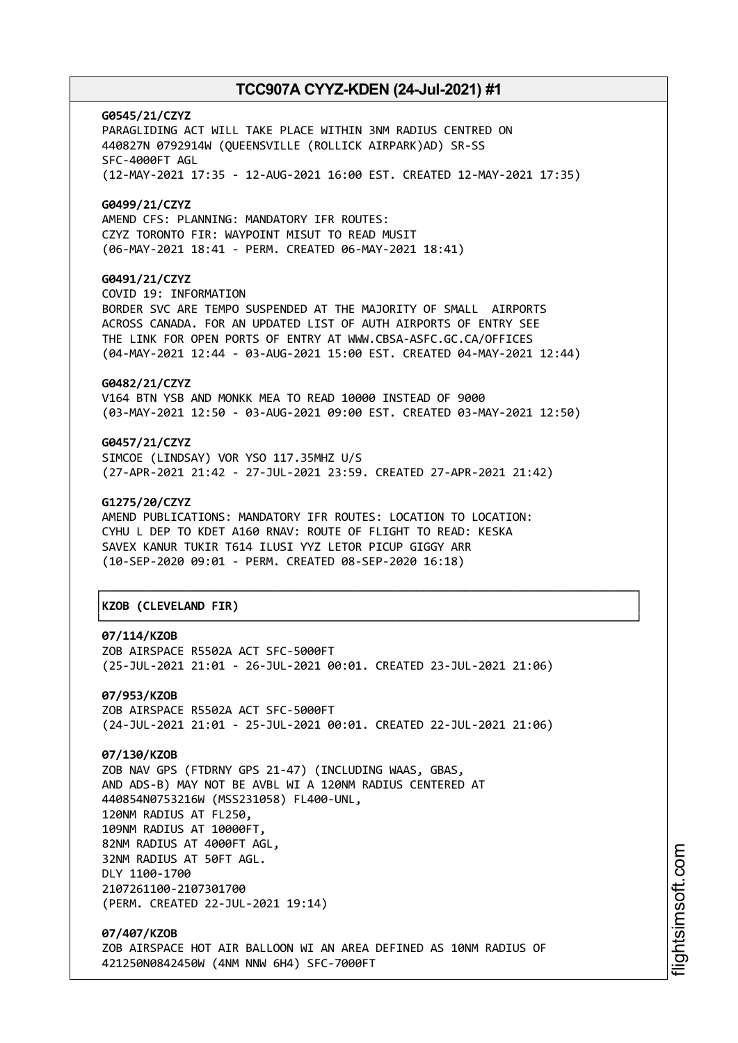**G0545/21/CZYZ**
PARAGLIDING ACT WILL TAKE PLACE WITHIN 3NM RADIUS CENTRED ON
440827N 0792914W (QUEENSVILLE (ROLLICK AIRPARK)AD) SR-SS
SFC-4000FT AGL
(12-MAY-2021 17:35 - 12-AUG-2021 16:00 EST. CREATED 12-MAY-2021 17:35)

**G0499/21/CZYZ**
AMEND CFS: PLANNING: MANDATORY IFR ROUTES:
CZYZ TORONTO FIR: WAYPOINT MISUT TO READ MUSIT
(06-MAY-2021 18:41 - PERM. CREATED 06-MAY-2021 18:41)

**G0491/21/CZYZ**
COVID 19: INFORMATION
BORDER SVC ARE TEMPO SUSPENDED AT THE MAJORITY OF SMALL AIRPORTS
ACROSS CANADA. FOR AN UPDATED LIST OF AUTH AIRPORTS OF ENTRY SEE
THE LINK FOR OPEN PORTS OF ENTRY AT WWW.CBSA-ASFC.GC.CA/OFFICES
(04-MAY-2021 12:44 - 03-AUG-2021 15:00 EST. CREATED 04-MAY-2021 12:44)

**G0482/21/CZYZ**
V164 BTN YSB AND MONKK MEA TO READ 10000 INSTEAD OF 9000
(03-MAY-2021 12:50 - 03-AUG-2021 09:00 EST. CREATED 03-MAY-2021 12:50)

**G0457/21/CZYZ**
SIMCOE (LINDSAY) VOR YSO 117.35MHZ U/S
(27-APR-2021 21:42 - 27-JUL-2021 23:59. CREATED 27-APR-2021 21:42)

**G1275/20/CZYZ**
AMEND PUBLICATIONS: MANDATORY IFR ROUTES: LOCATION TO LOCATION:
CYHU L DEP TO KDET A160 RNAV: ROUTE OF FLIGHT TO READ: KESKA
SAVEX KANUR TUKIR T614 ILUSI YYZ LETOR PICUP GIGGY ARR
(10-SEP-2020 09:01 - PERM. CREATED 08-SEP-2020 16:18)

**KZOB (CLEVELAND FIR)**

**07/114/KZOB**
ZOB AIRSPACE R5502A ACT SFC-5000FT
(25-JUL-2021 21:01 - 26-JUL-2021 00:01. CREATED 23-JUL-2021 21:06)

**07/953/KZOB**
ZOB AIRSPACE R5502A ACT SFC-5000FT
(24-JUL-2021 21:01 - 25-JUL-2021 00:01. CREATED 22-JUL-2021 21:06)

**07/130/KZOB**
ZOB NAV GPS (FTDRNY GPS 21-47) (INCLUDING WAAS, GBAS,
AND ADS-B) MAY NOT BE AVBL WI A 120NM RADIUS CENTERED AT
440854N0753216W (MSS231058) FL400-UNL,
120NM RADIUS AT FL250,
109NM RADIUS AT 10000FT,
82NM RADIUS AT 4000FT AGL,
32NM RADIUS AT 50FT AGL.
DLY 1100-1700
2107261100-2107301700
(PERM. CREATED 22-JUL-2021 19:14)

**07/407/KZOB**
ZOB AIRSPACE HOT AIR BALLOON WI AN AREA DEFINED AS 10NM RADIUS OF
421250N0842450W (4NM NNW 6H4) SFC-7000FT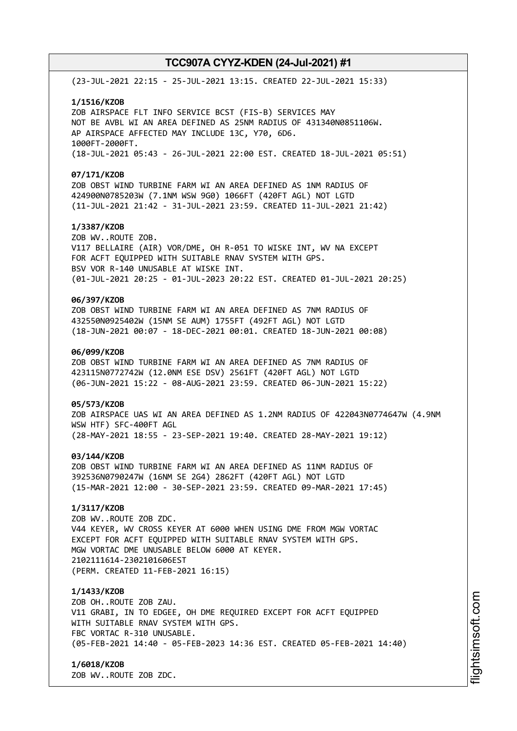(23-JUL-2021 22:15 - 25-JUL-2021 13:15. CREATED 22-JUL-2021 15:33)

**1/1516/KZOB**
ZOB AIRSPACE FLT INFO SERVICE BCST (FIS-B) SERVICES MAY
NOT BE AVBL WI AN AREA DEFINED AS 25NM RADIUS OF 431340N0851106W.
AP AIRSPACE AFFECTED MAY INCLUDE 13C, Y70, 6D6.
1000FT-2000FT.
(18-JUL-2021 05:43 - 26-JUL-2021 22:00 EST. CREATED 18-JUL-2021 05:51)

**07/171/KZOB**
ZOB OBST WIND TURBINE FARM WI AN AREA DEFINED AS 1NM RADIUS OF
424900N0785203W (7.1NM WSW 9G0) 1066FT (420FT AGL) NOT LGTD
(11-JUL-2021 21:42 - 31-JUL-2021 23:59. CREATED 11-JUL-2021 21:42)

**1/3387/KZOB**
ZOB WV..ROUTE ZOB.
V117 BELLAIRE (AIR) VOR/DME, OH R-051 TO WISKE INT, WV NA EXCEPT
FOR ACFT EQUIPPED WITH SUITABLE RNAV SYSTEM WITH GPS.
BSV VOR R-140 UNUSABLE AT WISKE INT.
(01-JUL-2021 20:25 - 01-JUL-2023 20:22 EST. CREATED 01-JUL-2021 20:25)

**06/397/KZOB**
ZOB OBST WIND TURBINE FARM WI AN AREA DEFINED AS 7NM RADIUS OF
432550N0925402W (15NM SE AUM) 1755FT (492FT AGL) NOT LGTD
(18-JUN-2021 00:07 - 18-DEC-2021 00:01. CREATED 18-JUN-2021 00:08)

**06/099/KZOB**
ZOB OBST WIND TURBINE FARM WI AN AREA DEFINED AS 7NM RADIUS OF
423115N0772742W (12.0NM ESE DSV) 2561FT (420FT AGL) NOT LGTD
(06-JUN-2021 15:22 - 08-AUG-2021 23:59. CREATED 06-JUN-2021 15:22)

**05/573/KZOB**
ZOB AIRSPACE UAS WI AN AREA DEFINED AS 1.2NM RADIUS OF 422043N0774647W (4.9NM
WSW HTF) SFC-400FT AGL
(28-MAY-2021 18:55 - 23-SEP-2021 19:40. CREATED 28-MAY-2021 19:12)

**03/144/KZOB**
ZOB OBST WIND TURBINE FARM WI AN AREA DEFINED AS 11NM RADIUS OF
392536N0790247W (16NM SE 2G4) 2862FT (420FT AGL) NOT LGTD
(15-MAR-2021 12:00 - 30-SEP-2021 23:59. CREATED 09-MAR-2021 17:45)

**1/3117/KZOB**
ZOB WV..ROUTE ZOB ZDC.
V44 KEYER, WV CROSS KEYER AT 6000 WHEN USING DME FROM MGW VORTAC
EXCEPT FOR ACFT EQUIPPED WITH SUITABLE RNAV SYSTEM WITH GPS.
MGW VORTAC DME UNUSABLE BELOW 6000 AT KEYER.
2102111614-2302101606EST
(PERM. CREATED 11-FEB-2021 16:15)

**1/1433/KZOB**
ZOB OH..ROUTE ZOB ZAU.
V11 GRABI, IN TO EDGEE, OH DME REQUIRED EXCEPT FOR ACFT EQUIPPED
WITH SUITABLE RNAV SYSTEM WITH GPS.
FBC VORTAC R-310 UNUSABLE.
(05-FEB-2021 14:40 - 05-FEB-2023 14:36 EST. CREATED 05-FEB-2021 14:40)

**1/6018/KZOB**
ZOB WV..ROUTE ZOB ZDC.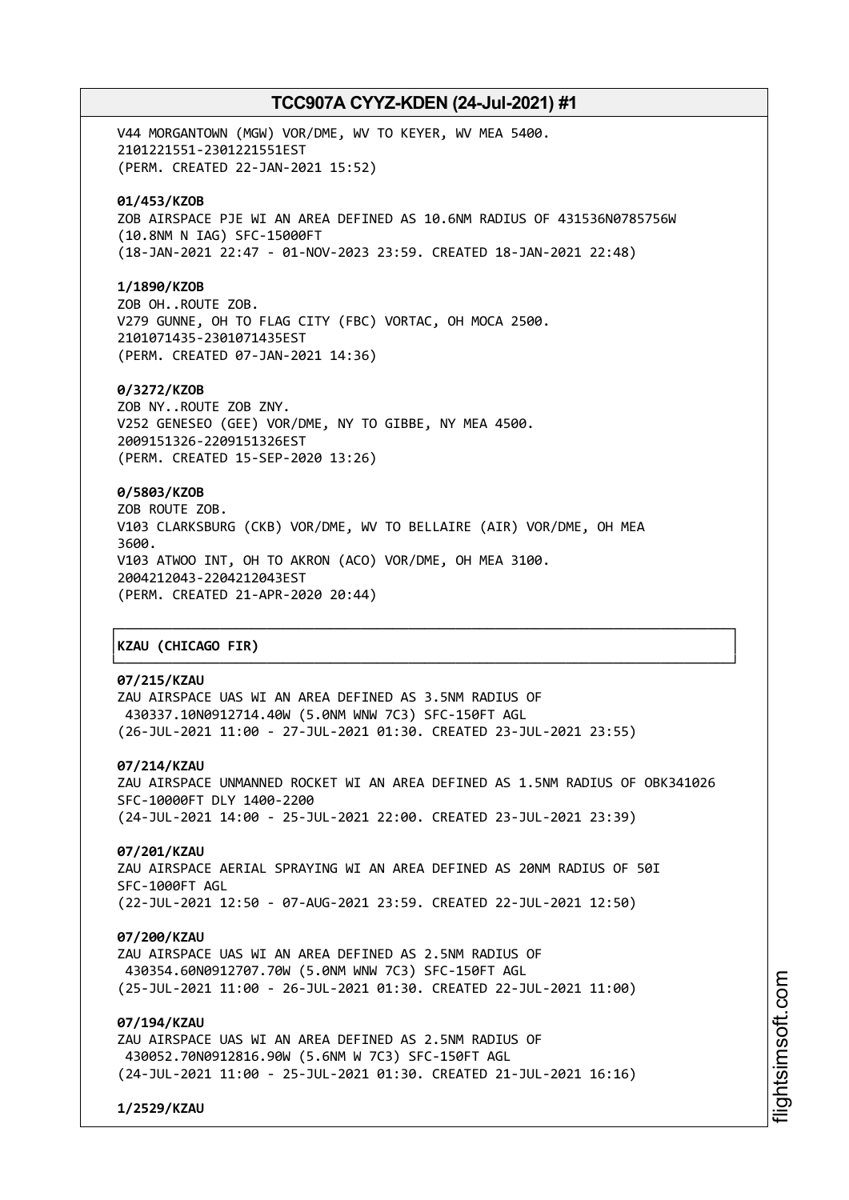V44 MORGANTOWN (MGW) VOR/DME, WV TO KEYER, WV MEA 5400.
2101221551-2301221551EST
(PERM. CREATED 22-JAN-2021 15:52)

**01/453/KZOB**
ZOB AIRSPACE PJE WI AN AREA DEFINED AS 10.6NM RADIUS OF 431536N0785756W
(10.8NM N IAG) SFC-15000FT
(18-JAN-2021 22:47 - 01-NOV-2023 23:59. CREATED 18-JAN-2021 22:48)

**1/1890/KZOB**
ZOB OH..ROUTE ZOB.
V279 GUNNE, OH TO FLAG CITY (FBC) VORTAC, OH MOCA 2500.
2101071435-2301071435EST
(PERM. CREATED 07-JAN-2021 14:36)

**0/3272/KZOB**
ZOB NY..ROUTE ZOB ZNY.
V252 GENESEO (GEE) VOR/DME, NY TO GIBBE, NY MEA 4500.
2009151326-2209151326EST
(PERM. CREATED 15-SEP-2020 13:26)

**0/5803/KZOB**
ZOB ROUTE ZOB.
V103 CLARKSBURG (CKB) VOR/DME, WV TO BELLAIRE (AIR) VOR/DME, OH MEA
3600.
V103 ATWOO INT, OH TO AKRON (ACO) VOR/DME, OH MEA 3100.
2004212043-2204212043EST
(PERM. CREATED 21-APR-2020 20:44)

## KZAU (CHICAGO FIR)

**07/215/KZAU**
ZAU AIRSPACE UAS WI AN AREA DEFINED AS 3.5NM RADIUS OF
430337.10N0912714.40W (5.0NM WNW 7C3) SFC-150FT AGL
(26-JUL-2021 11:00 - 27-JUL-2021 01:30. CREATED 23-JUL-2021 23:55)

**07/214/KZAU**
ZAU AIRSPACE UNMANNED ROCKET WI AN AREA DEFINED AS 1.5NM RADIUS OF OBK341026
SFC-10000FT DLY 1400-2200
(24-JUL-2021 14:00 - 25-JUL-2021 22:00. CREATED 23-JUL-2021 23:39)

**07/201/KZAU**
ZAU AIRSPACE AERIAL SPRAYING WI AN AREA DEFINED AS 20NM RADIUS OF 50I
SFC-1000FT AGL
(22-JUL-2021 12:50 - 07-AUG-2021 23:59. CREATED 22-JUL-2021 12:50)

**07/200/KZAU**
ZAU AIRSPACE UAS WI AN AREA DEFINED AS 2.5NM RADIUS OF
430354.60N0912707.70W (5.0NM WNW 7C3) SFC-150FT AGL
(25-JUL-2021 11:00 - 26-JUL-2021 01:30. CREATED 22-JUL-2021 11:00)

**07/194/KZAU**
ZAU AIRSPACE UAS WI AN AREA DEFINED AS 2.5NM RADIUS OF
430052.70N0912816.90W (5.6NM W 7C3) SFC-150FT AGL
(24-JUL-2021 11:00 - 25-JUL-2021 01:30. CREATED 21-JUL-2021 16:16)

**1/2529/KZAU**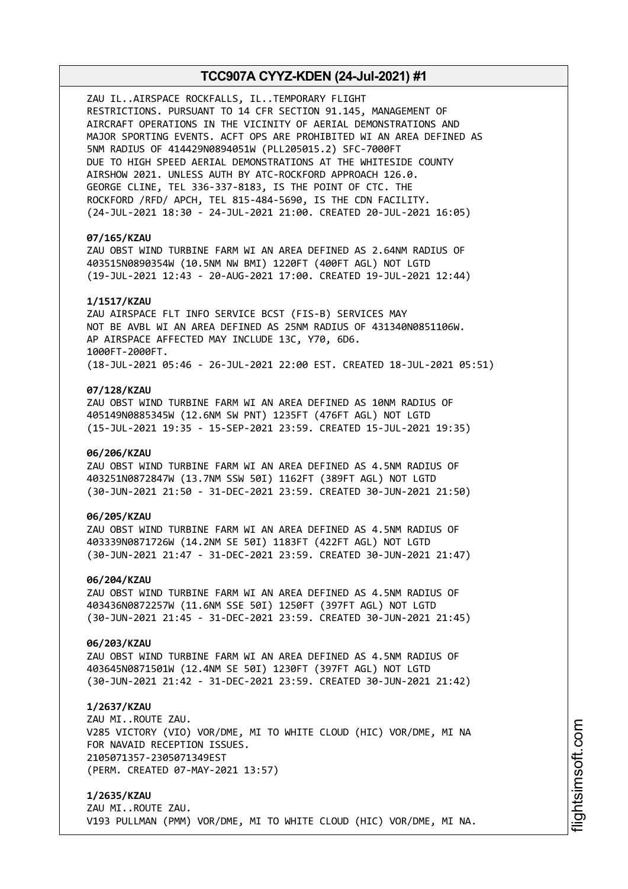ZAU IL..AIRSPACE ROCKFALLS, IL..TEMPORARY FLIGHT RESTRICTIONS. PURSUANT TO 14 CFR SECTION 91.145, MANAGEMENT OF AIRCRAFT OPERATIONS IN THE VICINITY OF AERIAL DEMONSTRATIONS AND MAJOR SPORTING EVENTS. ACFT OPS ARE PROHIBITED WI AN AREA DEFINED AS 5NM RADIUS OF 414429N0894051W (PLL205015.2) SFC-7000FT DUE TO HIGH SPEED AERIAL DEMONSTRATIONS AT THE WHITESIDE COUNTY AIRSHOW 2021. UNLESS AUTH BY ATC-ROCKFORD APPROACH 126.0. GEORGE CLINE, TEL 336-337-8183, IS THE POINT OF CTC. THE ROCKFORD /RFD/ APCH, TEL 815-484-5690, IS THE CDN FACILITY.
(24-JUL-2021 18:30 - 24-JUL-2021 21:00. CREATED 20-JUL-2021 16:05)

**07/165/KZAU**
ZAU OBST WIND TURBINE FARM WI AN AREA DEFINED AS 2.64NM RADIUS OF 403515N0890354W (10.5NM NW BMI) 1220FT (400FT AGL) NOT LGTD
(19-JUL-2021 12:43 - 20-AUG-2021 17:00. CREATED 19-JUL-2021 12:44)

**1/1517/KZAU**
ZAU AIRSPACE FLT INFO SERVICE BCST (FIS-B) SERVICES MAY NOT BE AVBL WI AN AREA DEFINED AS 25NM RADIUS OF 431340N0851106W. AP AIRSPACE AFFECTED MAY INCLUDE 13C, Y70, 6D6.
1000FT-2000FT.
(18-JUL-2021 05:46 - 26-JUL-2021 22:00 EST. CREATED 18-JUL-2021 05:51)

**07/128/KZAU**
ZAU OBST WIND TURBINE FARM WI AN AREA DEFINED AS 10NM RADIUS OF 405149N0885345W (12.6NM SW PNT) 1235FT (476FT AGL) NOT LGTD
(15-JUL-2021 19:35 - 15-SEP-2021 23:59. CREATED 15-JUL-2021 19:35)

**06/206/KZAU**
ZAU OBST WIND TURBINE FARM WI AN AREA DEFINED AS 4.5NM RADIUS OF 403251N0872847W (13.7NM SSW 50I) 1162FT (389FT AGL) NOT LGTD
(30-JUN-2021 21:50 - 31-DEC-2021 23:59. CREATED 30-JUN-2021 21:50)

**06/205/KZAU**
ZAU OBST WIND TURBINE FARM WI AN AREA DEFINED AS 4.5NM RADIUS OF 403339N0871726W (14.2NM SE 50I) 1183FT (422FT AGL) NOT LGTD
(30-JUN-2021 21:47 - 31-DEC-2021 23:59. CREATED 30-JUN-2021 21:47)

**06/204/KZAU**
ZAU OBST WIND TURBINE FARM WI AN AREA DEFINED AS 4.5NM RADIUS OF 403436N0872257W (11.6NM SSE 50I) 1250FT (397FT AGL) NOT LGTD
(30-JUN-2021 21:45 - 31-DEC-2021 23:59. CREATED 30-JUN-2021 21:45)

**06/203/KZAU**
ZAU OBST WIND TURBINE FARM WI AN AREA DEFINED AS 4.5NM RADIUS OF 403645N0871501W (12.4NM SE 50I) 1230FT (397FT AGL) NOT LGTD
(30-JUN-2021 21:42 - 31-DEC-2021 23:59. CREATED 30-JUN-2021 21:42)

**1/2637/KZAU**
ZAU MI..ROUTE ZAU.
V285 VICTORY (VIO) VOR/DME, MI TO WHITE CLOUD (HIC) VOR/DME, MI NA FOR NAVAID RECEPTION ISSUES.
2105071357-2305071349EST
(PERM. CREATED 07-MAY-2021 13:57)

**1/2635/KZAU**
ZAU MI..ROUTE ZAU.
V193 PULLMAN (PMM) VOR/DME, MI TO WHITE CLOUD (HIC) VOR/DME, MI NA.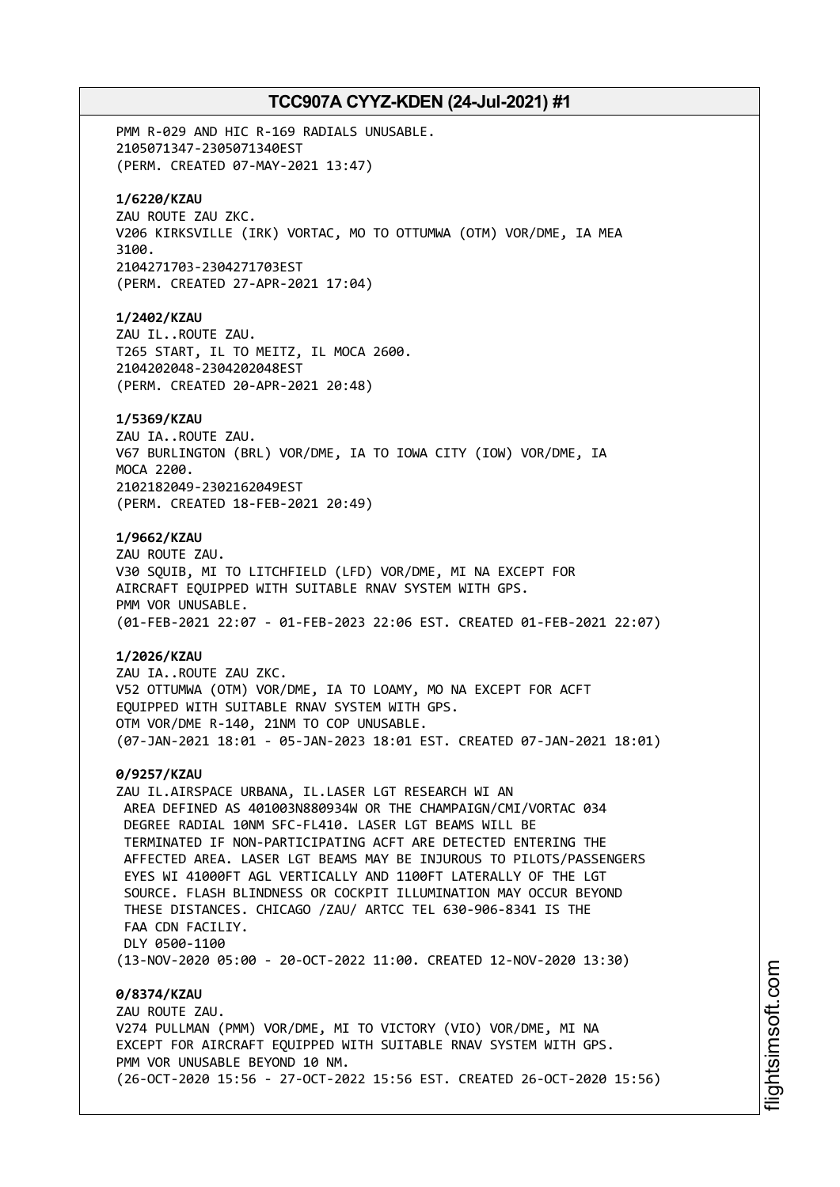PMM R-029 AND HIC R-169 RADIALS UNUSABLE.
2105071347-2305071340EST
(PERM. CREATED 07-MAY-2021 13:47)

**1/6220/KZAU**
ZAU ROUTE ZAU ZKC.
V206 KIRKSVILLE (IRK) VORTAC, MO TO OTTUMWA (OTM) VOR/DME, IA MEA
3100.
2104271703-2304271703EST
(PERM. CREATED 27-APR-2021 17:04)

**1/2402/KZAU**
ZAU IL..ROUTE ZAU.
T265 START, IL TO MEITZ, IL MOCA 2600.
2104202048-2304202048EST
(PERM. CREATED 20-APR-2021 20:48)

**1/5369/KZAU**
ZAU IA..ROUTE ZAU.
V67 BURLINGTON (BRL) VOR/DME, IA TO IOWA CITY (IOW) VOR/DME, IA
MOCA 2200.
2102182049-2302162049EST
(PERM. CREATED 18-FEB-2021 20:49)

**1/9662/KZAU**
ZAU ROUTE ZAU.
V30 SQUIB, MI TO LITCHFIELD (LFD) VOR/DME, MI NA EXCEPT FOR
AIRCRAFT EQUIPPED WITH SUITABLE RNAV SYSTEM WITH GPS.
PMM VOR UNUSABLE.
(01-FEB-2021 22:07 - 01-FEB-2023 22:06 EST. CREATED 01-FEB-2021 22:07)

**1/2026/KZAU**
ZAU IA..ROUTE ZAU ZKC.
V52 OTTUMWA (OTM) VOR/DME, IA TO LOAMY, MO NA EXCEPT FOR ACFT
EQUIPPED WITH SUITABLE RNAV SYSTEM WITH GPS.
OTM VOR/DME R-140, 21NM TO COP UNUSABLE.
(07-JAN-2021 18:01 - 05-JAN-2023 18:01 EST. CREATED 07-JAN-2021 18:01)

**0/9257/KZAU**
ZAU IL.AIRSPACE URBANA, IL.LASER LGT RESEARCH WI AN
AREA DEFINED AS 401003N880934W OR THE CHAMPAIGN/CMI/VORTAC 034
DEGREE RADIAL 10NM SFC-FL410. LASER LGT BEAMS WILL BE
TERMINATED IF NON-PARTICIPATING ACFT ARE DETECTED ENTERING THE
AFFECTED AREA. LASER LGT BEAMS MAY BE INJUROUS TO PILOTS/PASSENGERS
EYES WI 41000FT AGL VERTICALLY AND 1100FT LATERALLY OF THE LGT
SOURCE. FLASH BLINDNESS OR COCKPIT ILLUMINATION MAY OCCUR BEYOND
THESE DISTANCES. CHICAGO /ZAU/ ARTCC TEL 630-906-8341 IS THE
FAA CDN FACILIY.
DLY 0500-1100
(13-NOV-2020 05:00 - 20-OCT-2022 11:00. CREATED 12-NOV-2020 13:30)

**0/8374/KZAU**
ZAU ROUTE ZAU.
V274 PULLMAN (PMM) VOR/DME, MI TO VICTORY (VIO) VOR/DME, MI NA
EXCEPT FOR AIRCRAFT EQUIPPED WITH SUITABLE RNAV SYSTEM WITH GPS.
PMM VOR UNUSABLE BEYOND 10 NM.
(26-OCT-2020 15:56 - 27-OCT-2022 15:56 EST. CREATED 26-OCT-2020 15:56)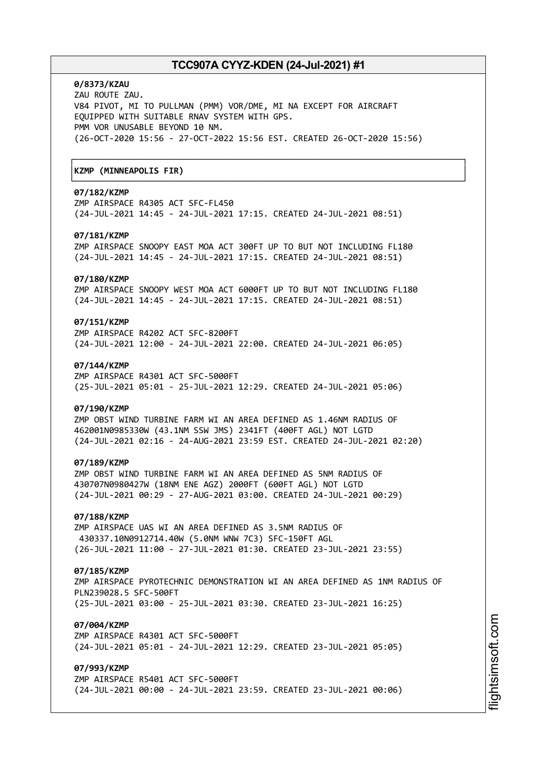**0/8373/KZAU**
ZAU ROUTE ZAU.
V84 PIVOT, MI TO PULLMAN (PMM) VOR/DME, MI NA EXCEPT FOR AIRCRAFT EQUIPPED WITH SUITABLE RNAV SYSTEM WITH GPS.
PMM VOR UNUSABLE BEYOND 10 NM.
(26-OCT-2020 15:56 - 27-OCT-2022 15:56 EST. CREATED 26-OCT-2020 15:56)

**KZMP (MINNEAPOLIS FIR)**

**07/182/KZMP**
ZMP AIRSPACE R4305 ACT SFC-FL450
(24-JUL-2021 14:45 - 24-JUL-2021 17:15. CREATED 24-JUL-2021 08:51)

**07/181/KZMP**
ZMP AIRSPACE SNOOPY EAST MOA ACT 300FT UP TO BUT NOT INCLUDING FL180
(24-JUL-2021 14:45 - 24-JUL-2021 17:15. CREATED 24-JUL-2021 08:51)

**07/180/KZMP**
ZMP AIRSPACE SNOOPY WEST MOA ACT 6000FT UP TO BUT NOT INCLUDING FL180
(24-JUL-2021 14:45 - 24-JUL-2021 17:15. CREATED 24-JUL-2021 08:51)

**07/151/KZMP**
ZMP AIRSPACE R4202 ACT SFC-8200FT
(24-JUL-2021 12:00 - 24-JUL-2021 22:00. CREATED 24-JUL-2021 06:05)

**07/144/KZMP**
ZMP AIRSPACE R4301 ACT SFC-5000FT
(25-JUL-2021 05:01 - 25-JUL-2021 12:29. CREATED 24-JUL-2021 05:06)

**07/190/KZMP**
ZMP OBST WIND TURBINE FARM WI AN AREA DEFINED AS 1.46NM RADIUS OF 462001N0985330W (43.1NM SSW JMS) 2341FT (400FT AGL) NOT LGTD
(24-JUL-2021 02:16 - 24-AUG-2021 23:59 EST. CREATED 24-JUL-2021 02:20)

**07/189/KZMP**
ZMP OBST WIND TURBINE FARM WI AN AREA DEFINED AS 5NM RADIUS OF 430707N0980427W (18NM ENE AGZ) 2000FT (600FT AGL) NOT LGTD
(24-JUL-2021 00:29 - 27-AUG-2021 03:00. CREATED 24-JUL-2021 00:29)

**07/188/KZMP**
ZMP AIRSPACE UAS WI AN AREA DEFINED AS 3.5NM RADIUS OF 430337.10N0912714.40W (5.0NM WNW 7C3) SFC-150FT AGL
(26-JUL-2021 11:00 - 27-JUL-2021 01:30. CREATED 23-JUL-2021 23:55)

**07/185/KZMP**
ZMP AIRSPACE PYROTECHNIC DEMONSTRATION WI AN AREA DEFINED AS 1NM RADIUS OF PLN239028.5 SFC-500FT
(25-JUL-2021 03:00 - 25-JUL-2021 03:30. CREATED 23-JUL-2021 16:25)

**07/004/KZMP**
ZMP AIRSPACE R4301 ACT SFC-5000FT
(24-JUL-2021 05:01 - 24-JUL-2021 12:29. CREATED 23-JUL-2021 05:05)

**07/993/KZMP**
ZMP AIRSPACE R5401 ACT SFC-5000FT
(24-JUL-2021 00:00 - 24-JUL-2021 23:59. CREATED 23-JUL-2021 00:06)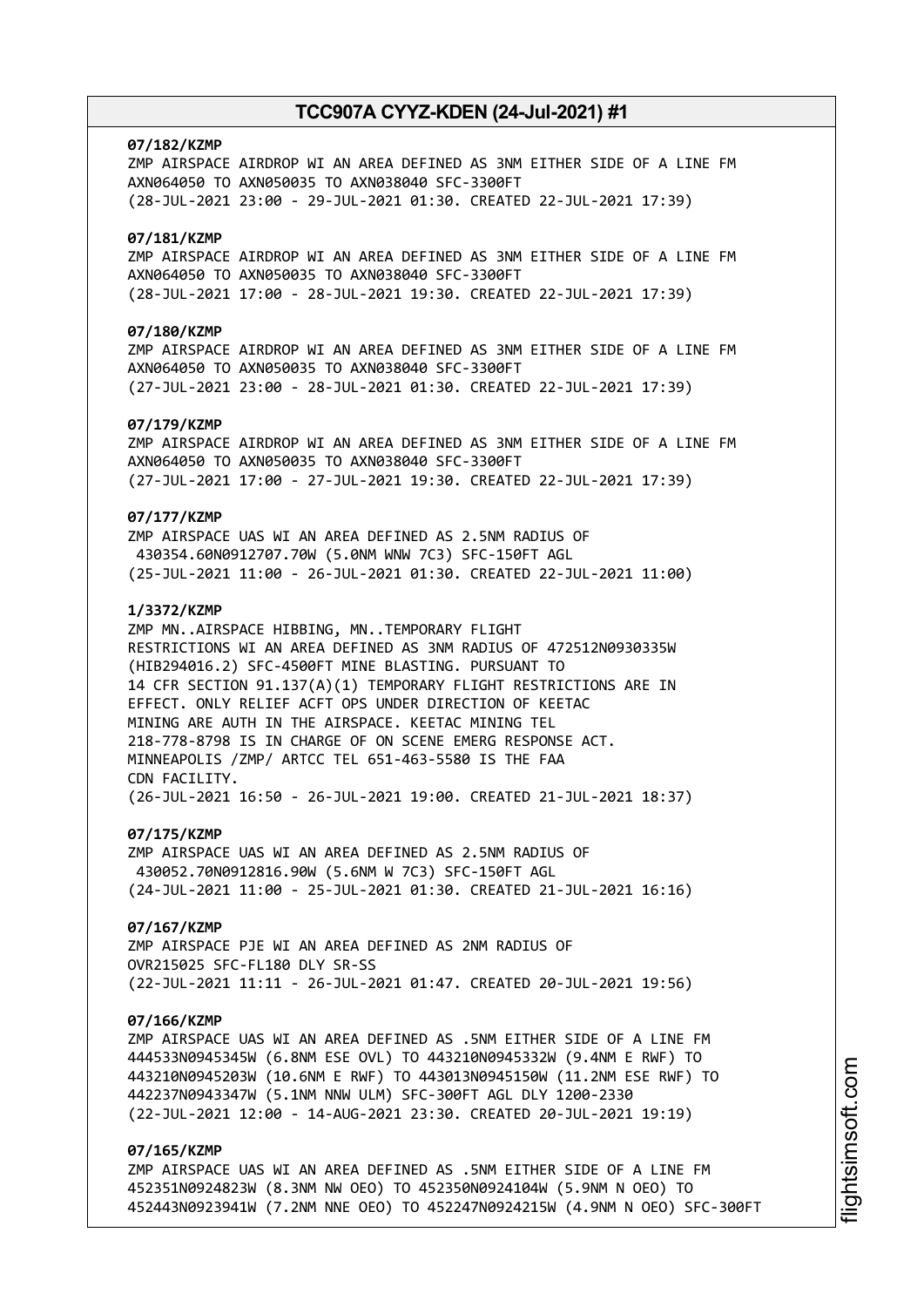**07/182/KZMP**
ZMP AIRSPACE AIRDROP WI AN AREA DEFINED AS 3NM EITHER SIDE OF A LINE FM AXN064050 TO AXN050035 TO AXN038040 SFC-3300FT
(28-JUL-2021 23:00 - 29-JUL-2021 01:30. CREATED 22-JUL-2021 17:39)

**07/181/KZMP**
ZMP AIRSPACE AIRDROP WI AN AREA DEFINED AS 3NM EITHER SIDE OF A LINE FM AXN064050 TO AXN050035 TO AXN038040 SFC-3300FT
(28-JUL-2021 17:00 - 28-JUL-2021 19:30. CREATED 22-JUL-2021 17:39)

**07/180/KZMP**
ZMP AIRSPACE AIRDROP WI AN AREA DEFINED AS 3NM EITHER SIDE OF A LINE FM AXN064050 TO AXN050035 TO AXN038040 SFC-3300FT
(27-JUL-2021 23:00 - 28-JUL-2021 01:30. CREATED 22-JUL-2021 17:39)

**07/179/KZMP**
ZMP AIRSPACE AIRDROP WI AN AREA DEFINED AS 3NM EITHER SIDE OF A LINE FM AXN064050 TO AXN050035 TO AXN038040 SFC-3300FT
(27-JUL-2021 17:00 - 27-JUL-2021 19:30. CREATED 22-JUL-2021 17:39)

**07/177/KZMP**
ZMP AIRSPACE UAS WI AN AREA DEFINED AS 2.5NM RADIUS OF 430354.60N0912707.70W (5.0NM WNW 7C3) SFC-150FT AGL
(25-JUL-2021 11:00 - 26-JUL-2021 01:30. CREATED 22-JUL-2021 11:00)

**1/3372/KZMP**
ZMP MN..AIRSPACE HIBBING, MN..TEMPORARY FLIGHT RESTRICTIONS WI AN AREA DEFINED AS 3NM RADIUS OF 472512N0930335W (HIB294016.2) SFC-4500FT MINE BLASTING. PURSUANT TO 14 CFR SECTION 91.137(A)(1) TEMPORARY FLIGHT RESTRICTIONS ARE IN EFFECT. ONLY RELIEF ACFT OPS UNDER DIRECTION OF KEETAC MINING ARE AUTH IN THE AIRSPACE. KEETAC MINING TEL 218-778-8798 IS IN CHARGE OF ON SCENE EMERG RESPONSE ACT. MINNEAPOLIS /ZMP/ ARTCC TEL 651-463-5580 IS THE FAA CDN FACILITY.
(26-JUL-2021 16:50 - 26-JUL-2021 19:00. CREATED 21-JUL-2021 18:37)

**07/175/KZMP**
ZMP AIRSPACE UAS WI AN AREA DEFINED AS 2.5NM RADIUS OF 430052.70N0912816.90W (5.6NM W 7C3) SFC-150FT AGL
(24-JUL-2021 11:00 - 25-JUL-2021 01:30. CREATED 21-JUL-2021 16:16)

**07/167/KZMP**
ZMP AIRSPACE PJE WI AN AREA DEFINED AS 2NM RADIUS OF OVR215025 SFC-FL180 DLY SR-SS
(22-JUL-2021 11:11 - 26-JUL-2021 01:47. CREATED 20-JUL-2021 19:56)

**07/166/KZMP**
ZMP AIRSPACE UAS WI AN AREA DEFINED AS .5NM EITHER SIDE OF A LINE FM 444533N0945345W (6.8NM ESE OVL) TO 443210N0945332W (9.4NM E RWF) TO 443210N0945203W (10.6NM E RWF) TO 443013N0945150W (11.2NM ESE RWF) TO 442237N0943347W (5.1NM NNW ULM) SFC-300FT AGL DLY 1200-2330
(22-JUL-2021 12:00 - 14-AUG-2021 23:30. CREATED 20-JUL-2021 19:19)

**07/165/KZMP**
ZMP AIRSPACE UAS WI AN AREA DEFINED AS .5NM EITHER SIDE OF A LINE FM 452351N0924823W (8.3NM NW OEO) TO 452350N0924104W (5.9NM N OEO) TO 452443N0923941W (7.2NM NNE OEO) TO 452247N0924215W (4.9NM N OEO) SFC-300FT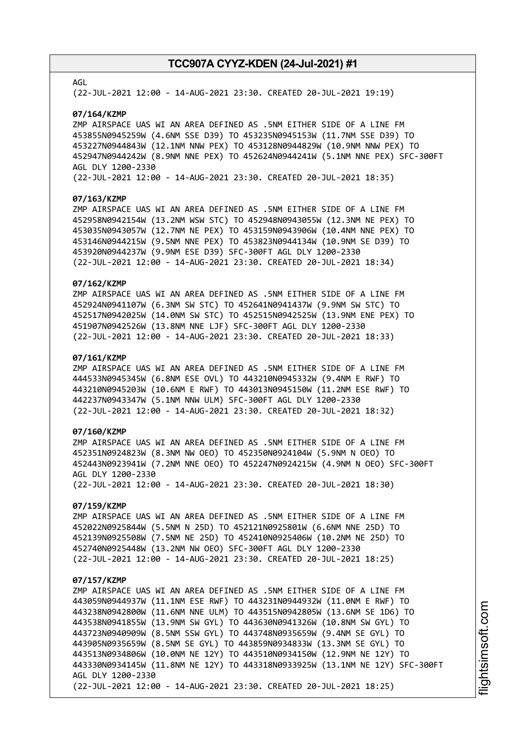AGL
(22-JUL-2021 12:00 - 14-AUG-2021 23:30. CREATED 20-JUL-2021 19:19)

**07/164/KZMP**
ZMP AIRSPACE UAS WI AN AREA DEFINED AS .5NM EITHER SIDE OF A LINE FM 453855N0945259W (4.6NM SSE D39) TO 453235N0945153W (11.7NM SSE D39) TO 453227N0944843W (12.1NM NNW PEX) TO 453128N0944829W (10.9NM NNW PEX) TO 452947N0944242W (8.9NM NNE PEX) TO 452624N0944241W (5.1NM NNE PEX) SFC-300FT AGL DLY 1200-2330
(22-JUL-2021 12:00 - 14-AUG-2021 23:30. CREATED 20-JUL-2021 18:35)

**07/163/KZMP**
ZMP AIRSPACE UAS WI AN AREA DEFINED AS .5NM EITHER SIDE OF A LINE FM 452958N0942154W (13.2NM WSW STC) TO 452948N0943055W (12.3NM NE PEX) TO 453035N0943057W (12.7NM NE PEX) TO 453159N0943906W (10.4NM NNE PEX) TO 453146N0944215W (9.5NM NNE PEX) TO 453823N0944134W (10.9NM SE D39) TO 453920N0944237W (9.9NM ESE D39) SFC-300FT AGL DLY 1200-2330
(22-JUL-2021 12:00 - 14-AUG-2021 23:30. CREATED 20-JUL-2021 18:34)

**07/162/KZMP**
ZMP AIRSPACE UAS WI AN AREA DEFINED AS .5NM EITHER SIDE OF A LINE FM 452924N0941107W (6.3NM SW STC) TO 452641N0941437W (9.9NM SW STC) TO 452517N0942025W (14.0NM SW STC) TO 452515N0942525W (13.9NM ENE PEX) TO 451907N0942526W (13.8NM NNE LJF) SFC-300FT AGL DLY 1200-2330
(22-JUL-2021 12:00 - 14-AUG-2021 23:30. CREATED 20-JUL-2021 18:33)

**07/161/KZMP**
ZMP AIRSPACE UAS WI AN AREA DEFINED AS .5NM EITHER SIDE OF A LINE FM 444533N0945345W (6.8NM ESE OVL) TO 443210N0945332W (9.4NM E RWF) TO 443210N0945203W (10.6NM E RWF) TO 443013N0945150W (11.2NM ESE RWF) TO 442237N0943347W (5.1NM NNW ULM) SFC-300FT AGL DLY 1200-2330
(22-JUL-2021 12:00 - 14-AUG-2021 23:30. CREATED 20-JUL-2021 18:32)

**07/160/KZMP**
ZMP AIRSPACE UAS WI AN AREA DEFINED AS .5NM EITHER SIDE OF A LINE FM 452351N0924823W (8.3NM NW OEO) TO 452350N0924104W (5.9NM N OEO) TO 452443N0923941W (7.2NM NNE OEO) TO 452247N0924215W (4.9NM N OEO) SFC-300FT AGL DLY 1200-2330
(22-JUL-2021 12:00 - 14-AUG-2021 23:30. CREATED 20-JUL-2021 18:30)

**07/159/KZMP**
ZMP AIRSPACE UAS WI AN AREA DEFINED AS .5NM EITHER SIDE OF A LINE FM 452022N0925844W (5.5NM N 25D) TO 452121N0925801W (6.6NM NNE 25D) TO 452139N0925508W (7.5NM NE 25D) TO 452410N0925406W (10.2NM NE 25D) TO 452740N0925448W (13.2NM NW OEO) SFC-300FT AGL DLY 1200-2330
(22-JUL-2021 12:00 - 14-AUG-2021 23:30. CREATED 20-JUL-2021 18:25)

**07/157/KZMP**
ZMP AIRSPACE UAS WI AN AREA DEFINED AS .5NM EITHER SIDE OF A LINE FM 443059N0944937W (11.1NM ESE RWF) TO 443231N0944932W (11.0NM E RWF) TO 443238N0942800W (11.6NM NNE ULM) TO 443515N0942805W (13.6NM SE 1D6) TO 443538N0941855W (13.9NM SW GYL) TO 443630N0941326W (10.8NM SW GYL) TO 443723N0940909W (8.5NM SSW GYL) TO 443748N0935659W (9.4NM SE GYL) TO 443905N0935659W (8.5NM SE GYL) TO 443859N0934833W (13.3NM SE GYL) TO 443513N0934806W (10.0NM NE 12Y) TO 443510N0934150W (12.9NM NE 12Y) TO 443330N0934145W (11.8NM NE 12Y) TO 443318N0933925W (13.1NM NE 12Y) SFC-300FT AGL DLY 1200-2330
(22-JUL-2021 12:00 - 14-AUG-2021 23:30. CREATED 20-JUL-2021 18:25)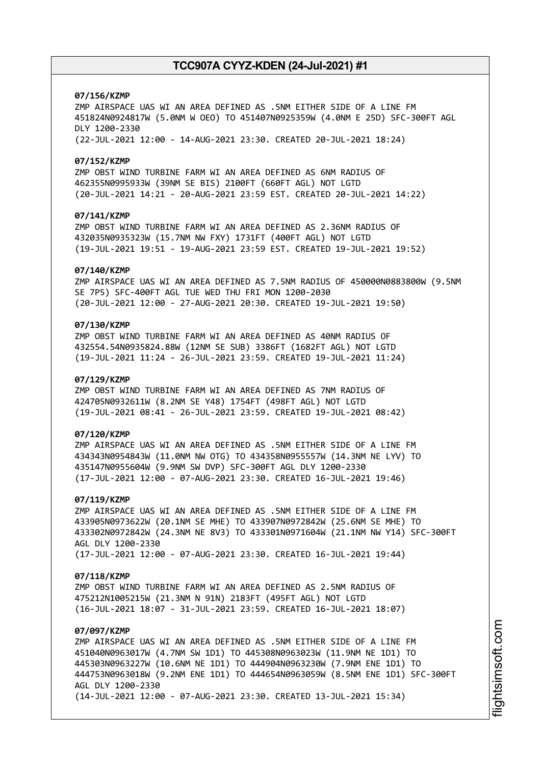**07/156/KZMP**
ZMP AIRSPACE UAS WI AN AREA DEFINED AS .5NM EITHER SIDE OF A LINE FM 451824N0924817W (5.0NM W OEO) TO 451407N0925359W (4.0NM E 25D) SFC-300FT AGL DLY 1200-2330
(22-JUL-2021 12:00 - 14-AUG-2021 23:30. CREATED 20-JUL-2021 18:24)

**07/152/KZMP**
ZMP OBST WIND TURBINE FARM WI AN AREA DEFINED AS 6NM RADIUS OF 462355N0995933W (39NM SE BIS) 2100FT (660FT AGL) NOT LGTD
(20-JUL-2021 14:21 - 20-AUG-2021 23:59 EST. CREATED 20-JUL-2021 14:22)

**07/141/KZMP**
ZMP OBST WIND TURBINE FARM WI AN AREA DEFINED AS 2.36NM RADIUS OF 432035N0935323W (15.7NM NW FXY) 1731FT (400FT AGL) NOT LGTD
(19-JUL-2021 19:51 - 19-AUG-2021 23:59 EST. CREATED 19-JUL-2021 19:52)

**07/140/KZMP**
ZMP AIRSPACE UAS WI AN AREA DEFINED AS 7.5NM RADIUS OF 450000N0883800W (9.5NM SE 7P5) SFC-400FT AGL TUE WED THU FRI MON 1200-2030
(20-JUL-2021 12:00 - 27-AUG-2021 20:30. CREATED 19-JUL-2021 19:50)

**07/130/KZMP**
ZMP OBST WIND TURBINE FARM WI AN AREA DEFINED AS 40NM RADIUS OF 432554.54N0935824.88W (12NM SE SUB) 3386FT (1682FT AGL) NOT LGTD
(19-JUL-2021 11:24 - 26-JUL-2021 23:59. CREATED 19-JUL-2021 11:24)

**07/129/KZMP**
ZMP OBST WIND TURBINE FARM WI AN AREA DEFINED AS 7NM RADIUS OF 424705N0932611W (8.2NM SE Y48) 1754FT (498FT AGL) NOT LGTD
(19-JUL-2021 08:41 - 26-JUL-2021 23:59. CREATED 19-JUL-2021 08:42)

**07/120/KZMP**
ZMP AIRSPACE UAS WI AN AREA DEFINED AS .5NM EITHER SIDE OF A LINE FM 434343N0954843W (11.0NM NW OTG) TO 434358N0955557W (14.3NM NE LYV) TO 435147N0955604W (9.9NM SW DVP) SFC-300FT AGL DLY 1200-2330
(17-JUL-2021 12:00 - 07-AUG-2021 23:30. CREATED 16-JUL-2021 19:46)

**07/119/KZMP**
ZMP AIRSPACE UAS WI AN AREA DEFINED AS .5NM EITHER SIDE OF A LINE FM 433905N0973622W (20.1NM SE MHE) TO 433907N0972842W (25.6NM SE MHE) TO 433302N0972842W (24.3NM NE 8V3) TO 433301N0971604W (21.1NM NW Y14) SFC-300FT AGL DLY 1200-2330
(17-JUL-2021 12:00 - 07-AUG-2021 23:30. CREATED 16-JUL-2021 19:44)

**07/118/KZMP**
ZMP OBST WIND TURBINE FARM WI AN AREA DEFINED AS 2.5NM RADIUS OF 475212N1005215W (21.3NM N 91N) 2183FT (495FT AGL) NOT LGTD
(16-JUL-2021 18:07 - 31-JUL-2021 23:59. CREATED 16-JUL-2021 18:07)

**07/097/KZMP**
ZMP AIRSPACE UAS WI AN AREA DEFINED AS .5NM EITHER SIDE OF A LINE FM 451040N0963017W (4.7NM SW 1D1) TO 445308N0963023W (11.9NM NE 1D1) TO 445303N0963227W (10.6NM NE 1D1) TO 444904N0963230W (7.9NM ENE 1D1) TO 444753N0963018W (9.2NM ENE 1D1) TO 444654N0963059W (8.5NM ENE 1D1) SFC-300FT AGL DLY 1200-2330
(14-JUL-2021 12:00 - 07-AUG-2021 23:30. CREATED 13-JUL-2021 15:34)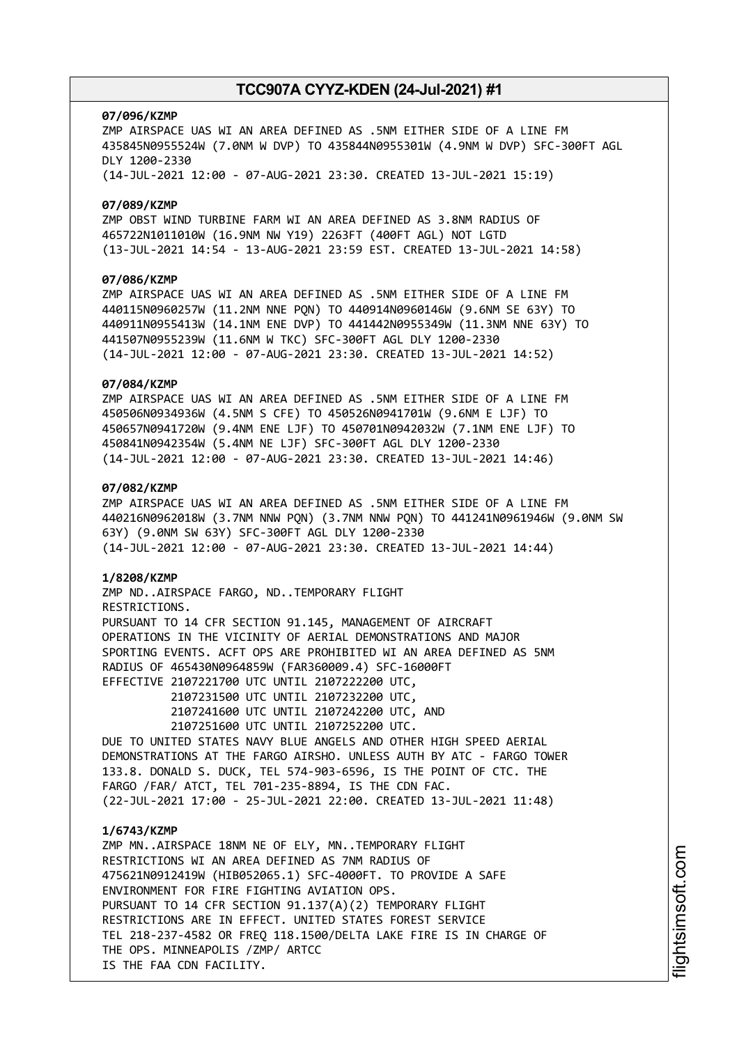**07/096/KZMP**
ZMP AIRSPACE UAS WI AN AREA DEFINED AS .5NM EITHER SIDE OF A LINE FM 435845N0955524W (7.0NM W DVP) TO 435844N0955301W (4.9NM W DVP) SFC-300FT AGL DLY 1200-2330
(14-JUL-2021 12:00 - 07-AUG-2021 23:30. CREATED 13-JUL-2021 15:19)

**07/089/KZMP**
ZMP OBST WIND TURBINE FARM WI AN AREA DEFINED AS 3.8NM RADIUS OF 465722N1011010W (16.9NM NW Y19) 2263FT (400FT AGL) NOT LGTD
(13-JUL-2021 14:54 - 13-AUG-2021 23:59 EST. CREATED 13-JUL-2021 14:58)

**07/086/KZMP**
ZMP AIRSPACE UAS WI AN AREA DEFINED AS .5NM EITHER SIDE OF A LINE FM 440115N0960257W (11.2NM NNE PQN) TO 440914N0960146W (9.6NM SE 63Y) TO 440911N0955413W (14.1NM ENE DVP) TO 441442N0955349W (11.3NM NNE 63Y) TO 441507N0955239W (11.6NM W TKC) SFC-300FT AGL DLY 1200-2330
(14-JUL-2021 12:00 - 07-AUG-2021 23:30. CREATED 13-JUL-2021 14:52)

**07/084/KZMP**
ZMP AIRSPACE UAS WI AN AREA DEFINED AS .5NM EITHER SIDE OF A LINE FM 450506N0934936W (4.5NM S CFE) TO 450526N0941701W (9.6NM E LJF) TO 450657N0941720W (9.4NM ENE LJF) TO 450701N0942032W (7.1NM ENE LJF) TO 450841N0942354W (5.4NM NE LJF) SFC-300FT AGL DLY 1200-2330
(14-JUL-2021 12:00 - 07-AUG-2021 23:30. CREATED 13-JUL-2021 14:46)

**07/082/KZMP**
ZMP AIRSPACE UAS WI AN AREA DEFINED AS .5NM EITHER SIDE OF A LINE FM 440216N0962018W (3.7NM NNW PQN) (3.7NM NNW PQN) TO 441241N0961946W (9.0NM SW 63Y) (9.0NM SW 63Y) SFC-300FT AGL DLY 1200-2330
(14-JUL-2021 12:00 - 07-AUG-2021 23:30. CREATED 13-JUL-2021 14:44)

**1/8208/KZMP**
ZMP ND..AIRSPACE FARGO, ND..TEMPORARY FLIGHT RESTRICTIONS.
PURSUANT TO 14 CFR SECTION 91.145, MANAGEMENT OF AIRCRAFT OPERATIONS IN THE VICINITY OF AERIAL DEMONSTRATIONS AND MAJOR SPORTING EVENTS. ACFT OPS ARE PROHIBITED WI AN AREA DEFINED AS 5NM RADIUS OF 465430N0964859W (FAR360009.4) SFC-16000FT
EFFECTIVE 2107221700 UTC UNTIL 2107222200 UTC,
2107231500 UTC UNTIL 2107232200 UTC,
2107241600 UTC UNTIL 2107242200 UTC, AND
2107251600 UTC UNTIL 2107252200 UTC.
DUE TO UNITED STATES NAVY BLUE ANGELS AND OTHER HIGH SPEED AERIAL DEMONSTRATIONS AT THE FARGO AIRSHO. UNLESS AUTH BY ATC - FARGO TOWER 133.8. DONALD S. DUCK, TEL 574-903-6596, IS THE POINT OF CTC. THE FARGO /FAR/ ATCT, TEL 701-235-8894, IS THE CDN FAC.
(22-JUL-2021 17:00 - 25-JUL-2021 22:00. CREATED 13-JUL-2021 11:48)

**1/6743/KZMP**
ZMP MN..AIRSPACE 18NM NE OF ELY, MN..TEMPORARY FLIGHT RESTRICTIONS WI AN AREA DEFINED AS 7NM RADIUS OF 475621N0912419W (HIB052065.1) SFC-4000FT. TO PROVIDE A SAFE ENVIRONMENT FOR FIRE FIGHTING AVIATION OPS.
PURSUANT TO 14 CFR SECTION 91.137(A)(2) TEMPORARY FLIGHT RESTRICTIONS ARE IN EFFECT. UNITED STATES FOREST SERVICE TEL 218-237-4582 OR FREQ 118.1500/DELTA LAKE FIRE IS IN CHARGE OF THE OPS. MINNEAPOLIS /ZMP/ ARTCC
IS THE FAA CDN FACILITY.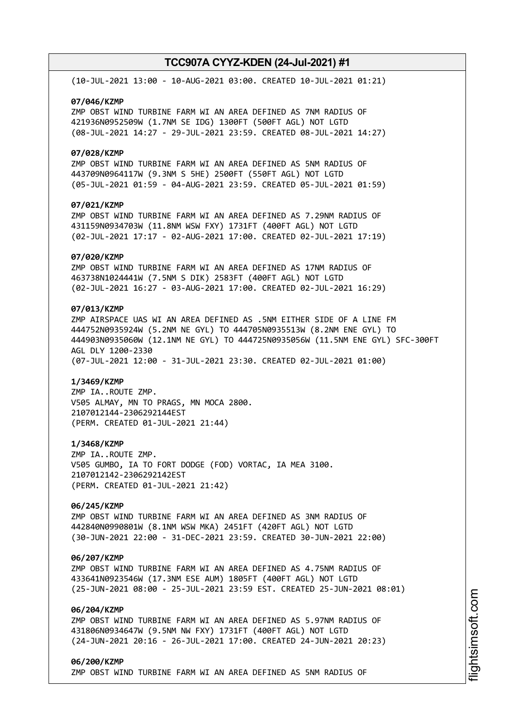(10-JUL-2021 13:00 - 10-AUG-2021 03:00. CREATED 10-JUL-2021 01:21)

**07/046/KZMP**
ZMP OBST WIND TURBINE FARM WI AN AREA DEFINED AS 7NM RADIUS OF 421936N0952509W (1.7NM SE IDG) 1300FT (500FT AGL) NOT LGTD
(08-JUL-2021 14:27 - 29-JUL-2021 23:59. CREATED 08-JUL-2021 14:27)

**07/028/KZMP**
ZMP OBST WIND TURBINE FARM WI AN AREA DEFINED AS 5NM RADIUS OF 443709N0964117W (9.3NM S 5HE) 2500FT (550FT AGL) NOT LGTD
(05-JUL-2021 01:59 - 04-AUG-2021 23:59. CREATED 05-JUL-2021 01:59)

**07/021/KZMP**
ZMP OBST WIND TURBINE FARM WI AN AREA DEFINED AS 7.29NM RADIUS OF 431159N0934703W (11.8NM WSW FXY) 1731FT (400FT AGL) NOT LGTD
(02-JUL-2021 17:17 - 02-AUG-2021 17:00. CREATED 02-JUL-2021 17:19)

**07/020/KZMP**
ZMP OBST WIND TURBINE FARM WI AN AREA DEFINED AS 17NM RADIUS OF 463738N1024441W (7.5NM S DIK) 2583FT (400FT AGL) NOT LGTD
(02-JUL-2021 16:27 - 03-AUG-2021 17:00. CREATED 02-JUL-2021 16:29)

**07/013/KZMP**
ZMP AIRSPACE UAS WI AN AREA DEFINED AS .5NM EITHER SIDE OF A LINE FM 444752N0935924W (5.2NM NE GYL) TO 444705N0935513W (8.2NM ENE GYL) TO 444903N0935060W (12.1NM NE GYL) TO 444725N0935056W (11.5NM ENE GYL) SFC-300FT AGL DLY 1200-2330
(07-JUL-2021 12:00 - 31-JUL-2021 23:30. CREATED 02-JUL-2021 01:00)

**1/3469/KZMP**
ZMP IA..ROUTE ZMP.
V505 ALMAY, MN TO PRAGS, MN MOCA 2800.
2107012144-2306292144EST
(PERM. CREATED 01-JUL-2021 21:44)

**1/3468/KZMP**
ZMP IA..ROUTE ZMP.
V505 GUMBO, IA TO FORT DODGE (FOD) VORTAC, IA MEA 3100.
2107012142-2306292142EST
(PERM. CREATED 01-JUL-2021 21:42)

**06/245/KZMP**
ZMP OBST WIND TURBINE FARM WI AN AREA DEFINED AS 3NM RADIUS OF 442840N0990801W (8.1NM WSW MKA) 2451FT (420FT AGL) NOT LGTD
(30-JUN-2021 22:00 - 31-DEC-2021 23:59. CREATED 30-JUN-2021 22:00)

**06/207/KZMP**
ZMP OBST WIND TURBINE FARM WI AN AREA DEFINED AS 4.75NM RADIUS OF 433641N0923546W (17.3NM ESE AUM) 1805FT (400FT AGL) NOT LGTD
(25-JUN-2021 08:00 - 25-JUL-2021 23:59 EST. CREATED 25-JUN-2021 08:01)

**06/204/KZMP**
ZMP OBST WIND TURBINE FARM WI AN AREA DEFINED AS 5.97NM RADIUS OF 431806N0934647W (9.5NM NW FXY) 1731FT (400FT AGL) NOT LGTD
(24-JUN-2021 20:16 - 26-JUL-2021 17:00. CREATED 24-JUN-2021 20:23)

**06/200/KZMP**
ZMP OBST WIND TURBINE FARM WI AN AREA DEFINED AS 5NM RADIUS OF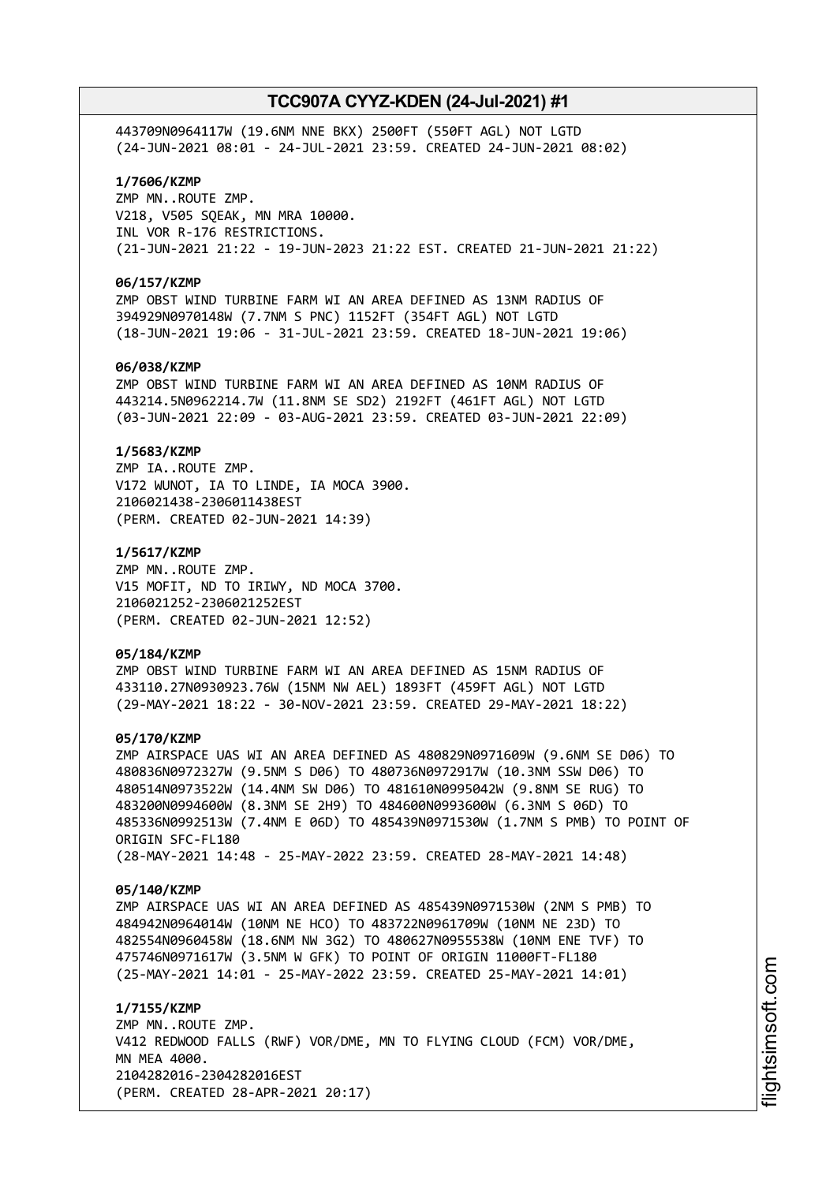443709N0964117W (19.6NM NNE BKX) 2500FT (550FT AGL) NOT LGTD
(24-JUN-2021 08:01 - 24-JUL-2021 23:59. CREATED 24-JUN-2021 08:02)

**1/7606/KZMP**
ZMP MN..ROUTE ZMP.
V218, V505 SQEAK, MN MRA 10000.
INL VOR R-176 RESTRICTIONS.
(21-JUN-2021 21:22 - 19-JUN-2023 21:22 EST. CREATED 21-JUN-2021 21:22)

**06/157/KZMP**
ZMP OBST WIND TURBINE FARM WI AN AREA DEFINED AS 13NM RADIUS OF
394929N0970148W (7.7NM S PNC) 1152FT (354FT AGL) NOT LGTD
(18-JUN-2021 19:06 - 31-JUL-2021 23:59. CREATED 18-JUN-2021 19:06)

**06/038/KZMP**
ZMP OBST WIND TURBINE FARM WI AN AREA DEFINED AS 10NM RADIUS OF
443214.5N0962214.7W (11.8NM SE SD2) 2192FT (461FT AGL) NOT LGTD
(03-JUN-2021 22:09 - 03-AUG-2021 23:59. CREATED 03-JUN-2021 22:09)

**1/5683/KZMP**
ZMP IA..ROUTE ZMP.
V172 WUNOT, IA TO LINDE, IA MOCA 3900.
2106021438-2306011438EST
(PERM. CREATED 02-JUN-2021 14:39)

**1/5617/KZMP**
ZMP MN..ROUTE ZMP.
V15 MOFIT, ND TO IRIWY, ND MOCA 3700.
2106021252-2306021252EST
(PERM. CREATED 02-JUN-2021 12:52)

**05/184/KZMP**
ZMP OBST WIND TURBINE FARM WI AN AREA DEFINED AS 15NM RADIUS OF
433110.27N0930923.76W (15NM NW AEL) 1893FT (459FT AGL) NOT LGTD
(29-MAY-2021 18:22 - 30-NOV-2021 23:59. CREATED 29-MAY-2021 18:22)

**05/170/KZMP**
ZMP AIRSPACE UAS WI AN AREA DEFINED AS 480829N0971609W (9.6NM SE D06) TO
480836N0972327W (9.5NM S D06) TO 480736N0972917W (10.3NM SSW D06) TO
480514N0973522W (14.4NM SW D06) TO 481610N0995042W (9.8NM SE RUG) TO
483200N0994600W (8.3NM SE 2H9) TO 484600N0993600W (6.3NM S 06D) TO
485336N0992513W (7.4NM E 06D) TO 485439N0971530W (1.7NM S PMB) TO POINT OF
ORIGIN SFC-FL180
(28-MAY-2021 14:48 - 25-MAY-2022 23:59. CREATED 28-MAY-2021 14:48)

**05/140/KZMP**
ZMP AIRSPACE UAS WI AN AREA DEFINED AS 485439N0971530W (2NM S PMB) TO
484942N0964014W (10NM NE HCO) TO 483722N0961709W (10NM NE 23D) TO
482554N0960458W (18.6NM NW 3G2) TO 480627N0955538W (10NM ENE TVF) TO
475746N0971617W (3.5NM W GFK) TO POINT OF ORIGIN 11000FT-FL180
(25-MAY-2021 14:01 - 25-MAY-2022 23:59. CREATED 25-MAY-2021 14:01)

**1/7155/KZMP**
ZMP MN..ROUTE ZMP.
V412 REDWOOD FALLS (RWF) VOR/DME, MN TO FLYING CLOUD (FCM) VOR/DME,
MN MEA 4000.
2104282016-2304282016EST
(PERM. CREATED 28-APR-2021 20:17)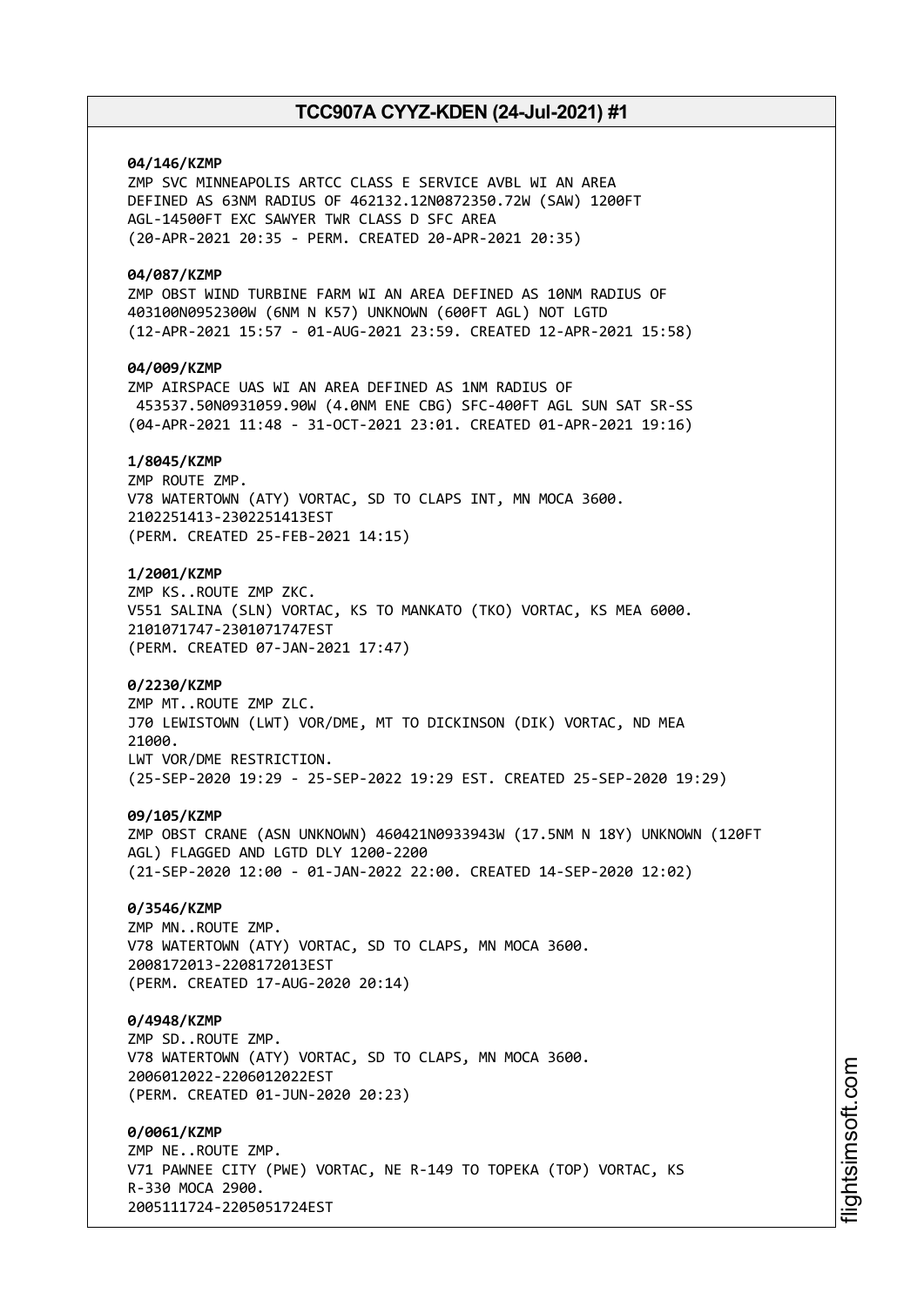**04/146/KZMP**
ZMP SVC MINNEAPOLIS ARTCC CLASS E SERVICE AVBL WI AN AREA DEFINED AS 63NM RADIUS OF 462132.12N0872350.72W (SAW) 1200FT AGL-14500FT EXC SAWYER TWR CLASS D SFC AREA
(20-APR-2021 20:35 - PERM. CREATED 20-APR-2021 20:35)

**04/087/KZMP**
ZMP OBST WIND TURBINE FARM WI AN AREA DEFINED AS 10NM RADIUS OF 403100N0952300W (6NM N K57) UNKNOWN (600FT AGL) NOT LGTD
(12-APR-2021 15:57 - 01-AUG-2021 23:59. CREATED 12-APR-2021 15:58)

**04/009/KZMP**
ZMP AIRSPACE UAS WI AN AREA DEFINED AS 1NM RADIUS OF 453537.50N0931059.90W (4.0NM ENE CBG) SFC-400FT AGL SUN SAT SR-SS
(04-APR-2021 11:48 - 31-OCT-2021 23:01. CREATED 01-APR-2021 19:16)

**1/8045/KZMP**
ZMP ROUTE ZMP.
V78 WATERTOWN (ATY) VORTAC, SD TO CLAPS INT, MN MOCA 3600.
2102251413-2302251413EST
(PERM. CREATED 25-FEB-2021 14:15)

**1/2001/KZMP**
ZMP KS..ROUTE ZMP ZKC.
V551 SALINA (SLN) VORTAC, KS TO MANKATO (TKO) VORTAC, KS MEA 6000.
2101071747-2301071747EST
(PERM. CREATED 07-JAN-2021 17:47)

**0/2230/KZMP**
ZMP MT..ROUTE ZMP ZLC.
J70 LEWISTOWN (LWT) VOR/DME, MT TO DICKINSON (DIK) VORTAC, ND MEA 21000.
LWT VOR/DME RESTRICTION.
(25-SEP-2020 19:29 - 25-SEP-2022 19:29 EST. CREATED 25-SEP-2020 19:29)

**09/105/KZMP**
ZMP OBST CRANE (ASN UNKNOWN) 460421N0933943W (17.5NM N 18Y) UNKNOWN (120FT AGL) FLAGGED AND LGTD DLY 1200-2200
(21-SEP-2020 12:00 - 01-JAN-2022 22:00. CREATED 14-SEP-2020 12:02)

**0/3546/KZMP**
ZMP MN..ROUTE ZMP.
V78 WATERTOWN (ATY) VORTAC, SD TO CLAPS, MN MOCA 3600.
2008172013-2208172013EST
(PERM. CREATED 17-AUG-2020 20:14)

**0/4948/KZMP**
ZMP SD..ROUTE ZMP.
V78 WATERTOWN (ATY) VORTAC, SD TO CLAPS, MN MOCA 3600.
2006012022-2206012022EST
(PERM. CREATED 01-JUN-2020 20:23)

**0/0061/KZMP**
ZMP NE..ROUTE ZMP.
V71 PAWNEE CITY (PWE) VORTAC, NE R-149 TO TOPEKA (TOP) VORTAC, KS R-330 MOCA 2900.
2005111724-2205051724EST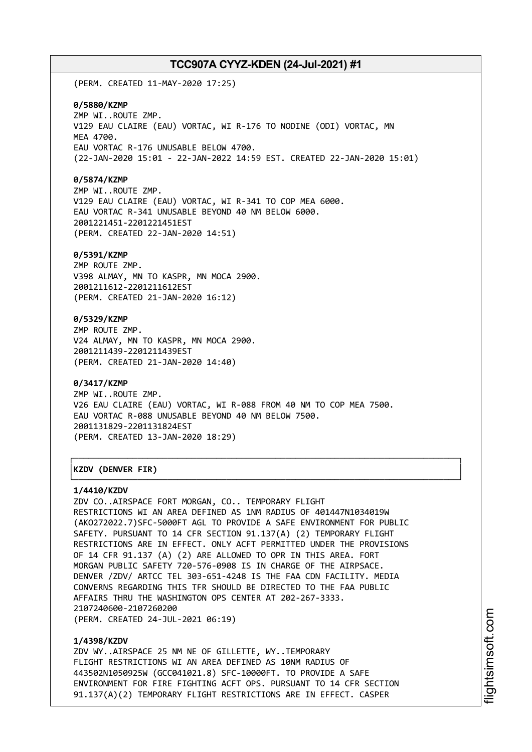(PERM. CREATED 11-MAY-2020 17:25)

**0/5880/KZMP**
ZMP WI..ROUTE ZMP.
V129 EAU CLAIRE (EAU) VORTAC, WI R-176 TO NODINE (ODI) VORTAC, MN
MEA 4700.
EAU VORTAC R-176 UNUSABLE BELOW 4700.
(22-JAN-2020 15:01 - 22-JAN-2022 14:59 EST. CREATED 22-JAN-2020 15:01)

**0/5874/KZMP**
ZMP WI..ROUTE ZMP.
V129 EAU CLAIRE (EAU) VORTAC, WI R-341 TO COP MEA 6000.
EAU VORTAC R-341 UNUSABLE BEYOND 40 NM BELOW 6000.
2001221451-2201221451EST
(PERM. CREATED 22-JAN-2020 14:51)

**0/5391/KZMP**
ZMP ROUTE ZMP.
V398 ALMAY, MN TO KASPR, MN MOCA 2900.
2001211612-2201211612EST
(PERM. CREATED 21-JAN-2020 16:12)

**0/5329/KZMP**
ZMP ROUTE ZMP.
V24 ALMAY, MN TO KASPR, MN MOCA 2900.
2001211439-2201211439EST
(PERM. CREATED 21-JAN-2020 14:40)

**0/3417/KZMP**
ZMP WI..ROUTE ZMP.
V26 EAU CLAIRE (EAU) VORTAC, WI R-088 FROM 40 NM TO COP MEA 7500.
EAU VORTAC R-088 UNUSABLE BEYOND 40 NM BELOW 7500.
2001131829-2201131824EST
(PERM. CREATED 13-JAN-2020 18:29)

## KZDV (DENVER FIR)

**1/4410/KZDV**
ZDV CO..AIRSPACE FORT MORGAN, CO.. TEMPORARY FLIGHT
RESTRICTIONS WI AN AREA DEFINED AS 1NM RADIUS OF 401447N1034019W
(AKO272022.7)SFC-5000FT AGL TO PROVIDE A SAFE ENVIRONMENT FOR PUBLIC
SAFETY. PURSUANT TO 14 CFR SECTION 91.137(A) (2) TEMPORARY FLIGHT
RESTRICTIONS ARE IN EFFECT. ONLY ACFT PERMITTED UNDER THE PROVISIONS
OF 14 CFR 91.137 (A) (2) ARE ALLOWED TO OPR IN THIS AREA. FORT
MORGAN PUBLIC SAFETY 720-576-0908 IS IN CHARGE OF THE AIRPSACE.
DENVER /ZDV/ ARTCC TEL 303-651-4248 IS THE FAA CDN FACILITY. MEDIA
CONVERNS REGARDING THIS TFR SHOULD BE DIRECTED TO THE FAA PUBLIC
AFFAIRS THRU THE WASHINGTON OPS CENTER AT 202-267-3333.
2107240600-2107260200
(PERM. CREATED 24-JUL-2021 06:19)

**1/4398/KZDV**
ZDV WY..AIRSPACE 25 NM NE OF GILLETTE, WY..TEMPORARY
FLIGHT RESTRICTIONS WI AN AREA DEFINED AS 10NM RADIUS OF
443502N1050925W (GCC041021.8) SFC-10000FT. TO PROVIDE A SAFE
ENVIRONMENT FOR FIRE FIGHTING ACFT OPS. PURSUANT TO 14 CFR SECTION
91.137(A)(2) TEMPORARY FLIGHT RESTRICTIONS ARE IN EFFECT. CASPER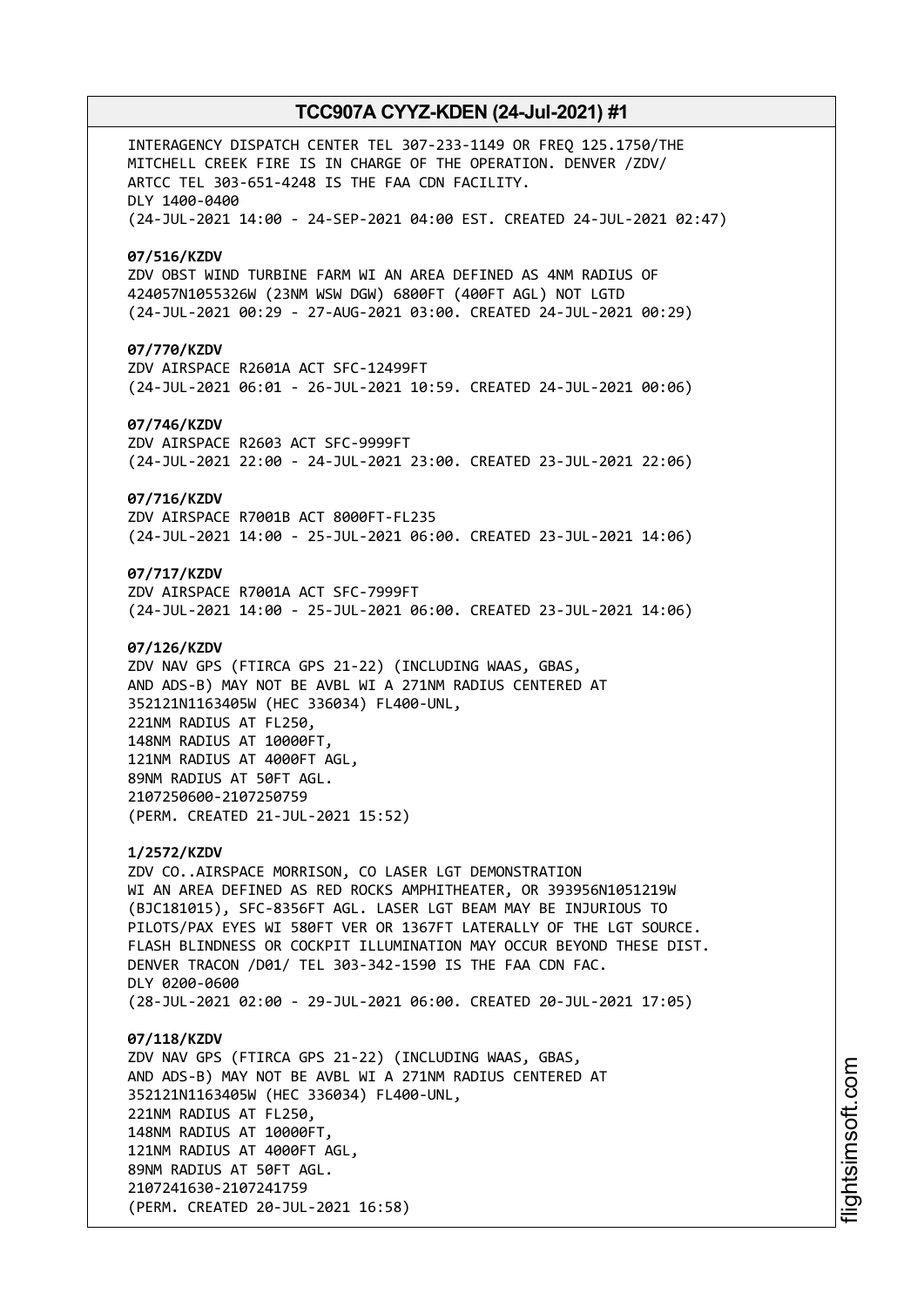INTERAGENCY DISPATCH CENTER TEL 307-233-1149 OR FREQ 125.1750/THE MITCHELL CREEK FIRE IS IN CHARGE OF THE OPERATION. DENVER /ZDV/ ARTCC TEL 303-651-4248 IS THE FAA CDN FACILITY.
DLY 1400-0400
(24-JUL-2021 14:00 - 24-SEP-2021 04:00 EST. CREATED 24-JUL-2021 02:47)

**07/516/KZDV**
ZDV OBST WIND TURBINE FARM WI AN AREA DEFINED AS 4NM RADIUS OF 424057N1055326W (23NM WSW DGW) 6800FT (400FT AGL) NOT LGTD
(24-JUL-2021 00:29 - 27-AUG-2021 03:00. CREATED 24-JUL-2021 00:29)

**07/770/KZDV**
ZDV AIRSPACE R2601A ACT SFC-12499FT
(24-JUL-2021 06:01 - 26-JUL-2021 10:59. CREATED 24-JUL-2021 00:06)

**07/746/KZDV**
ZDV AIRSPACE R2603 ACT SFC-9999FT
(24-JUL-2021 22:00 - 24-JUL-2021 23:00. CREATED 23-JUL-2021 22:06)

**07/716/KZDV**
ZDV AIRSPACE R7001B ACT 8000FT-FL235
(24-JUL-2021 14:00 - 25-JUL-2021 06:00. CREATED 23-JUL-2021 14:06)

**07/717/KZDV**
ZDV AIRSPACE R7001A ACT SFC-7999FT
(24-JUL-2021 14:00 - 25-JUL-2021 06:00. CREATED 23-JUL-2021 14:06)

**07/126/KZDV**
ZDV NAV GPS (FTIRCA GPS 21-22) (INCLUDING WAAS, GBAS, AND ADS-B) MAY NOT BE AVBL WI A 271NM RADIUS CENTERED AT 352121N1163405W (HEC 336034) FL400-UNL,
221NM RADIUS AT FL250,
148NM RADIUS AT 10000FT,
121NM RADIUS AT 4000FT AGL,
89NM RADIUS AT 50FT AGL.
2107250600-2107250759
(PERM. CREATED 21-JUL-2021 15:52)

**1/2572/KZDV**
ZDV CO..AIRSPACE MORRISON, CO LASER LGT DEMONSTRATION WI AN AREA DEFINED AS RED ROCKS AMPHITHEATER, OR 393956N1051219W (BJC181015), SFC-8356FT AGL. LASER LGT BEAM MAY BE INJURIOUS TO PILOTS/PAX EYES WI 580FT VER OR 1367FT LATERALLY OF THE LGT SOURCE. FLASH BLINDNESS OR COCKPIT ILLUMINATION MAY OCCUR BEYOND THESE DIST. DENVER TRACON /D01/ TEL 303-342-1590 IS THE FAA CDN FAC.
DLY 0200-0600
(28-JUL-2021 02:00 - 29-JUL-2021 06:00. CREATED 20-JUL-2021 17:05)

**07/118/KZDV**
ZDV NAV GPS (FTIRCA GPS 21-22) (INCLUDING WAAS, GBAS, AND ADS-B) MAY NOT BE AVBL WI A 271NM RADIUS CENTERED AT 352121N1163405W (HEC 336034) FL400-UNL,
221NM RADIUS AT FL250,
148NM RADIUS AT 10000FT,
121NM RADIUS AT 4000FT AGL,
89NM RADIUS AT 50FT AGL.
2107241630-2107241759
(PERM. CREATED 20-JUL-2021 16:58)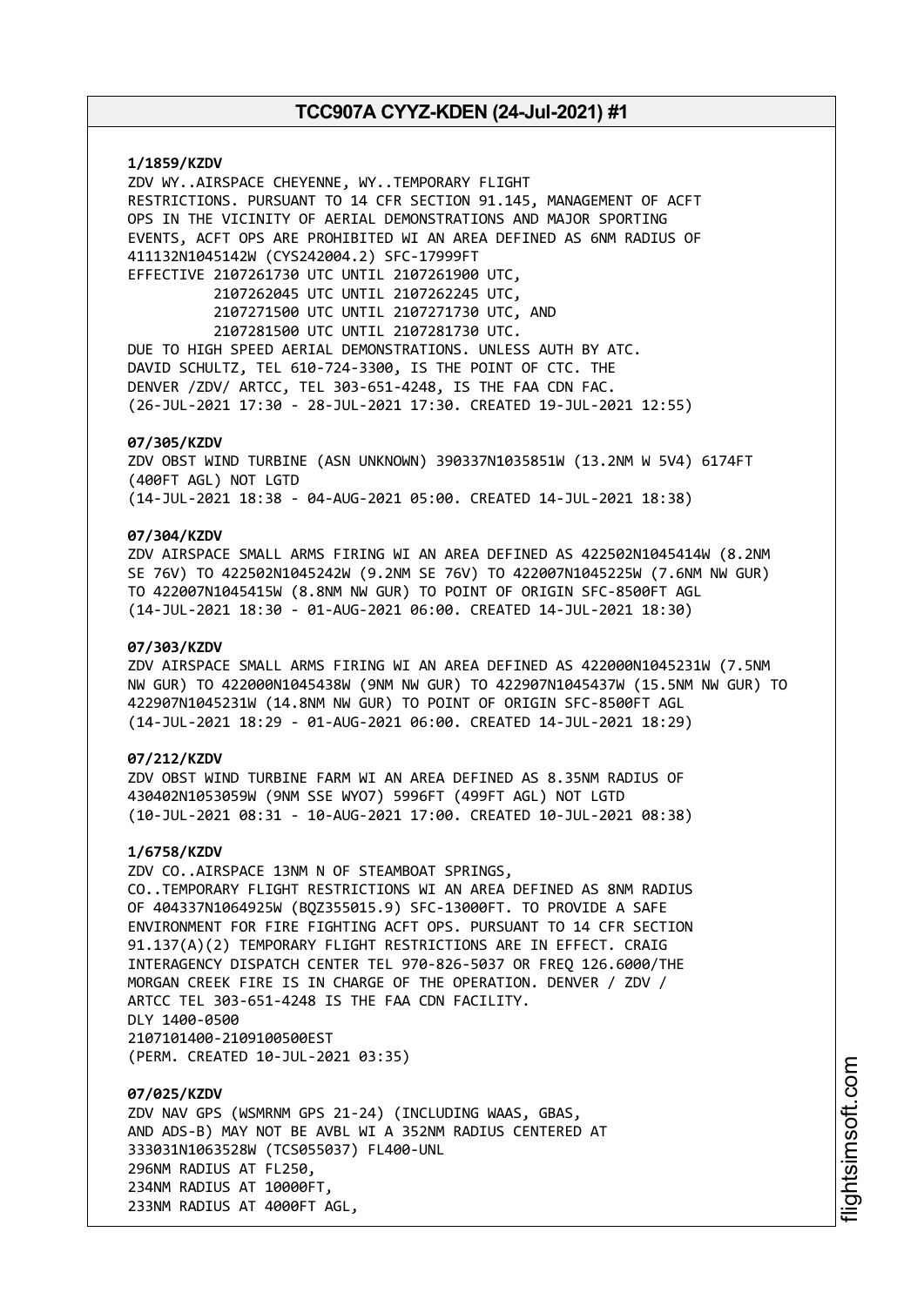**1/1859/KZDV**
ZDV WY..AIRSPACE CHEYENNE, WY..TEMPORARY FLIGHT
RESTRICTIONS. PURSUANT TO 14 CFR SECTION 91.145, MANAGEMENT OF ACFT
OPS IN THE VICINITY OF AERIAL DEMONSTRATIONS AND MAJOR SPORTING
EVENTS, ACFT OPS ARE PROHIBITED WI AN AREA DEFINED AS 6NM RADIUS OF
411132N1045142W (CYS242004.2) SFC-17999FT
EFFECTIVE 2107261730 UTC UNTIL 2107261900 UTC,
2107262045 UTC UNTIL 2107262245 UTC,
2107271500 UTC UNTIL 2107271730 UTC, AND
2107281500 UTC UNTIL 2107281730 UTC.
DUE TO HIGH SPEED AERIAL DEMONSTRATIONS. UNLESS AUTH BY ATC.
DAVID SCHULTZ, TEL 610-724-3300, IS THE POINT OF CTC. THE
DENVER /ZDV/ ARTCC, TEL 303-651-4248, IS THE FAA CDN FAC.
(26-JUL-2021 17:30 - 28-JUL-2021 17:30. CREATED 19-JUL-2021 12:55)

**07/305/KZDV**
ZDV OBST WIND TURBINE (ASN UNKNOWN) 390337N1035851W (13.2NM W 5V4) 6174FT
(400FT AGL) NOT LGTD
(14-JUL-2021 18:38 - 04-AUG-2021 05:00. CREATED 14-JUL-2021 18:38)

**07/304/KZDV**
ZDV AIRSPACE SMALL ARMS FIRING WI AN AREA DEFINED AS 422502N1045414W (8.2NM
SE 76V) TO 422502N1045242W (9.2NM SE 76V) TO 422007N1045225W (7.6NM NW GUR)
TO 422007N1045415W (8.8NM NW GUR) TO POINT OF ORIGIN SFC-8500FT AGL
(14-JUL-2021 18:30 - 01-AUG-2021 06:00. CREATED 14-JUL-2021 18:30)

**07/303/KZDV**
ZDV AIRSPACE SMALL ARMS FIRING WI AN AREA DEFINED AS 422000N1045231W (7.5NM
NW GUR) TO 422000N1045438W (9NM NW GUR) TO 422907N1045437W (15.5NM NW GUR) TO
422907N1045231W (14.8NM NW GUR) TO POINT OF ORIGIN SFC-8500FT AGL
(14-JUL-2021 18:29 - 01-AUG-2021 06:00. CREATED 14-JUL-2021 18:29)

**07/212/KZDV**
ZDV OBST WIND TURBINE FARM WI AN AREA DEFINED AS 8.35NM RADIUS OF
430402N1053059W (9NM SSE WYO7) 5996FT (499FT AGL) NOT LGTD
(10-JUL-2021 08:31 - 10-AUG-2021 17:00. CREATED 10-JUL-2021 08:38)

**1/6758/KZDV**
ZDV CO..AIRSPACE 13NM N OF STEAMBOAT SPRINGS,
CO..TEMPORARY FLIGHT RESTRICTIONS WI AN AREA DEFINED AS 8NM RADIUS
OF 404337N1064925W (BQZ355015.9) SFC-13000FT. TO PROVIDE A SAFE
ENVIRONMENT FOR FIRE FIGHTING ACFT OPS. PURSUANT TO 14 CFR SECTION
91.137(A)(2) TEMPORARY FLIGHT RESTRICTIONS ARE IN EFFECT. CRAIG
INTERAGENCY DISPATCH CENTER TEL 970-826-5037 OR FREQ 126.6000/THE
MORGAN CREEK FIRE IS IN CHARGE OF THE OPERATION. DENVER / ZDV /
ARTCC TEL 303-651-4248 IS THE FAA CDN FACILITY.
DLY 1400-0500
2107101400-2109100500EST
(PERM. CREATED 10-JUL-2021 03:35)

**07/025/KZDV**
ZDV NAV GPS (WSMRNM GPS 21-24) (INCLUDING WAAS, GBAS,
AND ADS-B) MAY NOT BE AVBL WI A 352NM RADIUS CENTERED AT
333031N1063528W (TCS055037) FL400-UNL
296NM RADIUS AT FL250,
234NM RADIUS AT 10000FT,
233NM RADIUS AT 4000FT AGL,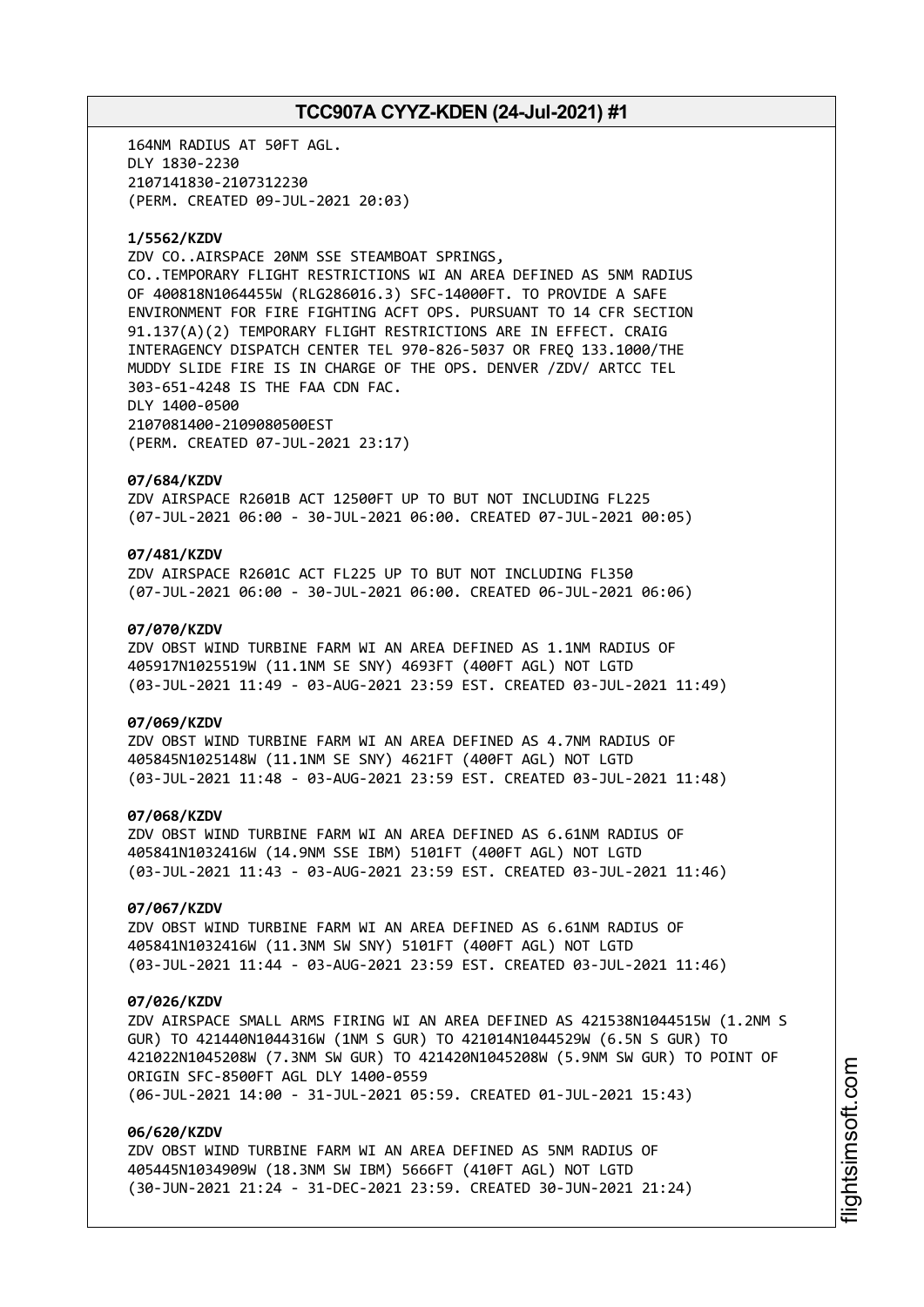164NM RADIUS AT 50FT AGL.
DLY 1830-2230
2107141830-2107312230
(PERM. CREATED 09-JUL-2021 20:03)

**1/5562/KZDV**
ZDV CO..AIRSPACE 20NM SSE STEAMBOAT SPRINGS,
CO..TEMPORARY FLIGHT RESTRICTIONS WI AN AREA DEFINED AS 5NM RADIUS
OF 400818N1064455W (RLG286016.3) SFC-14000FT. TO PROVIDE A SAFE
ENVIRONMENT FOR FIRE FIGHTING ACFT OPS. PURSUANT TO 14 CFR SECTION
91.137(A)(2) TEMPORARY FLIGHT RESTRICTIONS ARE IN EFFECT. CRAIG
INTERAGENCY DISPATCH CENTER TEL 970-826-5037 OR FREQ 133.1000/THE
MUDDY SLIDE FIRE IS IN CHARGE OF THE OPS. DENVER /ZDV/ ARTCC TEL
303-651-4248 IS THE FAA CDN FAC.
DLY 1400-0500
2107081400-2109080500EST
(PERM. CREATED 07-JUL-2021 23:17)

**07/684/KZDV**
ZDV AIRSPACE R2601B ACT 12500FT UP TO BUT NOT INCLUDING FL225
(07-JUL-2021 06:00 - 30-JUL-2021 06:00. CREATED 07-JUL-2021 00:05)

**07/481/KZDV**
ZDV AIRSPACE R2601C ACT FL225 UP TO BUT NOT INCLUDING FL350
(07-JUL-2021 06:00 - 30-JUL-2021 06:00. CREATED 06-JUL-2021 06:06)

**07/070/KZDV**
ZDV OBST WIND TURBINE FARM WI AN AREA DEFINED AS 1.1NM RADIUS OF
405917N1025519W (11.1NM SE SNY) 4693FT (400FT AGL) NOT LGTD
(03-JUL-2021 11:49 - 03-AUG-2021 23:59 EST. CREATED 03-JUL-2021 11:49)

**07/069/KZDV**
ZDV OBST WIND TURBINE FARM WI AN AREA DEFINED AS 4.7NM RADIUS OF
405845N1025148W (11.1NM SE SNY) 4621FT (400FT AGL) NOT LGTD
(03-JUL-2021 11:48 - 03-AUG-2021 23:59 EST. CREATED 03-JUL-2021 11:48)

**07/068/KZDV**
ZDV OBST WIND TURBINE FARM WI AN AREA DEFINED AS 6.61NM RADIUS OF
405841N1032416W (14.9NM SSE IBM) 5101FT (400FT AGL) NOT LGTD
(03-JUL-2021 11:43 - 03-AUG-2021 23:59 EST. CREATED 03-JUL-2021 11:46)

**07/067/KZDV**
ZDV OBST WIND TURBINE FARM WI AN AREA DEFINED AS 6.61NM RADIUS OF
405841N1032416W (11.3NM SW SNY) 5101FT (400FT AGL) NOT LGTD
(03-JUL-2021 11:44 - 03-AUG-2021 23:59 EST. CREATED 03-JUL-2021 11:46)

**07/026/KZDV**
ZDV AIRSPACE SMALL ARMS FIRING WI AN AREA DEFINED AS 421538N1044515W (1.2NM S
GUR) TO 421440N1044316W (1NM S GUR) TO 421014N1044529W (6.5N S GUR) TO
421022N1045208W (7.3NM SW GUR) TO 421420N1045208W (5.9NM SW GUR) TO POINT OF
ORIGIN SFC-8500FT AGL DLY 1400-0559
(06-JUL-2021 14:00 - 31-JUL-2021 05:59. CREATED 01-JUL-2021 15:43)

**06/620/KZDV**
ZDV OBST WIND TURBINE FARM WI AN AREA DEFINED AS 5NM RADIUS OF
405445N1034909W (18.3NM SW IBM) 5666FT (410FT AGL) NOT LGTD
(30-JUN-2021 21:24 - 31-DEC-2021 23:59. CREATED 30-JUN-2021 21:24)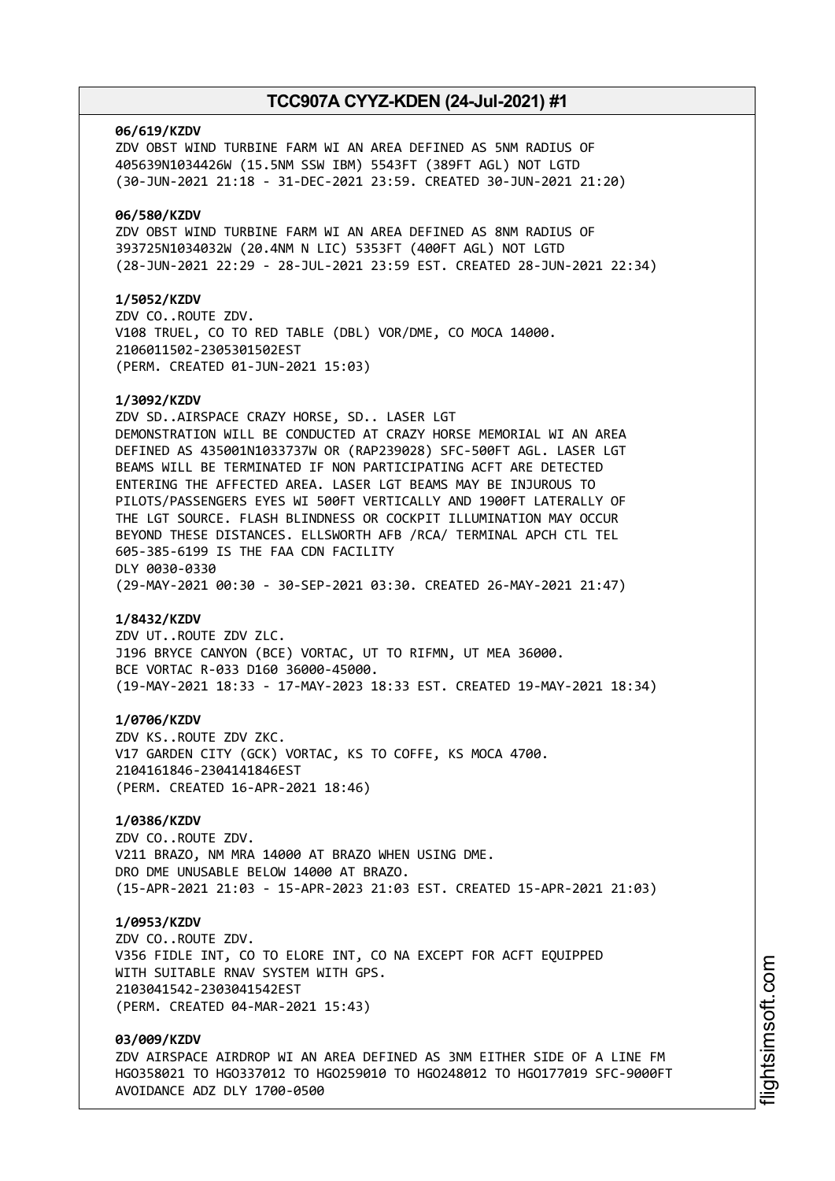**06/619/KZDV**
ZDV OBST WIND TURBINE FARM WI AN AREA DEFINED AS 5NM RADIUS OF
405639N1034426W (15.5NM SSW IBM) 5543FT (389FT AGL) NOT LGTD
(30-JUN-2021 21:18 - 31-DEC-2021 23:59. CREATED 30-JUN-2021 21:20)

**06/580/KZDV**
ZDV OBST WIND TURBINE FARM WI AN AREA DEFINED AS 8NM RADIUS OF
393725N1034032W (20.4NM N LIC) 5353FT (400FT AGL) NOT LGTD
(28-JUN-2021 22:29 - 28-JUL-2021 23:59 EST. CREATED 28-JUN-2021 22:34)

**1/5052/KZDV**
ZDV CO..ROUTE ZDV.
V108 TRUEL, CO TO RED TABLE (DBL) VOR/DME, CO MOCA 14000.
2106011502-2305301502EST
(PERM. CREATED 01-JUN-2021 15:03)

**1/3092/KZDV**
ZDV SD..AIRSPACE CRAZY HORSE, SD.. LASER LGT
DEMONSTRATION WILL BE CONDUCTED AT CRAZY HORSE MEMORIAL WI AN AREA
DEFINED AS 435001N1033737W OR (RAP239028) SFC-500FT AGL. LASER LGT
BEAMS WILL BE TERMINATED IF NON PARTICIPATING ACFT ARE DETECTED
ENTERING THE AFFECTED AREA. LASER LGT BEAMS MAY BE INJUROUS TO
PILOTS/PASSENGERS EYES WI 500FT VERTICALLY AND 1900FT LATERALLY OF
THE LGT SOURCE. FLASH BLINDNESS OR COCKPIT ILLUMINATION MAY OCCUR
BEYOND THESE DISTANCES. ELLSWORTH AFB /RCA/ TERMINAL APCH CTL TEL
605-385-6199 IS THE FAA CDN FACILITY
DLY 0030-0330
(29-MAY-2021 00:30 - 30-SEP-2021 03:30. CREATED 26-MAY-2021 21:47)

**1/8432/KZDV**
ZDV UT..ROUTE ZDV ZLC.
J196 BRYCE CANYON (BCE) VORTAC, UT TO RIFMN, UT MEA 36000.
BCE VORTAC R-033 D160 36000-45000.
(19-MAY-2021 18:33 - 17-MAY-2023 18:33 EST. CREATED 19-MAY-2021 18:34)

**1/0706/KZDV**
ZDV KS..ROUTE ZDV ZKC.
V17 GARDEN CITY (GCK) VORTAC, KS TO COFFE, KS MOCA 4700.
2104161846-2304141846EST
(PERM. CREATED 16-APR-2021 18:46)

**1/0386/KZDV**
ZDV CO..ROUTE ZDV.
V211 BRAZO, NM MRA 14000 AT BRAZO WHEN USING DME.
DRO DME UNUSABLE BELOW 14000 AT BRAZO.
(15-APR-2021 21:03 - 15-APR-2023 21:03 EST. CREATED 15-APR-2021 21:03)

**1/0953/KZDV**
ZDV CO..ROUTE ZDV.
V356 FIDLE INT, CO TO ELORE INT, CO NA EXCEPT FOR ACFT EQUIPPED
WITH SUITABLE RNAV SYSTEM WITH GPS.
2103041542-2303041542EST
(PERM. CREATED 04-MAR-2021 15:43)

**03/009/KZDV**
ZDV AIRSPACE AIRDROP WI AN AREA DEFINED AS 3NM EITHER SIDE OF A LINE FM
HGO358021 TO HGO337012 TO HGO259010 TO HGO248012 TO HGO177019 SFC-9000FT
AVOIDANCE ADZ DLY 1700-0500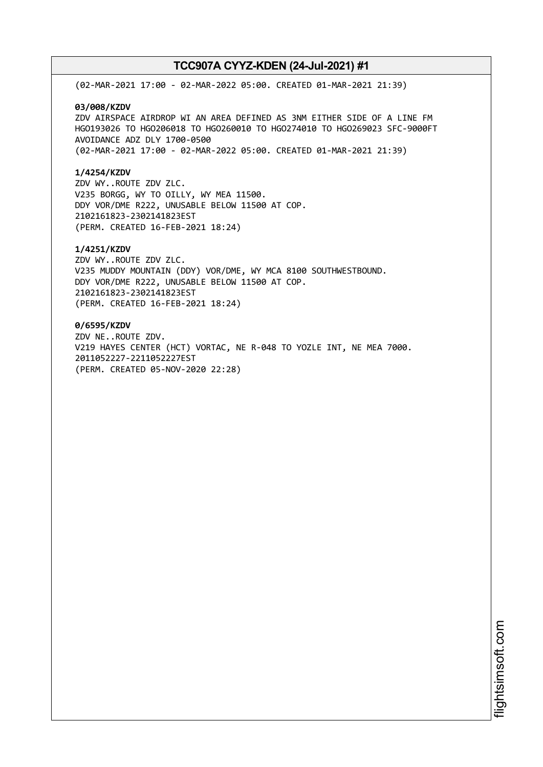(02-MAR-2021 17:00 - 02-MAR-2022 05:00. CREATED 01-MAR-2021 21:39)

**03/008/KZDV**
ZDV AIRSPACE AIRDROP WI AN AREA DEFINED AS 3NM EITHER SIDE OF A LINE FM HGO193026 TO HGO206018 TO HGO260010 TO HGO274010 TO HGO269023 SFC-9000FT AVOIDANCE ADZ DLY 1700-0500
(02-MAR-2021 17:00 - 02-MAR-2022 05:00. CREATED 01-MAR-2021 21:39)

**1/4254/KZDV**
ZDV WY..ROUTE ZDV ZLC.
V235 BORGG, WY TO OILLY, WY MEA 11500.
DDY VOR/DME R222, UNUSABLE BELOW 11500 AT COP.
2102161823-2302141823EST
(PERM. CREATED 16-FEB-2021 18:24)

**1/4251/KZDV**
ZDV WY..ROUTE ZDV ZLC.
V235 MUDDY MOUNTAIN (DDY) VOR/DME, WY MCA 8100 SOUTHWESTBOUND.
DDY VOR/DME R222, UNUSABLE BELOW 11500 AT COP.
2102161823-2302141823EST
(PERM. CREATED 16-FEB-2021 18:24)

**0/6595/KZDV**
ZDV NE..ROUTE ZDV.
V219 HAYES CENTER (HCT) VORTAC, NE R-048 TO YOZLE INT, NE MEA 7000.
2011052227-2211052227EST
(PERM. CREATED 05-NOV-2020 22:28)